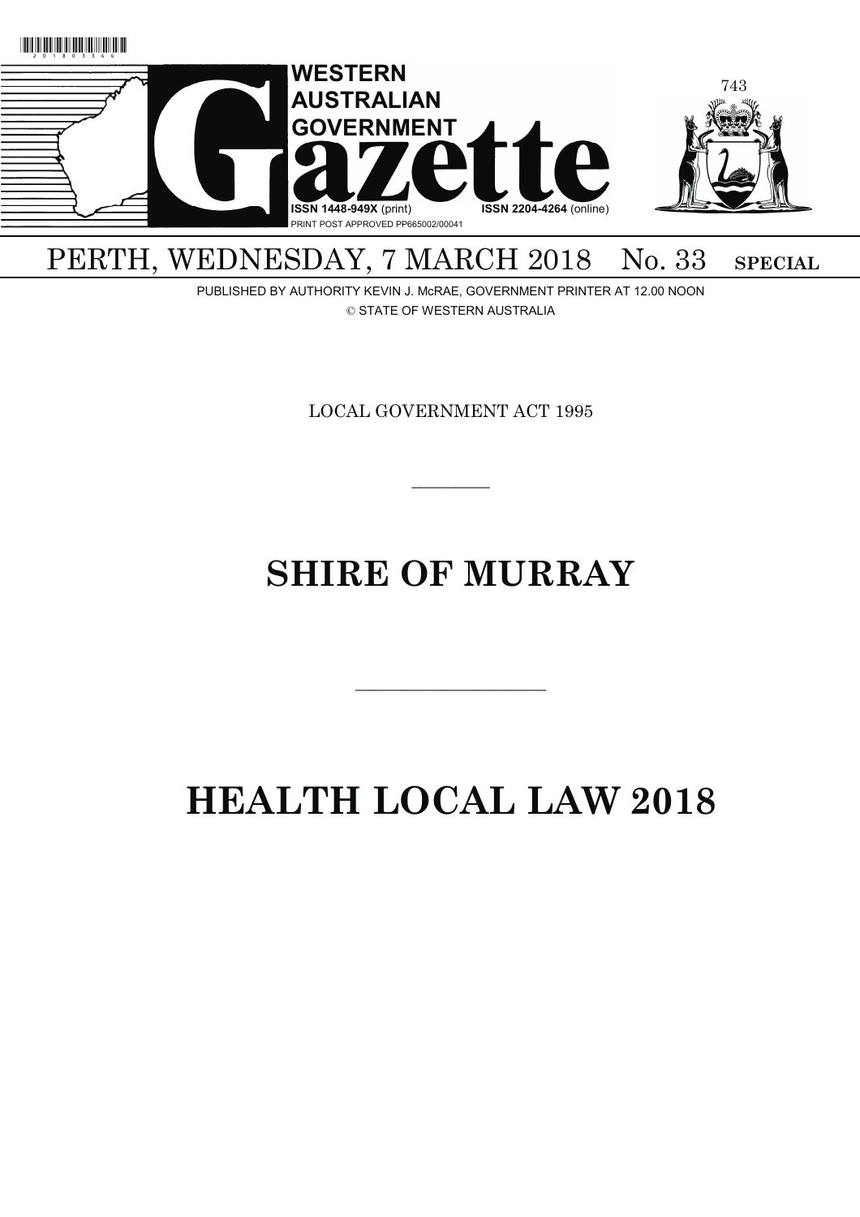# WESTERN AUSTRALIAN GOVERNMENT Gazette

ISSN 1448-949X (print) ISSN 2204-4264 (online)

PRINT POST APPROVED PP665002/00041

PERTH, WEDNESDAY, 7 MARCH 2018 No. 33 **SPECIAL**

PUBLISHED BY AUTHORITY KEVIN J. McRAE, GOVERNMENT PRINTER AT 12.00 NOON

© STATE OF WESTERN AUSTRALIA

LOCAL GOVERNMENT ACT 1995

---

# SHIRE OF MURRAY

---

# HEALTH LOCAL LAW 2018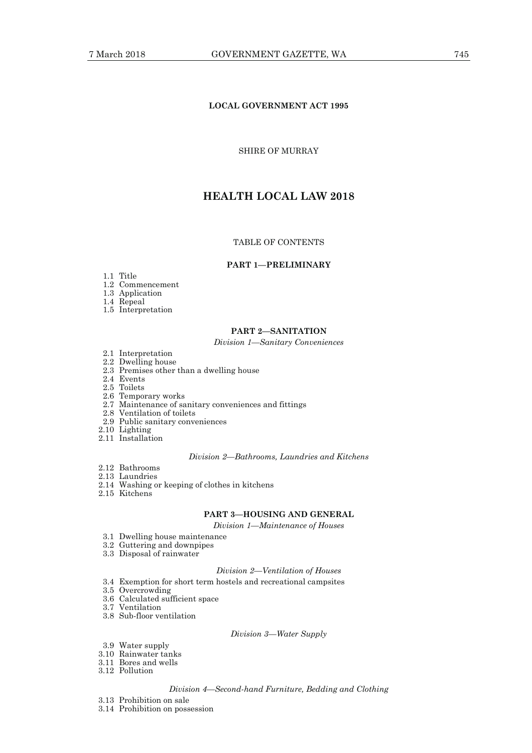**LOCAL GOVERNMENT ACT 1995**

SHIRE OF MURRAY

# HEALTH LOCAL LAW 2018

TABLE OF CONTENTS

**PART 1—PRELIMINARY**

1.1 Title
1.2 Commencement
1.3 Application
1.4 Repeal
1.5 Interpretation

**PART 2—SANITATION**

*Division 1—Sanitary Conveniences*

2.1 Interpretation
2.2 Dwelling house
2.3 Premises other than a dwelling house
2.4 Events
2.5 Toilets
2.6 Temporary works
2.7 Maintenance of sanitary conveniences and fittings
2.8 Ventilation of toilets
2.9 Public sanitary conveniences
2.10 Lighting
2.11 Installation

*Division 2—Bathrooms, Laundries and Kitchens*

2.12 Bathrooms
2.13 Laundries
2.14 Washing or keeping of clothes in kitchens
2.15 Kitchens

**PART 3—HOUSING AND GENERAL**

*Division 1—Maintenance of Houses*

3.1 Dwelling house maintenance
3.2 Guttering and downpipes
3.3 Disposal of rainwater

*Division 2—Ventilation of Houses*

3.4 Exemption for short term hostels and recreational campsites
3.5 Overcrowding
3.6 Calculated sufficient space
3.7 Ventilation
3.8 Sub-floor ventilation

*Division 3—Water Supply*

3.9 Water supply
3.10 Rainwater tanks
3.11 Bores and wells
3.12 Pollution

*Division 4—Second-hand Furniture, Bedding and Clothing*

3.13 Prohibition on sale
3.14 Prohibition on possession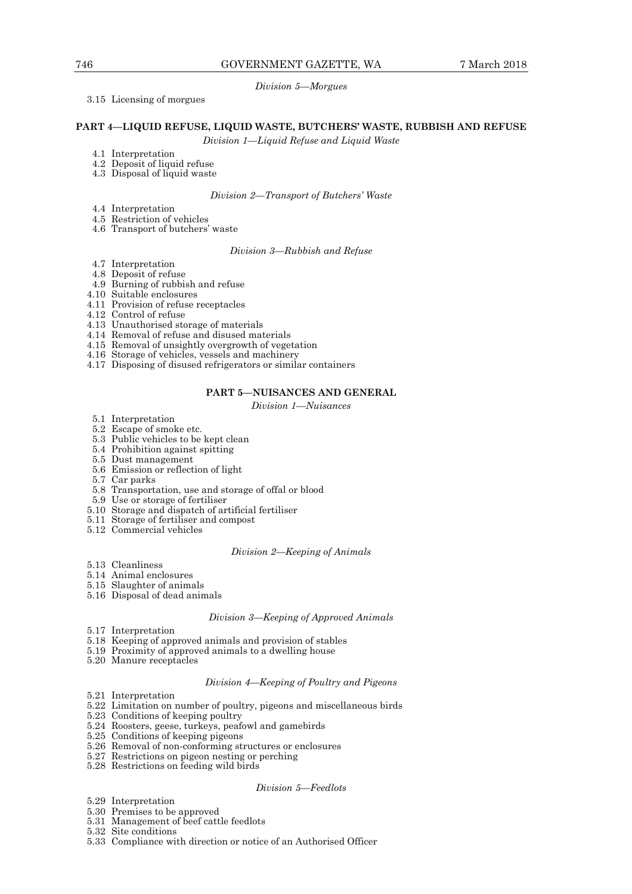*Division 5—Morgues*

3.15 Licensing of morgues

## PART 4—LIQUID REFUSE, LIQUID WASTE, BUTCHERS' WASTE, RUBBISH AND REFUSE

*Division 1—Liquid Refuse and Liquid Waste*

4.1 Interpretation
4.2 Deposit of liquid refuse
4.3 Disposal of liquid waste

*Division 2—Transport of Butchers' Waste*

4.4 Interpretation
4.5 Restriction of vehicles
4.6 Transport of butchers' waste

*Division 3—Rubbish and Refuse*

4.7 Interpretation
4.8 Deposit of refuse
4.9 Burning of rubbish and refuse
4.10 Suitable enclosures
4.11 Provision of refuse receptacles
4.12 Control of refuse
4.13 Unauthorised storage of materials
4.14 Removal of refuse and disused materials
4.15 Removal of unsightly overgrowth of vegetation
4.16 Storage of vehicles, vessels and machinery
4.17 Disposing of disused refrigerators or similar containers

## PART 5—NUISANCES AND GENERAL

*Division 1—Nuisances*

5.1 Interpretation
5.2 Escape of smoke etc.
5.3 Public vehicles to be kept clean
5.4 Prohibition against spitting
5.5 Dust management
5.6 Emission or reflection of light
5.7 Car parks
5.8 Transportation, use and storage of offal or blood
5.9 Use or storage of fertiliser
5.10 Storage and dispatch of artificial fertiliser
5.11 Storage of fertiliser and compost
5.12 Commercial vehicles

*Division 2—Keeping of Animals*

5.13 Cleanliness
5.14 Animal enclosures
5.15 Slaughter of animals
5.16 Disposal of dead animals

*Division 3—Keeping of Approved Animals*

5.17 Interpretation
5.18 Keeping of approved animals and provision of stables
5.19 Proximity of approved animals to a dwelling house
5.20 Manure receptacles

*Division 4—Keeping of Poultry and Pigeons*

5.21 Interpretation
5.22 Limitation on number of poultry, pigeons and miscellaneous birds
5.23 Conditions of keeping poultry
5.24 Roosters, geese, turkeys, peafowl and gamebirds
5.25 Conditions of keeping pigeons
5.26 Removal of non-conforming structures or enclosures
5.27 Restrictions on pigeon nesting or perching
5.28 Restrictions on feeding wild birds

*Division 5—Feedlots*

5.29 Interpretation
5.30 Premises to be approved
5.31 Management of beef cattle feedlots
5.32 Site conditions
5.33 Compliance with direction or notice of an Authorised Officer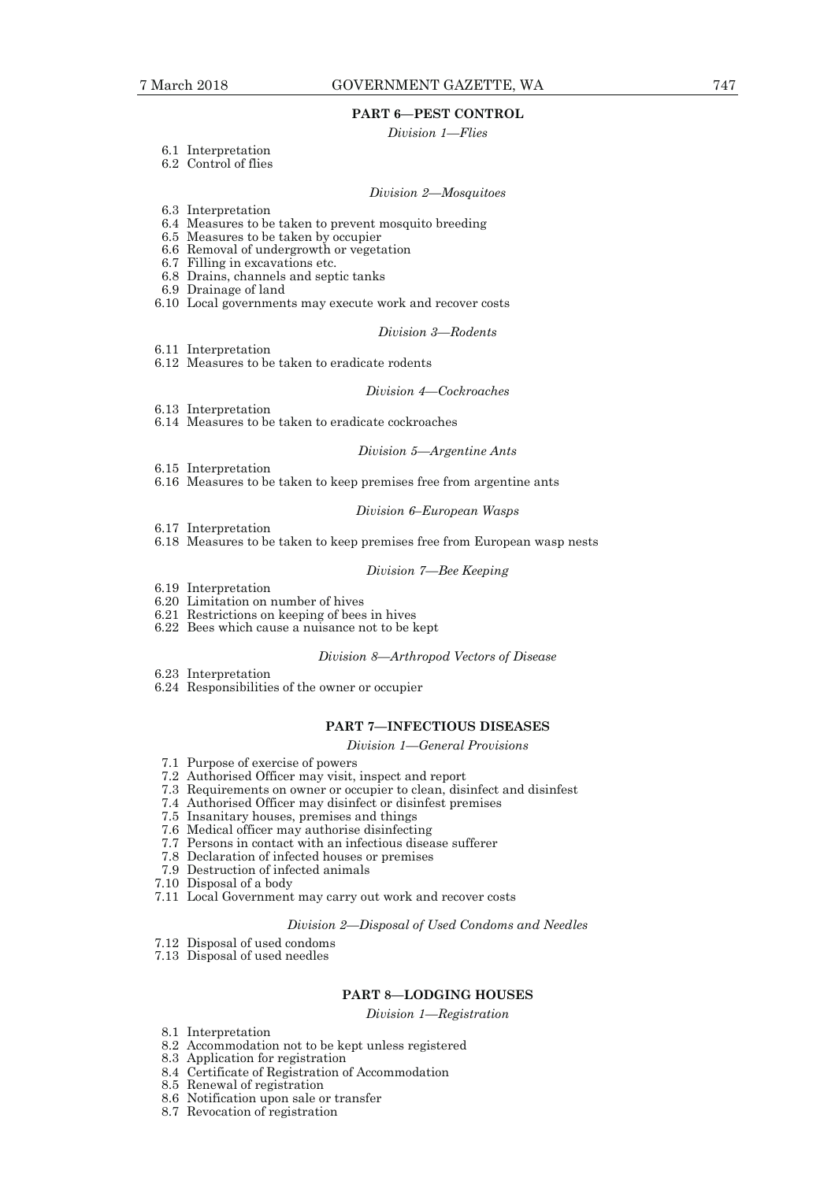**PART 6—PEST CONTROL**

*Division 1—Flies*

6.1 Interpretation
6.2 Control of flies

*Division 2—Mosquitoes*

6.3 Interpretation
6.4 Measures to be taken to prevent mosquito breeding
6.5 Measures to be taken by occupier
6.6 Removal of undergrowth or vegetation
6.7 Filling in excavations etc.
6.8 Drains, channels and septic tanks
6.9 Drainage of land
6.10 Local governments may execute work and recover costs

*Division 3—Rodents*

6.11 Interpretation
6.12 Measures to be taken to eradicate rodents

*Division 4—Cockroaches*

6.13 Interpretation
6.14 Measures to be taken to eradicate cockroaches

*Division 5—Argentine Ants*

6.15 Interpretation
6.16 Measures to be taken to keep premises free from argentine ants

*Division 6–European Wasps*

6.17 Interpretation
6.18 Measures to be taken to keep premises free from European wasp nests

*Division 7—Bee Keeping*

6.19 Interpretation
6.20 Limitation on number of hives
6.21 Restrictions on keeping of bees in hives
6.22 Bees which cause a nuisance not to be kept

*Division 8—Arthropod Vectors of Disease*

6.23 Interpretation
6.24 Responsibilities of the owner or occupier

**PART 7—INFECTIOUS DISEASES**

*Division 1—General Provisions*

7.1 Purpose of exercise of powers
7.2 Authorised Officer may visit, inspect and report
7.3 Requirements on owner or occupier to clean, disinfect and disinfest
7.4 Authorised Officer may disinfect or disinfest premises
7.5 Insanitary houses, premises and things
7.6 Medical officer may authorise disinfecting
7.7 Persons in contact with an infectious disease sufferer
7.8 Declaration of infected houses or premises
7.9 Destruction of infected animals
7.10 Disposal of a body
7.11 Local Government may carry out work and recover costs

*Division 2—Disposal of Used Condoms and Needles*

7.12 Disposal of used condoms
7.13 Disposal of used needles

**PART 8—LODGING HOUSES**

*Division 1—Registration*

8.1 Interpretation
8.2 Accommodation not to be kept unless registered
8.3 Application for registration
8.4 Certificate of Registration of Accommodation
8.5 Renewal of registration
8.6 Notification upon sale or transfer
8.7 Revocation of registration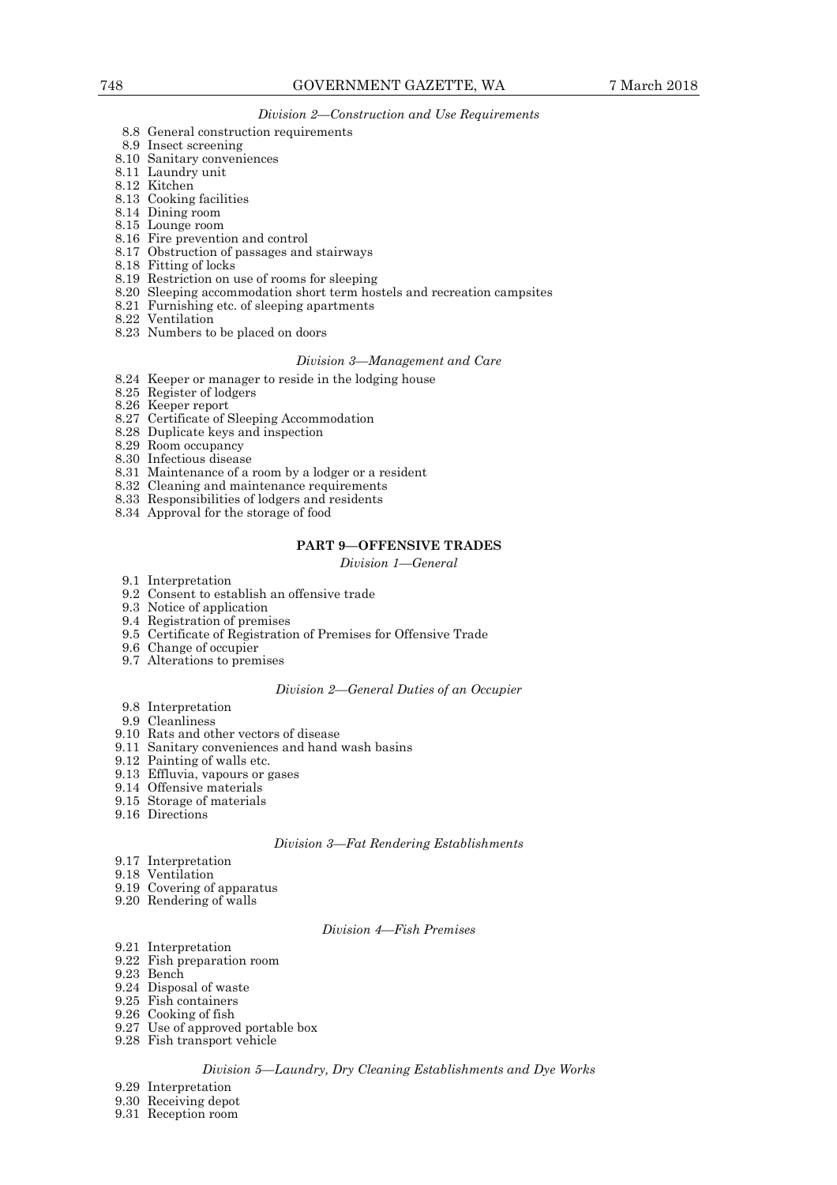*Division 2—Construction and Use Requirements*

8.8 General construction requirements
8.9 Insect screening
8.10 Sanitary conveniences
8.11 Laundry unit
8.12 Kitchen
8.13 Cooking facilities
8.14 Dining room
8.15 Lounge room
8.16 Fire prevention and control
8.17 Obstruction of passages and stairways
8.18 Fitting of locks
8.19 Restriction on use of rooms for sleeping
8.20 Sleeping accommodation short term hostels and recreation campsites
8.21 Furnishing etc. of sleeping apartments
8.22 Ventilation
8.23 Numbers to be placed on doors

*Division 3—Management and Care*

8.24 Keeper or manager to reside in the lodging house
8.25 Register of lodgers
8.26 Keeper report
8.27 Certificate of Sleeping Accommodation
8.28 Duplicate keys and inspection
8.29 Room occupancy
8.30 Infectious disease
8.31 Maintenance of a room by a lodger or a resident
8.32 Cleaning and maintenance requirements
8.33 Responsibilities of lodgers and residents
8.34 Approval for the storage of food

## PART 9—OFFENSIVE TRADES

*Division 1—General*

9.1 Interpretation
9.2 Consent to establish an offensive trade
9.3 Notice of application
9.4 Registration of premises
9.5 Certificate of Registration of Premises for Offensive Trade
9.6 Change of occupier
9.7 Alterations to premises

*Division 2—General Duties of an Occupier*

9.8 Interpretation
9.9 Cleanliness
9.10 Rats and other vectors of disease
9.11 Sanitary conveniences and hand wash basins
9.12 Painting of walls etc.
9.13 Effluvia, vapours or gases
9.14 Offensive materials
9.15 Storage of materials
9.16 Directions

*Division 3—Fat Rendering Establishments*

9.17 Interpretation
9.18 Ventilation
9.19 Covering of apparatus
9.20 Rendering of walls

*Division 4—Fish Premises*

9.21 Interpretation
9.22 Fish preparation room
9.23 Bench
9.24 Disposal of waste
9.25 Fish containers
9.26 Cooking of fish
9.27 Use of approved portable box
9.28 Fish transport vehicle

*Division 5—Laundry, Dry Cleaning Establishments and Dye Works*

9.29 Interpretation
9.30 Receiving depot
9.31 Reception room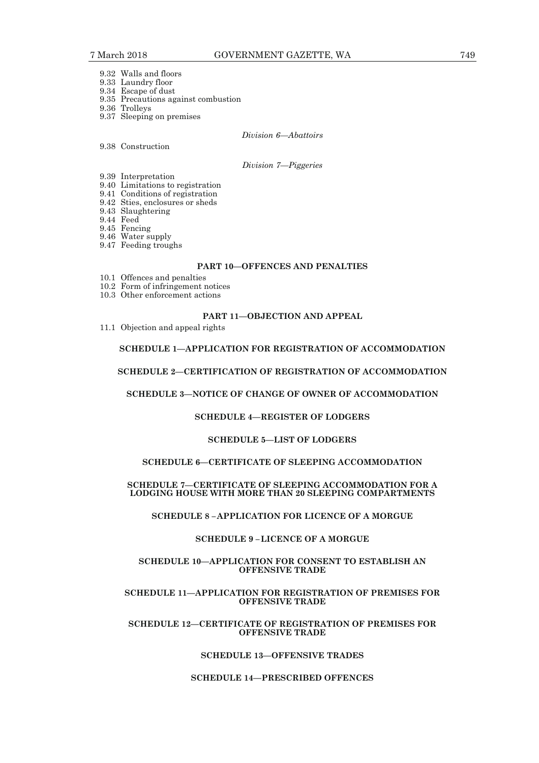9.32 Walls and floors
9.33 Laundry floor
9.34 Escape of dust
9.35 Precautions against combustion
9.36 Trolleys
9.37 Sleeping on premises

*Division 6—Abattoirs*

9.38 Construction

*Division 7—Piggeries*

9.39 Interpretation
9.40 Limitations to registration
9.41 Conditions of registration
9.42 Sties, enclosures or sheds
9.43 Slaughtering
9.44 Feed
9.45 Fencing
9.46 Water supply
9.47 Feeding troughs

**PART 10—OFFENCES AND PENALTIES**

10.1 Offences and penalties
10.2 Form of infringement notices
10.3 Other enforcement actions

**PART 11—OBJECTION AND APPEAL**

11.1 Objection and appeal rights

**SCHEDULE 1—APPLICATION FOR REGISTRATION OF ACCOMMODATION**

**SCHEDULE 2—CERTIFICATION OF REGISTRATION OF ACCOMMODATION**

**SCHEDULE 3—NOTICE OF CHANGE OF OWNER OF ACCOMMODATION**

**SCHEDULE 4—REGISTER OF LODGERS**

**SCHEDULE 5—LIST OF LODGERS**

**SCHEDULE 6—CERTIFICATE OF SLEEPING ACCOMMODATION**

**SCHEDULE 7—CERTIFICATE OF SLEEPING ACCOMMODATION FOR A LODGING HOUSE WITH MORE THAN 20 SLEEPING COMPARTMENTS**

**SCHEDULE 8 –APPLICATION FOR LICENCE OF A MORGUE**

**SCHEDULE 9 –LICENCE OF A MORGUE**

**SCHEDULE 10—APPLICATION FOR CONSENT TO ESTABLISH AN OFFENSIVE TRADE**

**SCHEDULE 11—APPLICATION FOR REGISTRATION OF PREMISES FOR OFFENSIVE TRADE**

**SCHEDULE 12—CERTIFICATE OF REGISTRATION OF PREMISES FOR OFFENSIVE TRADE**

**SCHEDULE 13—OFFENSIVE TRADES**

**SCHEDULE 14—PRESCRIBED OFFENCES**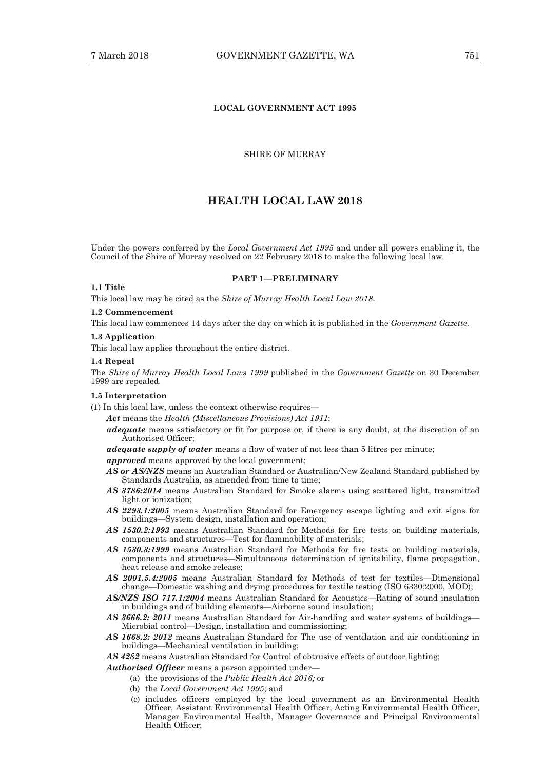**LOCAL GOVERNMENT ACT 1995**

SHIRE OF MURRAY

# HEALTH LOCAL LAW 2018

Under the powers conferred by the *Local Government Act 1995* and under all powers enabling it, the Council of the Shire of Murray resolved on 22 February 2018 to make the following local law.

## PART 1—PRELIMINARY

**1.1 Title**

This local law may be cited as the *Shire of Murray Health Local Law 2018*.

**1.2 Commencement**

This local law commences 14 days after the day on which it is published in the *Government Gazette*.

**1.3 Application**

This local law applies throughout the entire district.

**1.4 Repeal**

The *Shire of Murray Health Local Laws 1999* published in the *Government Gazette* on 30 December 1999 are repealed.

**1.5 Interpretation**

(1) In this local law, unless the context otherwise requires—

***Act*** means the *Health (Miscellaneous Provisions) Act 1911*;

***adequate*** means satisfactory or fit for purpose or, if there is any doubt, at the discretion of an Authorised Officer;

***adequate supply of water*** means a flow of water of not less than 5 litres per minute;

***approved*** means approved by the local government;

***AS or AS/NZS*** means an Australian Standard or Australian/New Zealand Standard published by Standards Australia, as amended from time to time;

***AS 3786:2014*** means Australian Standard for Smoke alarms using scattered light, transmitted light or ionization;

***AS 2293.1:2005*** means Australian Standard for Emergency escape lighting and exit signs for buildings—System design, installation and operation;

***AS 1530.2:1993*** means Australian Standard for Methods for fire tests on building materials, components and structures—Test for flammability of materials;

***AS 1530.3:1999*** means Australian Standard for Methods for fire tests on building materials, components and structures—Simultaneous determination of ignitability, flame propagation, heat release and smoke release;

***AS 2001.5.4:2005*** means Australian Standard for Methods of test for textiles—Dimensional change—Domestic washing and drying procedures for textile testing (ISO 6330:2000, MOD);

***AS/NZS ISO 717.1:2004*** means Australian Standard for Acoustics—Rating of sound insulation in buildings and of building elements—Airborne sound insulation;

***AS 3666.2: 2011*** means Australian Standard for Air-handling and water systems of buildings—Microbial control—Design, installation and commissioning;

***AS 1668.2: 2012*** means Australian Standard for The use of ventilation and air conditioning in buildings—Mechanical ventilation in building;

***AS 4282*** means Australian Standard for Control of obtrusive effects of outdoor lighting;

***Authorised Officer*** means a person appointed under—

(a) the provisions of the *Public Health Act 2016;* or

(b) the *Local Government Act 1995*; and

(c) includes officers employed by the local government as an Environmental Health Officer, Assistant Environmental Health Officer, Acting Environmental Health Officer, Manager Environmental Health, Manager Governance and Principal Environmental Health Officer;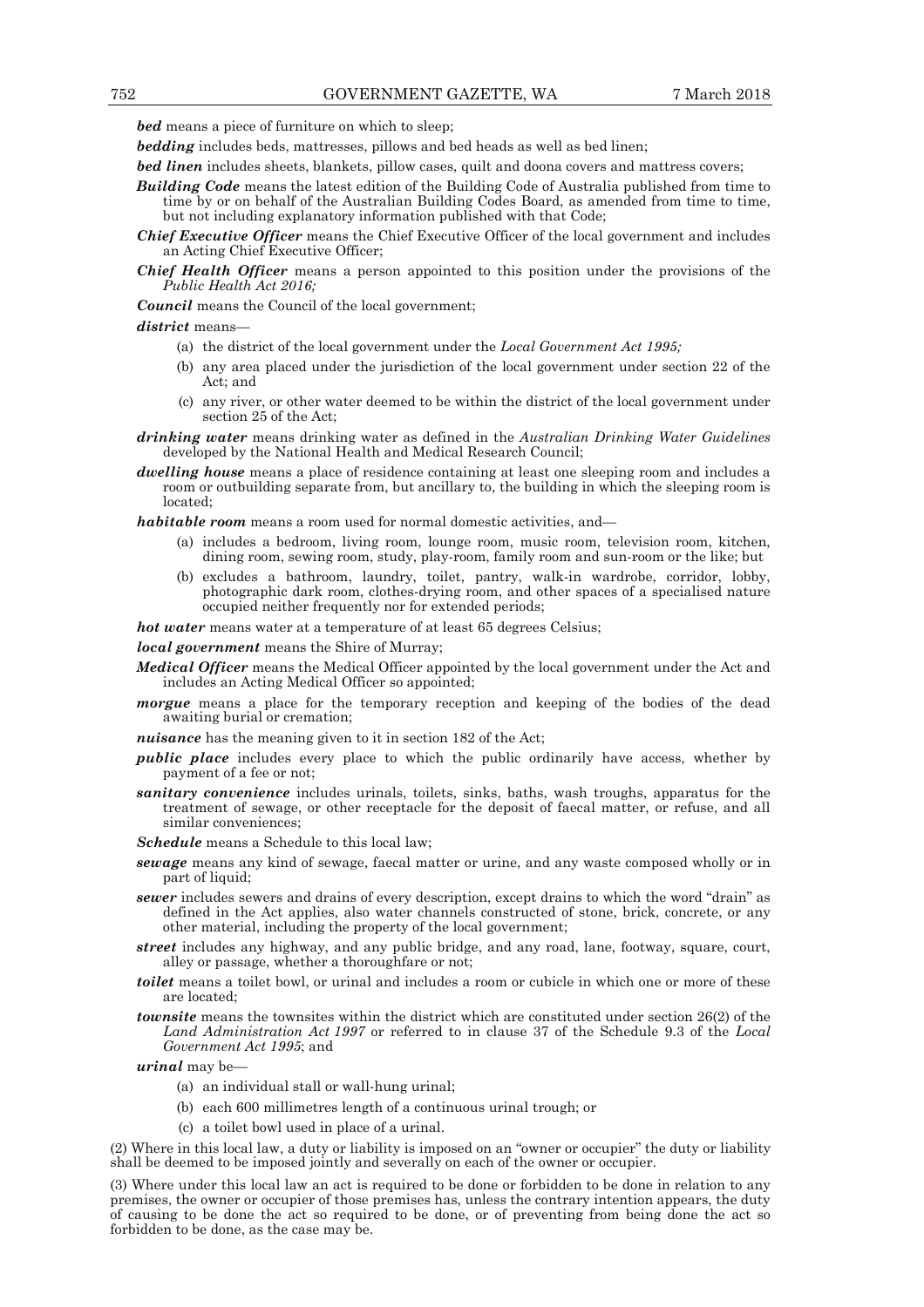***bed*** means a piece of furniture on which to sleep;

***bedding*** includes beds, mattresses, pillows and bed heads as well as bed linen;

***bed linen*** includes sheets, blankets, pillow cases, quilt and doona covers and mattress covers;

***Building Code*** means the latest edition of the Building Code of Australia published from time to time by or on behalf of the Australian Building Codes Board, as amended from time to time, but not including explanatory information published with that Code;

***Chief Executive Officer*** means the Chief Executive Officer of the local government and includes an Acting Chief Executive Officer;

***Chief Health Officer*** means a person appointed to this position under the provisions of the *Public Health Act 2016;*

***Council*** means the Council of the local government;

***district*** means—

(a) the district of the local government under the *Local Government Act 1995;*

(b) any area placed under the jurisdiction of the local government under section 22 of the Act; and

(c) any river, or other water deemed to be within the district of the local government under section 25 of the Act;

***drinking water*** means drinking water as defined in the *Australian Drinking Water Guidelines* developed by the National Health and Medical Research Council;

***dwelling house*** means a place of residence containing at least one sleeping room and includes a room or outbuilding separate from, but ancillary to, the building in which the sleeping room is located;

***habitable room*** means a room used for normal domestic activities, and—

(a) includes a bedroom, living room, lounge room, music room, television room, kitchen, dining room, sewing room, study, play-room, family room and sun-room or the like; but

(b) excludes a bathroom, laundry, toilet, pantry, walk-in wardrobe, corridor, lobby, photographic dark room, clothes-drying room, and other spaces of a specialised nature occupied neither frequently nor for extended periods;

***hot water*** means water at a temperature of at least 65 degrees Celsius;

***local government*** means the Shire of Murray;

***Medical Officer*** means the Medical Officer appointed by the local government under the Act and includes an Acting Medical Officer so appointed;

***morgue*** means a place for the temporary reception and keeping of the bodies of the dead awaiting burial or cremation;

***nuisance*** has the meaning given to it in section 182 of the Act;

***public place*** includes every place to which the public ordinarily have access, whether by payment of a fee or not;

***sanitary convenience*** includes urinals, toilets, sinks, baths, wash troughs, apparatus for the treatment of sewage, or other receptacle for the deposit of faecal matter, or refuse, and all similar conveniences;

***Schedule*** means a Schedule to this local law;

***sewage*** means any kind of sewage, faecal matter or urine, and any waste composed wholly or in part of liquid;

***sewer*** includes sewers and drains of every description, except drains to which the word "drain" as defined in the Act applies, also water channels constructed of stone, brick, concrete, or any other material, including the property of the local government;

***street*** includes any highway, and any public bridge, and any road, lane, footway, square, court, alley or passage, whether a thoroughfare or not;

***toilet*** means a toilet bowl, or urinal and includes a room or cubicle in which one or more of these are located;

***townsite*** means the townsites within the district which are constituted under section 26(2) of the *Land Administration Act 1997* or referred to in clause 37 of the Schedule 9.3 of the *Local Government Act 1995*; and

***urinal*** may be—

(a) an individual stall or wall-hung urinal;

(b) each 600 millimetres length of a continuous urinal trough; or

(c) a toilet bowl used in place of a urinal.

(2) Where in this local law, a duty or liability is imposed on an "owner or occupier" the duty or liability shall be deemed to be imposed jointly and severally on each of the owner or occupier.

(3) Where under this local law an act is required to be done or forbidden to be done in relation to any premises, the owner or occupier of those premises has, unless the contrary intention appears, the duty of causing to be done the act so required to be done, or of preventing from being done the act so forbidden to be done, as the case may be.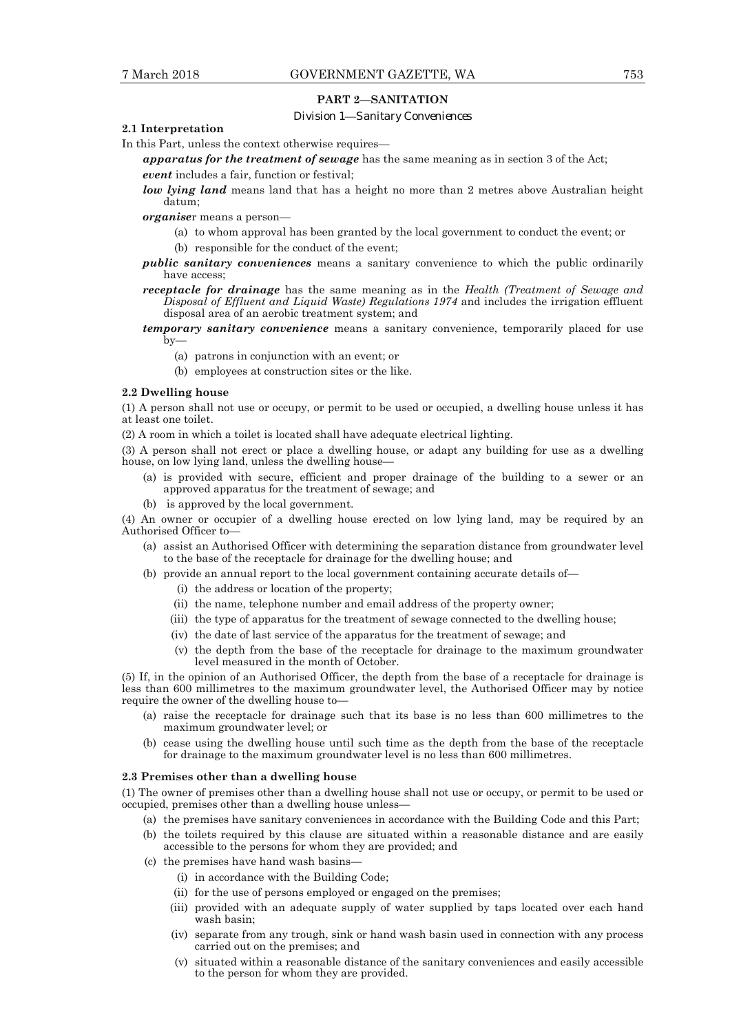## PART 2—SANITATION

### *Division 1—Sanitary Conveniences*

**2.1 Interpretation**

In this Part, unless the context otherwise requires—

***apparatus for the treatment of sewage*** has the same meaning as in section 3 of the Act;

***event*** includes a fair, function or festival;

***low lying land*** means land that has a height no more than 2 metres above Australian height datum;

***organise*r** means a person—

(a) to whom approval has been granted by the local government to conduct the event; or

(b) responsible for the conduct of the event;

***public sanitary conveniences*** means a sanitary convenience to which the public ordinarily have access;

***receptacle for drainage*** has the same meaning as in the *Health (Treatment of Sewage and Disposal of Effluent and Liquid Waste) Regulations 1974* and includes the irrigation effluent disposal area of an aerobic treatment system; and

***temporary sanitary convenience*** means a sanitary convenience, temporarily placed for use by—

(a) patrons in conjunction with an event; or

(b) employees at construction sites or the like.

**2.2 Dwelling house**

(1) A person shall not use or occupy, or permit to be used or occupied, a dwelling house unless it has at least one toilet.

(2) A room in which a toilet is located shall have adequate electrical lighting.

(3) A person shall not erect or place a dwelling house, or adapt any building for use as a dwelling house, on low lying land, unless the dwelling house—

(a) is provided with secure, efficient and proper drainage of the building to a sewer or an approved apparatus for the treatment of sewage; and

(b) is approved by the local government.

(4) An owner or occupier of a dwelling house erected on low lying land, may be required by an Authorised Officer to—

(a) assist an Authorised Officer with determining the separation distance from groundwater level to the base of the receptacle for drainage for the dwelling house; and

(b) provide an annual report to the local government containing accurate details of—

(i) the address or location of the property;

(ii) the name, telephone number and email address of the property owner;

(iii) the type of apparatus for the treatment of sewage connected to the dwelling house;

(iv) the date of last service of the apparatus for the treatment of sewage; and

(v) the depth from the base of the receptacle for drainage to the maximum groundwater level measured in the month of October.

(5) If, in the opinion of an Authorised Officer, the depth from the base of a receptacle for drainage is less than 600 millimetres to the maximum groundwater level, the Authorised Officer may by notice require the owner of the dwelling house to—

(a) raise the receptacle for drainage such that its base is no less than 600 millimetres to the maximum groundwater level; or

(b) cease using the dwelling house until such time as the depth from the base of the receptacle for drainage to the maximum groundwater level is no less than 600 millimetres.

**2.3 Premises other than a dwelling house**

(1) The owner of premises other than a dwelling house shall not use or occupy, or permit to be used or occupied, premises other than a dwelling house unless—

(a) the premises have sanitary conveniences in accordance with the Building Code and this Part;

(b) the toilets required by this clause are situated within a reasonable distance and are easily accessible to the persons for whom they are provided; and

(c) the premises have hand wash basins—

(i) in accordance with the Building Code;

(ii) for the use of persons employed or engaged on the premises;

(iii) provided with an adequate supply of water supplied by taps located over each hand wash basin;

(iv) separate from any trough, sink or hand wash basin used in connection with any process carried out on the premises; and

(v) situated within a reasonable distance of the sanitary conveniences and easily accessible to the person for whom they are provided.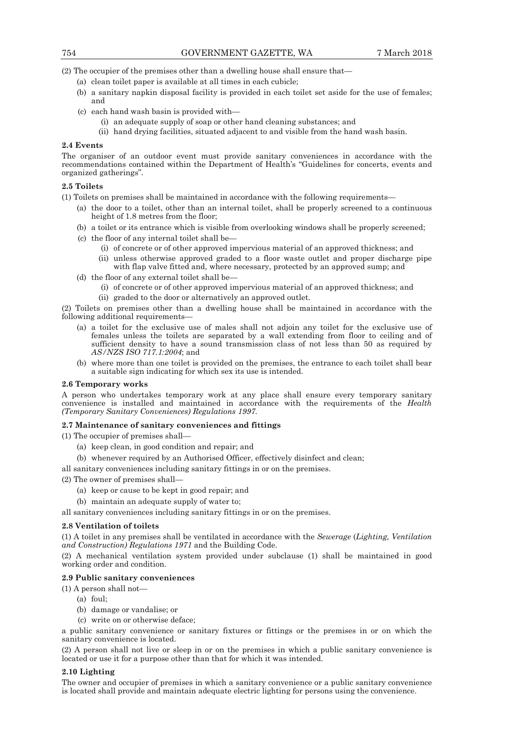(2) The occupier of the premises other than a dwelling house shall ensure that—

(a) clean toilet paper is available at all times in each cubicle;

(b) a sanitary napkin disposal facility is provided in each toilet set aside for the use of females; and

(c) each hand wash basin is provided with—

(i) an adequate supply of soap or other hand cleaning substances; and

(ii) hand drying facilities, situated adjacent to and visible from the hand wash basin.

**2.4 Events**

The organiser of an outdoor event must provide sanitary conveniences in accordance with the recommendations contained within the Department of Health's "Guidelines for concerts, events and organized gatherings".

**2.5 Toilets**

(1) Toilets on premises shall be maintained in accordance with the following requirements—

(a) the door to a toilet, other than an internal toilet, shall be properly screened to a continuous height of 1.8 metres from the floor;

(b) a toilet or its entrance which is visible from overlooking windows shall be properly screened;

(c) the floor of any internal toilet shall be—

(i) of concrete or of other approved impervious material of an approved thickness; and

(ii) unless otherwise approved graded to a floor waste outlet and proper discharge pipe with flap valve fitted and, where necessary, protected by an approved sump; and

(d) the floor of any external toilet shall be—

(i) of concrete or of other approved impervious material of an approved thickness; and

(ii) graded to the door or alternatively an approved outlet.

(2) Toilets on premises other than a dwelling house shall be maintained in accordance with the following additional requirements—

(a) a toilet for the exclusive use of males shall not adjoin any toilet for the exclusive use of females unless the toilets are separated by a wall extending from floor to ceiling and of sufficient density to have a sound transmission class of not less than 50 as required by *AS/NZS ISO 717.1:2004*; and

(b) where more than one toilet is provided on the premises, the entrance to each toilet shall bear a suitable sign indicating for which sex its use is intended.

**2.6 Temporary works**

A person who undertakes temporary work at any place shall ensure every temporary sanitary convenience is installed and maintained in accordance with the requirements of the *Health (Temporary Sanitary Conveniences) Regulations 1997*.

**2.7 Maintenance of sanitary conveniences and fittings**

(1) The occupier of premises shall—

(a) keep clean, in good condition and repair; and

(b) whenever required by an Authorised Officer, effectively disinfect and clean;

all sanitary conveniences including sanitary fittings in or on the premises.

(2) The owner of premises shall—

(a) keep or cause to be kept in good repair; and

(b) maintain an adequate supply of water to;

all sanitary conveniences including sanitary fittings in or on the premises.

**2.8 Ventilation of toilets**

(1) A toilet in any premises shall be ventilated in accordance with the *Sewerage* (*Lighting, Ventilation and Construction) Regulations 1971* and the Building Code.

(2) A mechanical ventilation system provided under subclause (1) shall be maintained in good working order and condition.

**2.9 Public sanitary conveniences**

(1) A person shall not—

(a) foul;

(b) damage or vandalise; or

(c) write on or otherwise deface;

a public sanitary convenience or sanitary fixtures or fittings or the premises in or on which the sanitary convenience is located.

(2) A person shall not live or sleep in or on the premises in which a public sanitary convenience is located or use it for a purpose other than that for which it was intended.

**2.10 Lighting**

The owner and occupier of premises in which a sanitary convenience or a public sanitary convenience is located shall provide and maintain adequate electric lighting for persons using the convenience.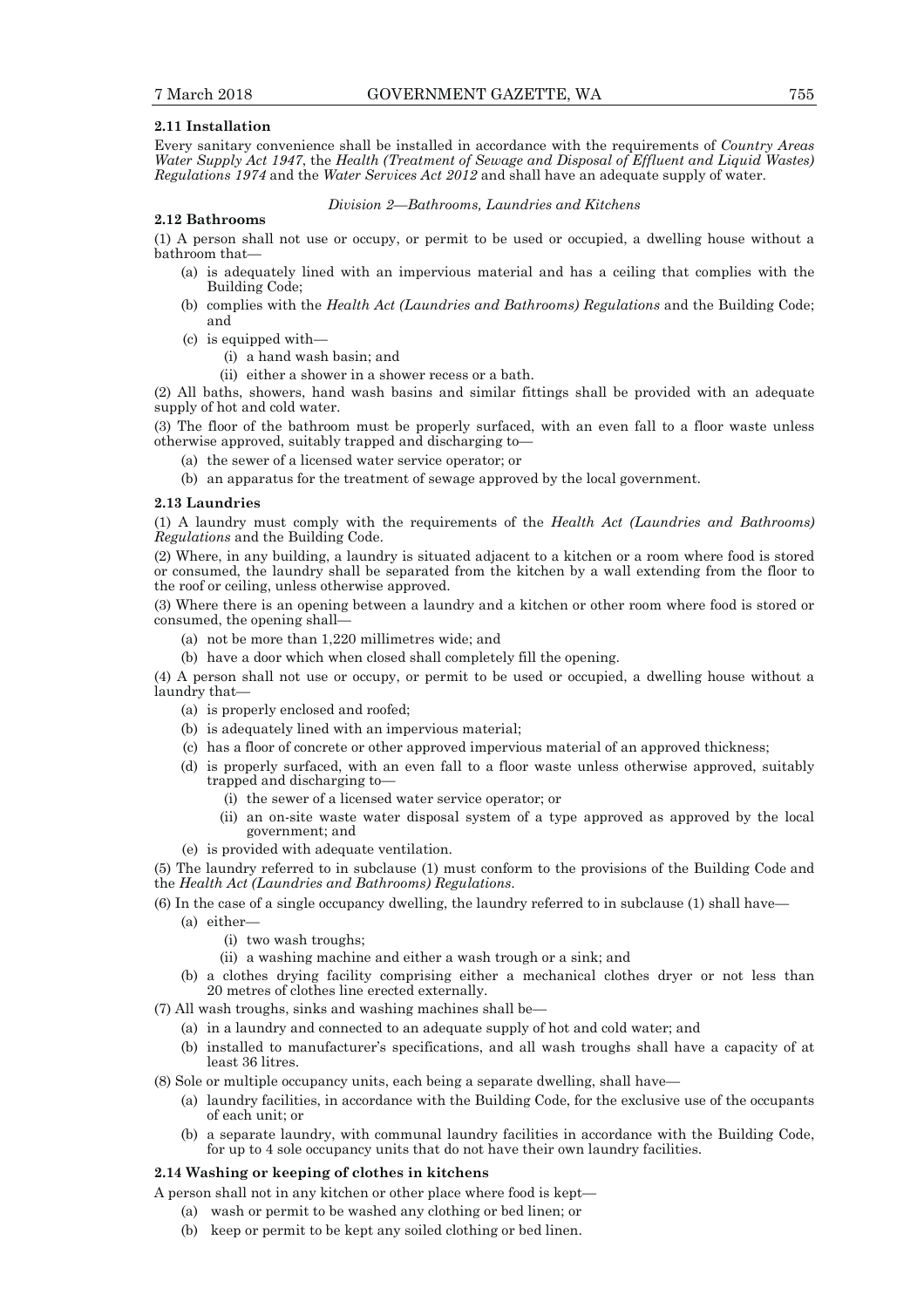**2.11 Installation**

Every sanitary convenience shall be installed in accordance with the requirements of *Country Areas Water Supply Act 1947*, the *Health (Treatment of Sewage and Disposal of Effluent and Liquid Wastes) Regulations 1974* and the *Water Services Act 2012* and shall have an adequate supply of water.

*Division 2—Bathrooms, Laundries and Kitchens*

**2.12 Bathrooms**

(1) A person shall not use or occupy, or permit to be used or occupied, a dwelling house without a bathroom that—

- (a) is adequately lined with an impervious material and has a ceiling that complies with the Building Code;
- (b) complies with the *Health Act (Laundries and Bathrooms) Regulations* and the Building Code; and
- (c) is equipped with—
  - (i) a hand wash basin; and
  - (ii) either a shower in a shower recess or a bath.

(2) All baths, showers, hand wash basins and similar fittings shall be provided with an adequate supply of hot and cold water.

(3) The floor of the bathroom must be properly surfaced, with an even fall to a floor waste unless otherwise approved, suitably trapped and discharging to—

- (a) the sewer of a licensed water service operator; or
- (b) an apparatus for the treatment of sewage approved by the local government.

**2.13 Laundries**

(1) A laundry must comply with the requirements of the *Health Act (Laundries and Bathrooms) Regulations* and the Building Code.

(2) Where, in any building, a laundry is situated adjacent to a kitchen or a room where food is stored or consumed, the laundry shall be separated from the kitchen by a wall extending from the floor to the roof or ceiling, unless otherwise approved.

(3) Where there is an opening between a laundry and a kitchen or other room where food is stored or consumed, the opening shall—

- (a) not be more than 1,220 millimetres wide; and
- (b) have a door which when closed shall completely fill the opening.

(4) A person shall not use or occupy, or permit to be used or occupied, a dwelling house without a laundry that—

- (a) is properly enclosed and roofed;
- (b) is adequately lined with an impervious material;
- (c) has a floor of concrete or other approved impervious material of an approved thickness;
- (d) is properly surfaced, with an even fall to a floor waste unless otherwise approved, suitably trapped and discharging to—
  - (i) the sewer of a licensed water service operator; or
  - (ii) an on-site waste water disposal system of a type approved as approved by the local government; and
- (e) is provided with adequate ventilation.

(5) The laundry referred to in subclause (1) must conform to the provisions of the Building Code and the *Health Act (Laundries and Bathrooms) Regulations*.

(6) In the case of a single occupancy dwelling, the laundry referred to in subclause (1) shall have—

- (a) either—
  - (i) two wash troughs;
  - (ii) a washing machine and either a wash trough or a sink; and
- (b) a clothes drying facility comprising either a mechanical clothes dryer or not less than 20 metres of clothes line erected externally.

(7) All wash troughs, sinks and washing machines shall be—

- (a) in a laundry and connected to an adequate supply of hot and cold water; and
- (b) installed to manufacturer's specifications, and all wash troughs shall have a capacity of at least 36 litres.

(8) Sole or multiple occupancy units, each being a separate dwelling, shall have—

- (a) laundry facilities, in accordance with the Building Code, for the exclusive use of the occupants of each unit; or
- (b) a separate laundry, with communal laundry facilities in accordance with the Building Code, for up to 4 sole occupancy units that do not have their own laundry facilities.

**2.14 Washing or keeping of clothes in kitchens**

A person shall not in any kitchen or other place where food is kept—

- (a) wash or permit to be washed any clothing or bed linen; or
- (b) keep or permit to be kept any soiled clothing or bed linen.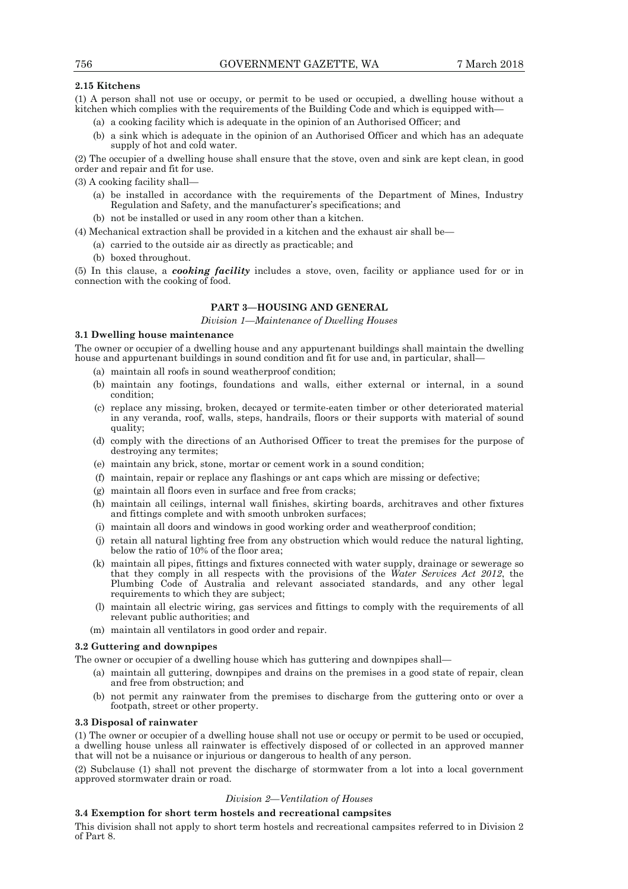**2.15 Kitchens**

(1) A person shall not use or occupy, or permit to be used or occupied, a dwelling house without a kitchen which complies with the requirements of the Building Code and which is equipped with—

(a) a cooking facility which is adequate in the opinion of an Authorised Officer; and

(b) a sink which is adequate in the opinion of an Authorised Officer and which has an adequate supply of hot and cold water.

(2) The occupier of a dwelling house shall ensure that the stove, oven and sink are kept clean, in good order and repair and fit for use.

(3) A cooking facility shall—

(a) be installed in accordance with the requirements of the Department of Mines, Industry Regulation and Safety, and the manufacturer's specifications; and

(b) not be installed or used in any room other than a kitchen.

(4) Mechanical extraction shall be provided in a kitchen and the exhaust air shall be—

(a) carried to the outside air as directly as practicable; and

(b) boxed throughout.

(5) In this clause, a ***cooking facility*** includes a stove, oven, facility or appliance used for or in connection with the cooking of food.

## PART 3—HOUSING AND GENERAL

*Division 1—Maintenance of Dwelling Houses*

**3.1 Dwelling house maintenance**

The owner or occupier of a dwelling house and any appurtenant buildings shall maintain the dwelling house and appurtenant buildings in sound condition and fit for use and, in particular, shall—

(a) maintain all roofs in sound weatherproof condition;

(b) maintain any footings, foundations and walls, either external or internal, in a sound condition;

(c) replace any missing, broken, decayed or termite-eaten timber or other deteriorated material in any veranda, roof, walls, steps, handrails, floors or their supports with material of sound quality;

(d) comply with the directions of an Authorised Officer to treat the premises for the purpose of destroying any termites;

(e) maintain any brick, stone, mortar or cement work in a sound condition;

(f) maintain, repair or replace any flashings or ant caps which are missing or defective;

(g) maintain all floors even in surface and free from cracks;

(h) maintain all ceilings, internal wall finishes, skirting boards, architraves and other fixtures and fittings complete and with smooth unbroken surfaces;

(i) maintain all doors and windows in good working order and weatherproof condition;

(j) retain all natural lighting free from any obstruction which would reduce the natural lighting, below the ratio of 10% of the floor area;

(k) maintain all pipes, fittings and fixtures connected with water supply, drainage or sewerage so that they comply in all respects with the provisions of the *Water Services Act 2012*, the Plumbing Code of Australia and relevant associated standards, and any other legal requirements to which they are subject;

(l) maintain all electric wiring, gas services and fittings to comply with the requirements of all relevant public authorities; and

(m) maintain all ventilators in good order and repair.

**3.2 Guttering and downpipes**

The owner or occupier of a dwelling house which has guttering and downpipes shall—

(a) maintain all guttering, downpipes and drains on the premises in a good state of repair, clean and free from obstruction; and

(b) not permit any rainwater from the premises to discharge from the guttering onto or over a footpath, street or other property.

**3.3 Disposal of rainwater**

(1) The owner or occupier of a dwelling house shall not use or occupy or permit to be used or occupied, a dwelling house unless all rainwater is effectively disposed of or collected in an approved manner that will not be a nuisance or injurious or dangerous to health of any person.

(2) Subclause (1) shall not prevent the discharge of stormwater from a lot into a local government approved stormwater drain or road.

*Division 2—Ventilation of Houses*

**3.4 Exemption for short term hostels and recreational campsites**

This division shall not apply to short term hostels and recreational campsites referred to in Division 2 of Part 8.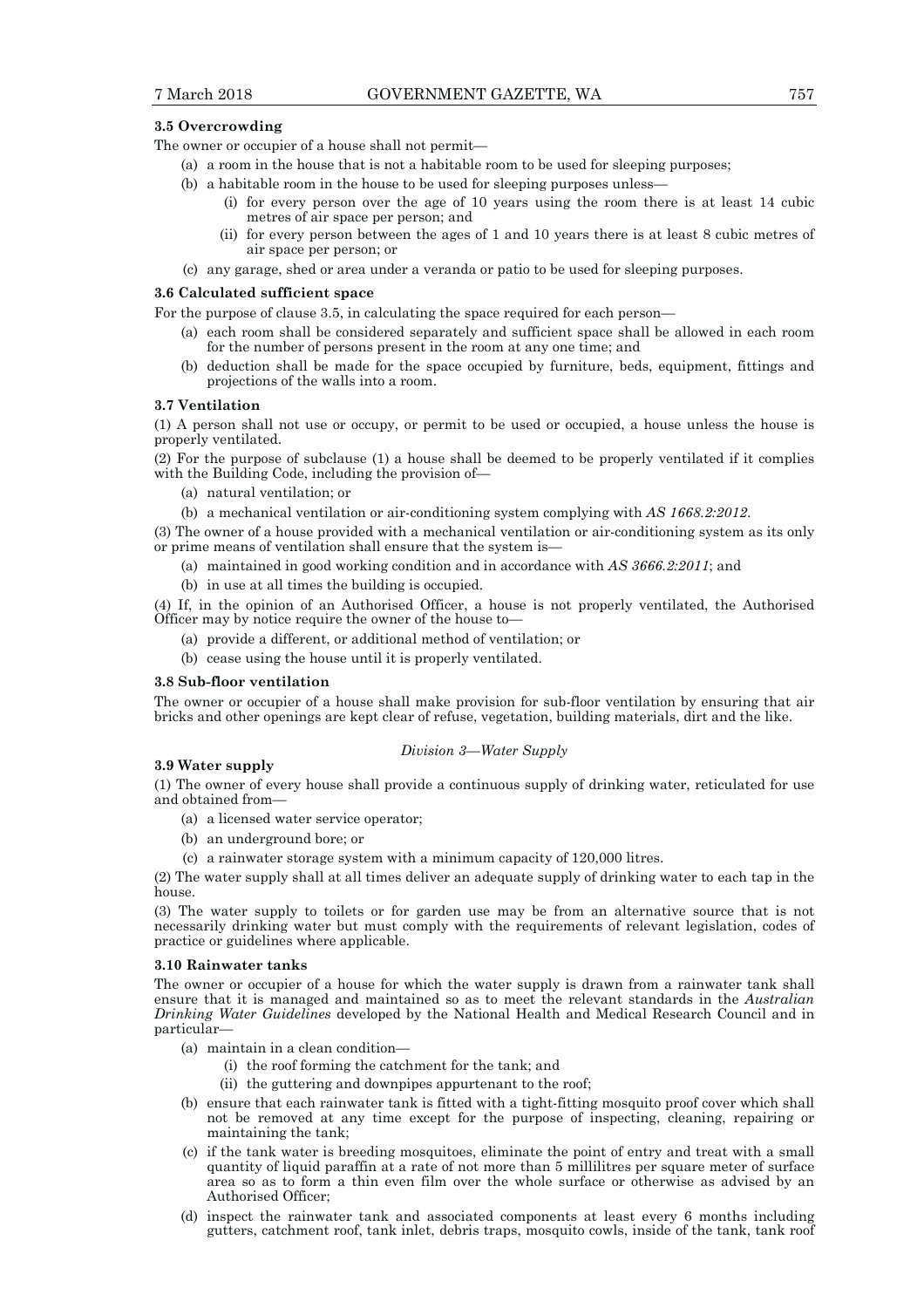**3.5 Overcrowding**

The owner or occupier of a house shall not permit—

(a) a room in the house that is not a habitable room to be used for sleeping purposes;

(b) a habitable room in the house to be used for sleeping purposes unless—

  (i) for every person over the age of 10 years using the room there is at least 14 cubic metres of air space per person; and

  (ii) for every person between the ages of 1 and 10 years there is at least 8 cubic metres of air space per person; or

(c) any garage, shed or area under a veranda or patio to be used for sleeping purposes.

**3.6 Calculated sufficient space**

For the purpose of clause 3.5, in calculating the space required for each person—

(a) each room shall be considered separately and sufficient space shall be allowed in each room for the number of persons present in the room at any one time; and

(b) deduction shall be made for the space occupied by furniture, beds, equipment, fittings and projections of the walls into a room.

**3.7 Ventilation**

(1) A person shall not use or occupy, or permit to be used or occupied, a house unless the house is properly ventilated.

(2) For the purpose of subclause (1) a house shall be deemed to be properly ventilated if it complies with the Building Code, including the provision of—

(a) natural ventilation; or

(b) a mechanical ventilation or air-conditioning system complying with *AS 1668.2:2012*.

(3) The owner of a house provided with a mechanical ventilation or air-conditioning system as its only or prime means of ventilation shall ensure that the system is—

(a) maintained in good working condition and in accordance with *AS 3666.2:2011*; and

(b) in use at all times the building is occupied.

(4) If, in the opinion of an Authorised Officer, a house is not properly ventilated, the Authorised Officer may by notice require the owner of the house to—

(a) provide a different, or additional method of ventilation; or

(b) cease using the house until it is properly ventilated.

**3.8 Sub-floor ventilation**

The owner or occupier of a house shall make provision for sub-floor ventilation by ensuring that air bricks and other openings are kept clear of refuse, vegetation, building materials, dirt and the like.

*Division 3—Water Supply*

**3.9 Water supply**

(1) The owner of every house shall provide a continuous supply of drinking water, reticulated for use and obtained from—

(a) a licensed water service operator;

(b) an underground bore; or

(c) a rainwater storage system with a minimum capacity of 120,000 litres.

(2) The water supply shall at all times deliver an adequate supply of drinking water to each tap in the house.

(3) The water supply to toilets or for garden use may be from an alternative source that is not necessarily drinking water but must comply with the requirements of relevant legislation, codes of practice or guidelines where applicable.

**3.10 Rainwater tanks**

The owner or occupier of a house for which the water supply is drawn from a rainwater tank shall ensure that it is managed and maintained so as to meet the relevant standards in the *Australian Drinking Water Guidelines* developed by the National Health and Medical Research Council and in particular—

(a) maintain in a clean condition—

  (i) the roof forming the catchment for the tank; and

  (ii) the guttering and downpipes appurtenant to the roof;

(b) ensure that each rainwater tank is fitted with a tight-fitting mosquito proof cover which shall not be removed at any time except for the purpose of inspecting, cleaning, repairing or maintaining the tank;

(c) if the tank water is breeding mosquitoes, eliminate the point of entry and treat with a small quantity of liquid paraffin at a rate of not more than 5 millilitres per square meter of surface area so as to form a thin even film over the whole surface or otherwise as advised by an Authorised Officer;

(d) inspect the rainwater tank and associated components at least every 6 months including gutters, catchment roof, tank inlet, debris traps, mosquito cowls, inside of the tank, tank roof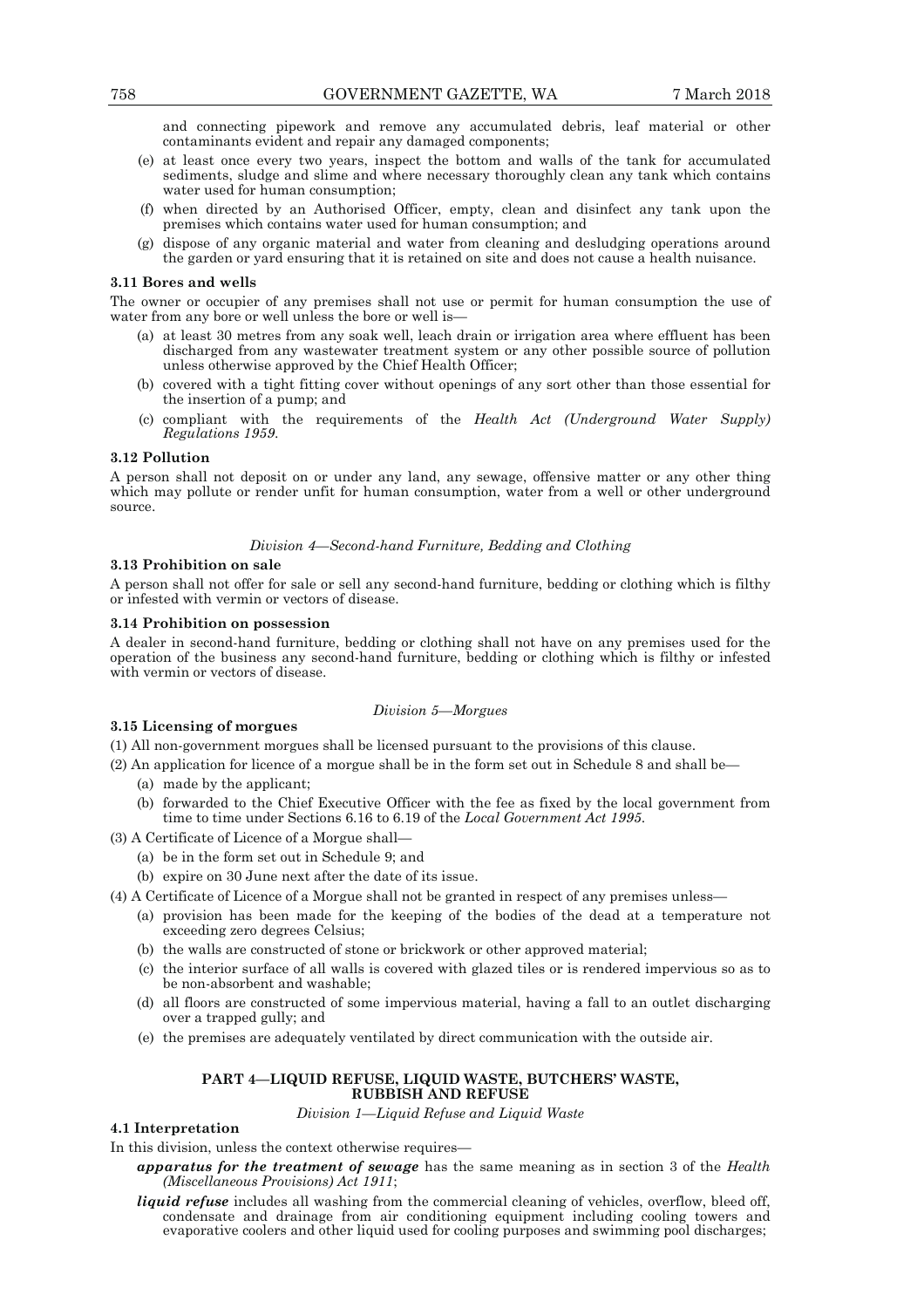and connecting pipework and remove any accumulated debris, leaf material or other contaminants evident and repair any damaged components;

(e) at least once every two years, inspect the bottom and walls of the tank for accumulated sediments, sludge and slime and where necessary thoroughly clean any tank which contains water used for human consumption;

(f) when directed by an Authorised Officer, empty, clean and disinfect any tank upon the premises which contains water used for human consumption; and

(g) dispose of any organic material and water from cleaning and desludging operations around the garden or yard ensuring that it is retained on site and does not cause a health nuisance.

**3.11 Bores and wells**

The owner or occupier of any premises shall not use or permit for human consumption the use of water from any bore or well unless the bore or well is—

(a) at least 30 metres from any soak well, leach drain or irrigation area where effluent has been discharged from any wastewater treatment system or any other possible source of pollution unless otherwise approved by the Chief Health Officer;

(b) covered with a tight fitting cover without openings of any sort other than those essential for the insertion of a pump; and

(c) compliant with the requirements of the *Health Act (Underground Water Supply) Regulations 1959*.

**3.12 Pollution**

A person shall not deposit on or under any land, any sewage, offensive matter or any other thing which may pollute or render unfit for human consumption, water from a well or other underground source.

*Division 4—Second-hand Furniture, Bedding and Clothing*

**3.13 Prohibition on sale**

A person shall not offer for sale or sell any second-hand furniture, bedding or clothing which is filthy or infested with vermin or vectors of disease.

**3.14 Prohibition on possession**

A dealer in second-hand furniture, bedding or clothing shall not have on any premises used for the operation of the business any second-hand furniture, bedding or clothing which is filthy or infested with vermin or vectors of disease.

*Division 5—Morgues*

**3.15 Licensing of morgues**

(1) All non-government morgues shall be licensed pursuant to the provisions of this clause.

(2) An application for licence of a morgue shall be in the form set out in Schedule 8 and shall be—

(a) made by the applicant;

(b) forwarded to the Chief Executive Officer with the fee as fixed by the local government from time to time under Sections 6.16 to 6.19 of the *Local Government Act 1995*.

(3) A Certificate of Licence of a Morgue shall—

(a) be in the form set out in Schedule 9; and

(b) expire on 30 June next after the date of its issue.

(4) A Certificate of Licence of a Morgue shall not be granted in respect of any premises unless—

(a) provision has been made for the keeping of the bodies of the dead at a temperature not exceeding zero degrees Celsius;

(b) the walls are constructed of stone or brickwork or other approved material;

(c) the interior surface of all walls is covered with glazed tiles or is rendered impervious so as to be non-absorbent and washable;

(d) all floors are constructed of some impervious material, having a fall to an outlet discharging over a trapped gully; and

(e) the premises are adequately ventilated by direct communication with the outside air.

## PART 4—LIQUID REFUSE, LIQUID WASTE, BUTCHERS' WASTE, RUBBISH AND REFUSE

*Division 1—Liquid Refuse and Liquid Waste*

**4.1 Interpretation**

In this division, unless the context otherwise requires—

***apparatus for the treatment of sewage*** has the same meaning as in section 3 of the *Health (Miscellaneous Provisions) Act 1911*;

***liquid refuse*** includes all washing from the commercial cleaning of vehicles, overflow, bleed off, condensate and drainage from air conditioning equipment including cooling towers and evaporative coolers and other liquid used for cooling purposes and swimming pool discharges;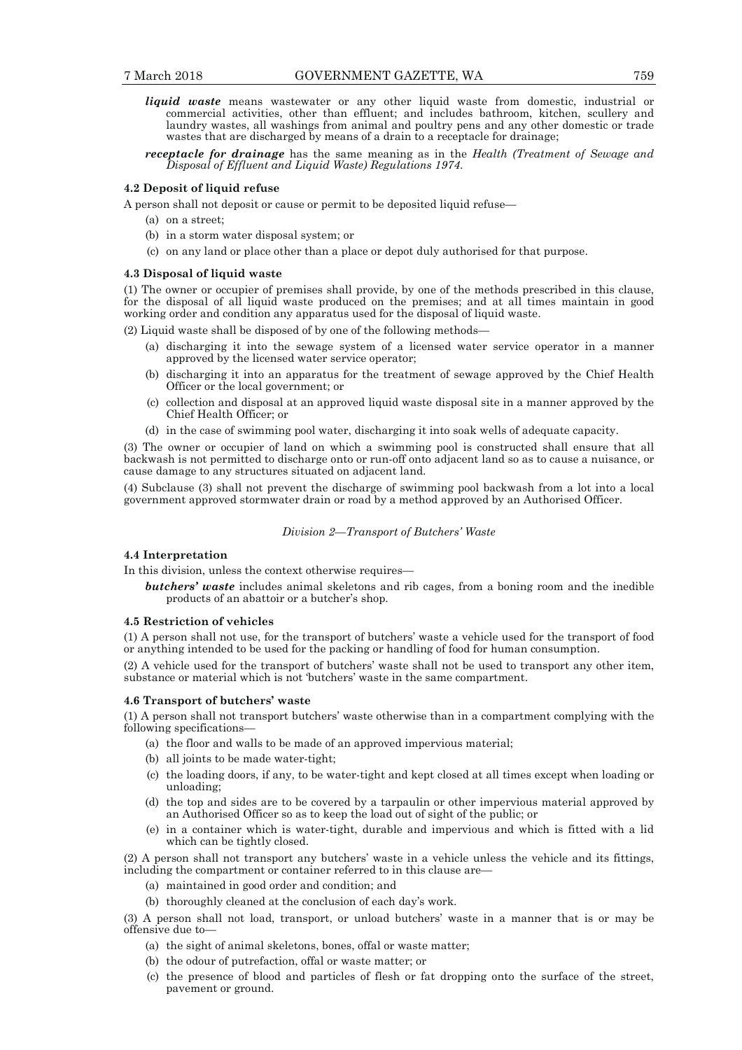***liquid waste*** means wastewater or any other liquid waste from domestic, industrial or commercial activities, other than effluent; and includes bathroom, kitchen, scullery and laundry wastes, all washings from animal and poultry pens and any other domestic or trade wastes that are discharged by means of a drain to a receptacle for drainage;

***receptacle for drainage*** has the same meaning as in the *Health (Treatment of Sewage and Disposal of Effluent and Liquid Waste) Regulations 1974*.

**4.2 Deposit of liquid refuse**

A person shall not deposit or cause or permit to be deposited liquid refuse—

(a) on a street;

(b) in a storm water disposal system; or

(c) on any land or place other than a place or depot duly authorised for that purpose.

**4.3 Disposal of liquid waste**

(1) The owner or occupier of premises shall provide, by one of the methods prescribed in this clause, for the disposal of all liquid waste produced on the premises; and at all times maintain in good working order and condition any apparatus used for the disposal of liquid waste.

(2) Liquid waste shall be disposed of by one of the following methods—

(a) discharging it into the sewage system of a licensed water service operator in a manner approved by the licensed water service operator;

(b) discharging it into an apparatus for the treatment of sewage approved by the Chief Health Officer or the local government; or

(c) collection and disposal at an approved liquid waste disposal site in a manner approved by the Chief Health Officer; or

(d) in the case of swimming pool water, discharging it into soak wells of adequate capacity.

(3) The owner or occupier of land on which a swimming pool is constructed shall ensure that all backwash is not permitted to discharge onto or run-off onto adjacent land so as to cause a nuisance, or cause damage to any structures situated on adjacent land.

(4) Subclause (3) shall not prevent the discharge of swimming pool backwash from a lot into a local government approved stormwater drain or road by a method approved by an Authorised Officer.

*Division 2—Transport of Butchers' Waste*

**4.4 Interpretation**

In this division, unless the context otherwise requires—

***butchers' waste*** includes animal skeletons and rib cages, from a boning room and the inedible products of an abattoir or a butcher's shop.

**4.5 Restriction of vehicles**

(1) A person shall not use, for the transport of butchers' waste a vehicle used for the transport of food or anything intended to be used for the packing or handling of food for human consumption.

(2) A vehicle used for the transport of butchers' waste shall not be used to transport any other item, substance or material which is not 'butchers' waste in the same compartment.

**4.6 Transport of butchers' waste**

(1) A person shall not transport butchers' waste otherwise than in a compartment complying with the following specifications—

(a) the floor and walls to be made of an approved impervious material;

(b) all joints to be made water-tight;

(c) the loading doors, if any, to be water-tight and kept closed at all times except when loading or unloading;

(d) the top and sides are to be covered by a tarpaulin or other impervious material approved by an Authorised Officer so as to keep the load out of sight of the public; or

(e) in a container which is water-tight, durable and impervious and which is fitted with a lid which can be tightly closed.

(2) A person shall not transport any butchers' waste in a vehicle unless the vehicle and its fittings, including the compartment or container referred to in this clause are—

(a) maintained in good order and condition; and

(b) thoroughly cleaned at the conclusion of each day's work.

(3) A person shall not load, transport, or unload butchers' waste in a manner that is or may be offensive due to—

(a) the sight of animal skeletons, bones, offal or waste matter;

(b) the odour of putrefaction, offal or waste matter; or

(c) the presence of blood and particles of flesh or fat dropping onto the surface of the street, pavement or ground.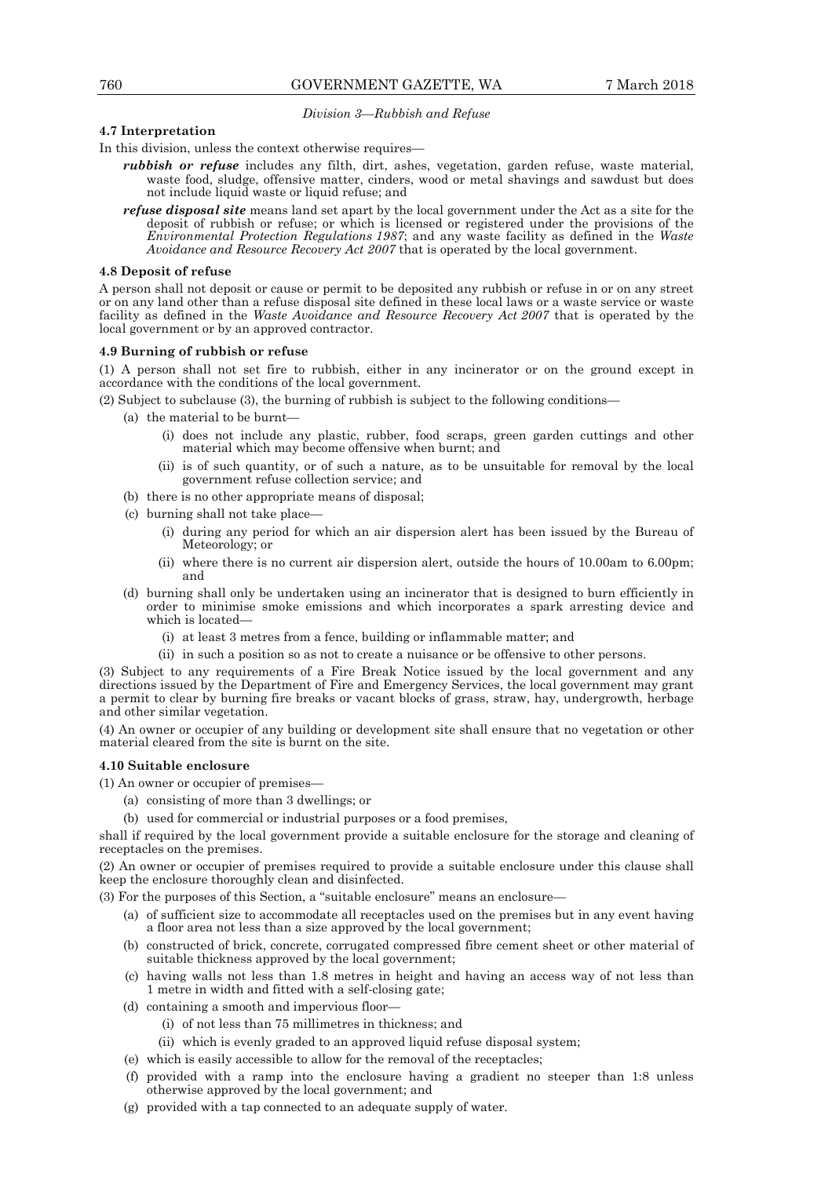*Division 3—Rubbish and Refuse*

**4.7 Interpretation**

In this division, unless the context otherwise requires—

***rubbish or refuse*** includes any filth, dirt, ashes, vegetation, garden refuse, waste material, waste food, sludge, offensive matter, cinders, wood or metal shavings and sawdust but does not include liquid waste or liquid refuse; and

***refuse disposal site*** means land set apart by the local government under the Act as a site for the deposit of rubbish or refuse; or which is licensed or registered under the provisions of the *Environmental Protection Regulations 1987*; and any waste facility as defined in the *Waste Avoidance and Resource Recovery Act 2007* that is operated by the local government.

**4.8 Deposit of refuse**

A person shall not deposit or cause or permit to be deposited any rubbish or refuse in or on any street or on any land other than a refuse disposal site defined in these local laws or a waste service or waste facility as defined in the *Waste Avoidance and Resource Recovery Act 2007* that is operated by the local government or by an approved contractor.

**4.9 Burning of rubbish or refuse**

(1) A person shall not set fire to rubbish, either in any incinerator or on the ground except in accordance with the conditions of the local government.

(2) Subject to subclause (3), the burning of rubbish is subject to the following conditions—

- (a) the material to be burnt—
  - (i) does not include any plastic, rubber, food scraps, green garden cuttings and other material which may become offensive when burnt; and
  - (ii) is of such quantity, or of such a nature, as to be unsuitable for removal by the local government refuse collection service; and
- (b) there is no other appropriate means of disposal;
- (c) burning shall not take place—
  - (i) during any period for which an air dispersion alert has been issued by the Bureau of Meteorology; or
  - (ii) where there is no current air dispersion alert, outside the hours of 10.00am to 6.00pm; and
- (d) burning shall only be undertaken using an incinerator that is designed to burn efficiently in order to minimise smoke emissions and which incorporates a spark arresting device and which is located—
  - (i) at least 3 metres from a fence, building or inflammable matter; and
  - (ii) in such a position so as not to create a nuisance or be offensive to other persons.

(3) Subject to any requirements of a Fire Break Notice issued by the local government and any directions issued by the Department of Fire and Emergency Services, the local government may grant a permit to clear by burning fire breaks or vacant blocks of grass, straw, hay, undergrowth, herbage and other similar vegetation.

(4) An owner or occupier of any building or development site shall ensure that no vegetation or other material cleared from the site is burnt on the site.

**4.10 Suitable enclosure**

(1) An owner or occupier of premises—

- (a) consisting of more than 3 dwellings; or
- (b) used for commercial or industrial purposes or a food premises,

shall if required by the local government provide a suitable enclosure for the storage and cleaning of receptacles on the premises.

(2) An owner or occupier of premises required to provide a suitable enclosure under this clause shall keep the enclosure thoroughly clean and disinfected.

(3) For the purposes of this Section, a "suitable enclosure" means an enclosure—

- (a) of sufficient size to accommodate all receptacles used on the premises but in any event having a floor area not less than a size approved by the local government;
- (b) constructed of brick, concrete, corrugated compressed fibre cement sheet or other material of suitable thickness approved by the local government;
- (c) having walls not less than 1.8 metres in height and having an access way of not less than 1 metre in width and fitted with a self-closing gate;
- (d) containing a smooth and impervious floor—
  - (i) of not less than 75 millimetres in thickness; and
  - (ii) which is evenly graded to an approved liquid refuse disposal system;
- (e) which is easily accessible to allow for the removal of the receptacles;
- (f) provided with a ramp into the enclosure having a gradient no steeper than 1:8 unless otherwise approved by the local government; and
- (g) provided with a tap connected to an adequate supply of water.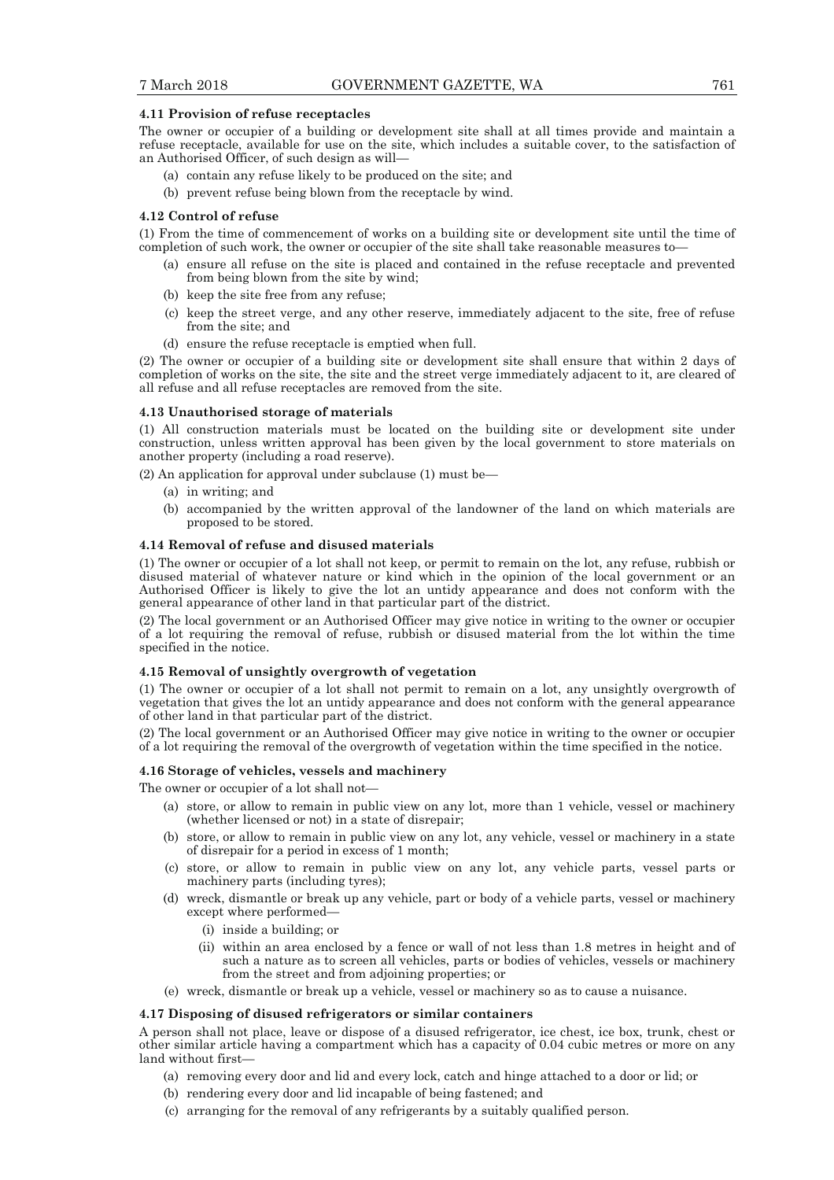**4.11 Provision of refuse receptacles**

The owner or occupier of a building or development site shall at all times provide and maintain a refuse receptacle, available for use on the site, which includes a suitable cover, to the satisfaction of an Authorised Officer, of such design as will—

- (a) contain any refuse likely to be produced on the site; and
- (b) prevent refuse being blown from the receptacle by wind.

**4.12 Control of refuse**

(1) From the time of commencement of works on a building site or development site until the time of completion of such work, the owner or occupier of the site shall take reasonable measures to—

- (a) ensure all refuse on the site is placed and contained in the refuse receptacle and prevented from being blown from the site by wind;
- (b) keep the site free from any refuse;
- (c) keep the street verge, and any other reserve, immediately adjacent to the site, free of refuse from the site; and
- (d) ensure the refuse receptacle is emptied when full.

(2) The owner or occupier of a building site or development site shall ensure that within 2 days of completion of works on the site, the site and the street verge immediately adjacent to it, are cleared of all refuse and all refuse receptacles are removed from the site.

**4.13 Unauthorised storage of materials**

(1) All construction materials must be located on the building site or development site under construction, unless written approval has been given by the local government to store materials on another property (including a road reserve).

(2) An application for approval under subclause (1) must be—

- (a) in writing; and
- (b) accompanied by the written approval of the landowner of the land on which materials are proposed to be stored.

**4.14 Removal of refuse and disused materials**

(1) The owner or occupier of a lot shall not keep, or permit to remain on the lot, any refuse, rubbish or disused material of whatever nature or kind which in the opinion of the local government or an Authorised Officer is likely to give the lot an untidy appearance and does not conform with the general appearance of other land in that particular part of the district.

(2) The local government or an Authorised Officer may give notice in writing to the owner or occupier of a lot requiring the removal of refuse, rubbish or disused material from the lot within the time specified in the notice.

**4.15 Removal of unsightly overgrowth of vegetation**

(1) The owner or occupier of a lot shall not permit to remain on a lot, any unsightly overgrowth of vegetation that gives the lot an untidy appearance and does not conform with the general appearance of other land in that particular part of the district.

(2) The local government or an Authorised Officer may give notice in writing to the owner or occupier of a lot requiring the removal of the overgrowth of vegetation within the time specified in the notice.

**4.16 Storage of vehicles, vessels and machinery**

The owner or occupier of a lot shall not—

- (a) store, or allow to remain in public view on any lot, more than 1 vehicle, vessel or machinery (whether licensed or not) in a state of disrepair;
- (b) store, or allow to remain in public view on any lot, any vehicle, vessel or machinery in a state of disrepair for a period in excess of 1 month;
- (c) store, or allow to remain in public view on any lot, any vehicle parts, vessel parts or machinery parts (including tyres);
- (d) wreck, dismantle or break up any vehicle, part or body of a vehicle parts, vessel or machinery except where performed—
  - (i) inside a building; or
  - (ii) within an area enclosed by a fence or wall of not less than 1.8 metres in height and of such a nature as to screen all vehicles, parts or bodies of vehicles, vessels or machinery from the street and from adjoining properties; or
- (e) wreck, dismantle or break up a vehicle, vessel or machinery so as to cause a nuisance.

**4.17 Disposing of disused refrigerators or similar containers**

A person shall not place, leave or dispose of a disused refrigerator, ice chest, ice box, trunk, chest or other similar article having a compartment which has a capacity of 0.04 cubic metres or more on any land without first—

- (a) removing every door and lid and every lock, catch and hinge attached to a door or lid; or
- (b) rendering every door and lid incapable of being fastened; and
- (c) arranging for the removal of any refrigerants by a suitably qualified person.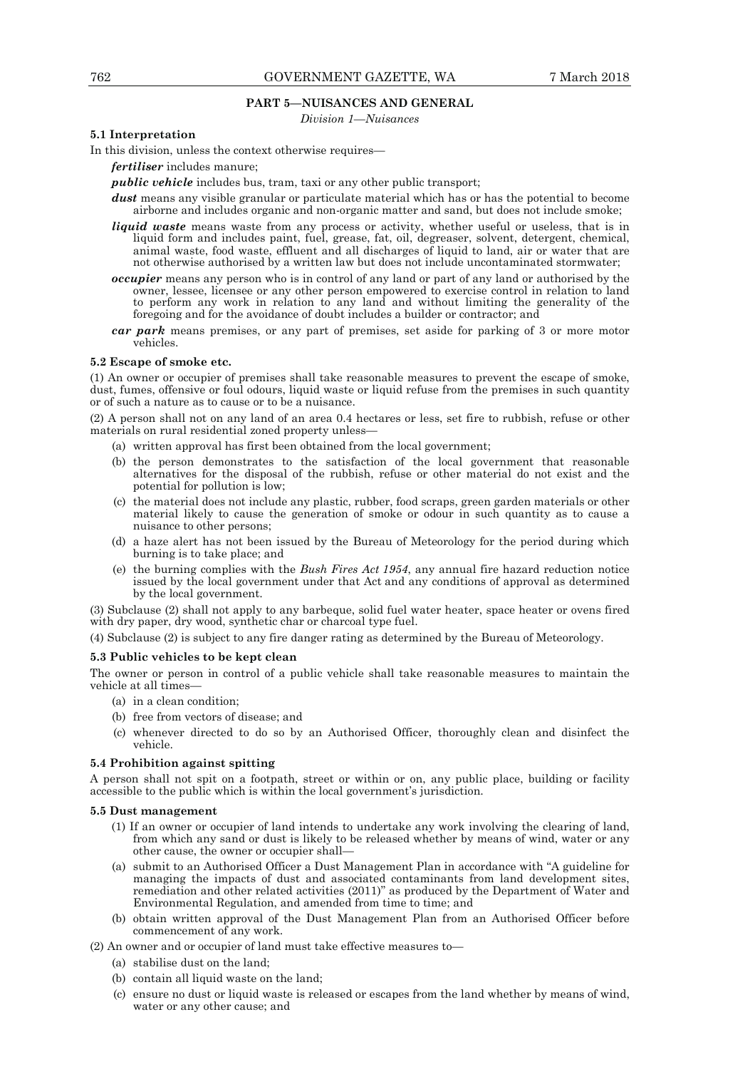## PART 5—NUISANCES AND GENERAL

*Division 1—Nuisances*

**5.1 Interpretation**

In this division, unless the context otherwise requires—

***fertiliser*** includes manure;

***public vehicle*** includes bus, tram, taxi or any other public transport;

***dust*** means any visible granular or particulate material which has or has the potential to become airborne and includes organic and non-organic matter and sand, but does not include smoke;

***liquid waste*** means waste from any process or activity, whether useful or useless, that is in liquid form and includes paint, fuel, grease, fat, oil, degreaser, solvent, detergent, chemical, animal waste, food waste, effluent and all discharges of liquid to land, air or water that are not otherwise authorised by a written law but does not include uncontaminated stormwater;

***occupier*** means any person who is in control of any land or part of any land or authorised by the owner, lessee, licensee or any other person empowered to exercise control in relation to land to perform any work in relation to any land and without limiting the generality of the foregoing and for the avoidance of doubt includes a builder or contractor; and

***car park*** means premises, or any part of premises, set aside for parking of 3 or more motor vehicles.

**5.2 Escape of smoke etc.**

(1) An owner or occupier of premises shall take reasonable measures to prevent the escape of smoke, dust, fumes, offensive or foul odours, liquid waste or liquid refuse from the premises in such quantity or of such a nature as to cause or to be a nuisance.

(2) A person shall not on any land of an area 0.4 hectares or less, set fire to rubbish, refuse or other materials on rural residential zoned property unless—

(a) written approval has first been obtained from the local government;

(b) the person demonstrates to the satisfaction of the local government that reasonable alternatives for the disposal of the rubbish, refuse or other material do not exist and the potential for pollution is low;

(c) the material does not include any plastic, rubber, food scraps, green garden materials or other material likely to cause the generation of smoke or odour in such quantity as to cause a nuisance to other persons;

(d) a haze alert has not been issued by the Bureau of Meteorology for the period during which burning is to take place; and

(e) the burning complies with the *Bush Fires Act 1954*, any annual fire hazard reduction notice issued by the local government under that Act and any conditions of approval as determined by the local government.

(3) Subclause (2) shall not apply to any barbeque, solid fuel water heater, space heater or ovens fired with dry paper, dry wood, synthetic char or charcoal type fuel.

(4) Subclause (2) is subject to any fire danger rating as determined by the Bureau of Meteorology.

**5.3 Public vehicles to be kept clean**

The owner or person in control of a public vehicle shall take reasonable measures to maintain the vehicle at all times—

(a) in a clean condition;

(b) free from vectors of disease; and

(c) whenever directed to do so by an Authorised Officer, thoroughly clean and disinfect the vehicle.

**5.4 Prohibition against spitting**

A person shall not spit on a footpath, street or within or on, any public place, building or facility accessible to the public which is within the local government's jurisdiction.

**5.5 Dust management**

(1) If an owner or occupier of land intends to undertake any work involving the clearing of land, from which any sand or dust is likely to be released whether by means of wind, water or any other cause, the owner or occupier shall—

(a) submit to an Authorised Officer a Dust Management Plan in accordance with "A guideline for managing the impacts of dust and associated contaminants from land development sites, remediation and other related activities (2011)" as produced by the Department of Water and Environmental Regulation, and amended from time to time; and

(b) obtain written approval of the Dust Management Plan from an Authorised Officer before commencement of any work.

(2) An owner and or occupier of land must take effective measures to—

(a) stabilise dust on the land;

(b) contain all liquid waste on the land;

(c) ensure no dust or liquid waste is released or escapes from the land whether by means of wind, water or any other cause; and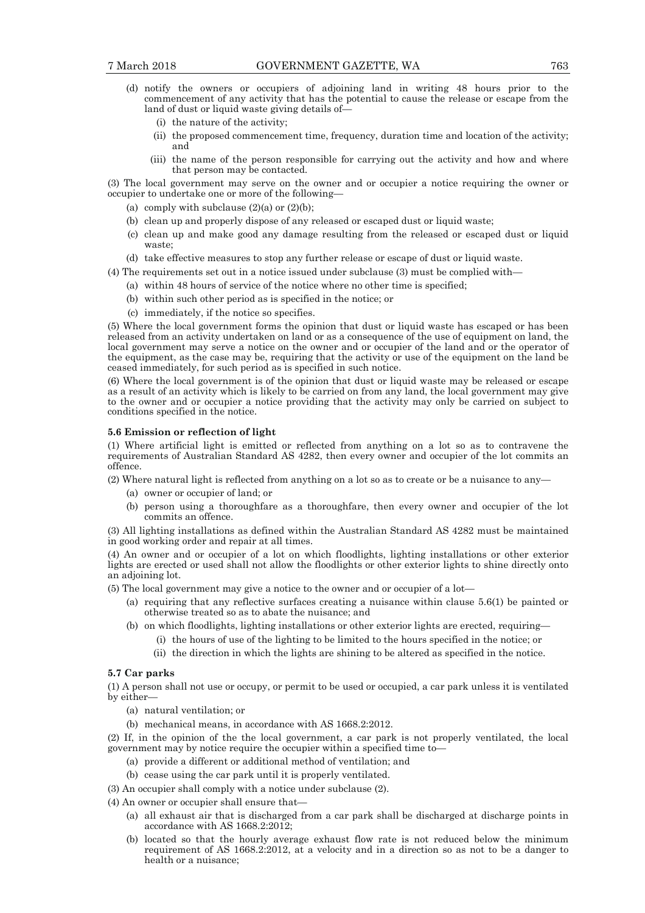(d) notify the owners or occupiers of adjoining land in writing 48 hours prior to the commencement of any activity that has the potential to cause the release or escape from the land of dust or liquid waste giving details of—

(i) the nature of the activity;

(ii) the proposed commencement time, frequency, duration time and location of the activity; and

(iii) the name of the person responsible for carrying out the activity and how and where that person may be contacted.

(3) The local government may serve on the owner and or occupier a notice requiring the owner or occupier to undertake one or more of the following—

(a) comply with subclause (2)(a) or (2)(b);

(b) clean up and properly dispose of any released or escaped dust or liquid waste;

(c) clean up and make good any damage resulting from the released or escaped dust or liquid waste;

(d) take effective measures to stop any further release or escape of dust or liquid waste.

(4) The requirements set out in a notice issued under subclause (3) must be complied with—

(a) within 48 hours of service of the notice where no other time is specified;

(b) within such other period as is specified in the notice; or

(c) immediately, if the notice so specifies.

(5) Where the local government forms the opinion that dust or liquid waste has escaped or has been released from an activity undertaken on land or as a consequence of the use of equipment on land, the local government may serve a notice on the owner and or occupier of the land and or the operator of the equipment, as the case may be, requiring that the activity or use of the equipment on the land be ceased immediately, for such period as is specified in such notice.

(6) Where the local government is of the opinion that dust or liquid waste may be released or escape as a result of an activity which is likely to be carried on from any land, the local government may give to the owner and or occupier a notice providing that the activity may only be carried on subject to conditions specified in the notice.

**5.6 Emission or reflection of light**

(1) Where artificial light is emitted or reflected from anything on a lot so as to contravene the requirements of Australian Standard AS 4282, then every owner and occupier of the lot commits an offence.

(2) Where natural light is reflected from anything on a lot so as to create or be a nuisance to any—

(a) owner or occupier of land; or

(b) person using a thoroughfare as a thoroughfare, then every owner and occupier of the lot commits an offence.

(3) All lighting installations as defined within the Australian Standard AS 4282 must be maintained in good working order and repair at all times.

(4) An owner and or occupier of a lot on which floodlights, lighting installations or other exterior lights are erected or used shall not allow the floodlights or other exterior lights to shine directly onto an adjoining lot.

(5) The local government may give a notice to the owner and or occupier of a lot—

(a) requiring that any reflective surfaces creating a nuisance within clause 5.6(1) be painted or otherwise treated so as to abate the nuisance; and

(b) on which floodlights, lighting installations or other exterior lights are erected, requiring—

(i) the hours of use of the lighting to be limited to the hours specified in the notice; or

(ii) the direction in which the lights are shining to be altered as specified in the notice.

**5.7 Car parks**

(1) A person shall not use or occupy, or permit to be used or occupied, a car park unless it is ventilated by either—

(a) natural ventilation; or

(b) mechanical means, in accordance with AS 1668.2:2012.

(2) If, in the opinion of the the local government, a car park is not properly ventilated, the local government may by notice require the occupier within a specified time to—

(a) provide a different or additional method of ventilation; and

(b) cease using the car park until it is properly ventilated.

(3) An occupier shall comply with a notice under subclause (2).

(4) An owner or occupier shall ensure that—

(a) all exhaust air that is discharged from a car park shall be discharged at discharge points in accordance with AS 1668.2:2012;

(b) located so that the hourly average exhaust flow rate is not reduced below the minimum requirement of AS 1668.2:2012, at a velocity and in a direction so as not to be a danger to health or a nuisance;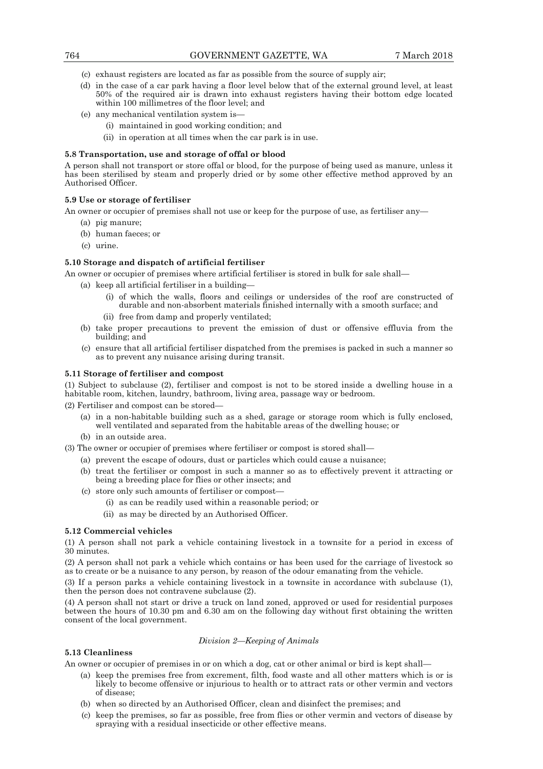(c) exhaust registers are located as far as possible from the source of supply air;

(d) in the case of a car park having a floor level below that of the external ground level, at least 50% of the required air is drawn into exhaust registers having their bottom edge located within 100 millimetres of the floor level; and

(e) any mechanical ventilation system is—

  (i) maintained in good working condition; and

  (ii) in operation at all times when the car park is in use.

**5.8 Transportation, use and storage of offal or blood**

A person shall not transport or store offal or blood, for the purpose of being used as manure, unless it has been sterilised by steam and properly dried or by some other effective method approved by an Authorised Officer.

**5.9 Use or storage of fertiliser**

An owner or occupier of premises shall not use or keep for the purpose of use, as fertiliser any—

(a) pig manure;

(b) human faeces; or

(c) urine.

**5.10 Storage and dispatch of artificial fertiliser**

An owner or occupier of premises where artificial fertiliser is stored in bulk for sale shall—

(a) keep all artificial fertiliser in a building—

  (i) of which the walls, floors and ceilings or undersides of the roof are constructed of durable and non-absorbent materials finished internally with a smooth surface; and

  (ii) free from damp and properly ventilated;

(b) take proper precautions to prevent the emission of dust or offensive effluvia from the building; and

(c) ensure that all artificial fertiliser dispatched from the premises is packed in such a manner so as to prevent any nuisance arising during transit.

**5.11 Storage of fertiliser and compost**

(1) Subject to subclause (2), fertiliser and compost is not to be stored inside a dwelling house in a habitable room, kitchen, laundry, bathroom, living area, passage way or bedroom.

(2) Fertiliser and compost can be stored—

(a) in a non-habitable building such as a shed, garage or storage room which is fully enclosed, well ventilated and separated from the habitable areas of the dwelling house; or

(b) in an outside area.

(3) The owner or occupier of premises where fertiliser or compost is stored shall—

(a) prevent the escape of odours, dust or particles which could cause a nuisance;

(b) treat the fertiliser or compost in such a manner so as to effectively prevent it attracting or being a breeding place for flies or other insects; and

(c) store only such amounts of fertiliser or compost—

  (i) as can be readily used within a reasonable period; or

  (ii) as may be directed by an Authorised Officer.

**5.12 Commercial vehicles**

(1) A person shall not park a vehicle containing livestock in a townsite for a period in excess of 30 minutes.

(2) A person shall not park a vehicle which contains or has been used for the carriage of livestock so as to create or be a nuisance to any person, by reason of the odour emanating from the vehicle.

(3) If a person parks a vehicle containing livestock in a townsite in accordance with subclause (1), then the person does not contravene subclause (2).

(4) A person shall not start or drive a truck on land zoned, approved or used for residential purposes between the hours of 10.30 pm and 6.30 am on the following day without first obtaining the written consent of the local government.

*Division 2—Keeping of Animals*

**5.13 Cleanliness**

An owner or occupier of premises in or on which a dog, cat or other animal or bird is kept shall—

(a) keep the premises free from excrement, filth, food waste and all other matters which is or is likely to become offensive or injurious to health or to attract rats or other vermin and vectors of disease;

(b) when so directed by an Authorised Officer, clean and disinfect the premises; and

(c) keep the premises, so far as possible, free from flies or other vermin and vectors of disease by spraying with a residual insecticide or other effective means.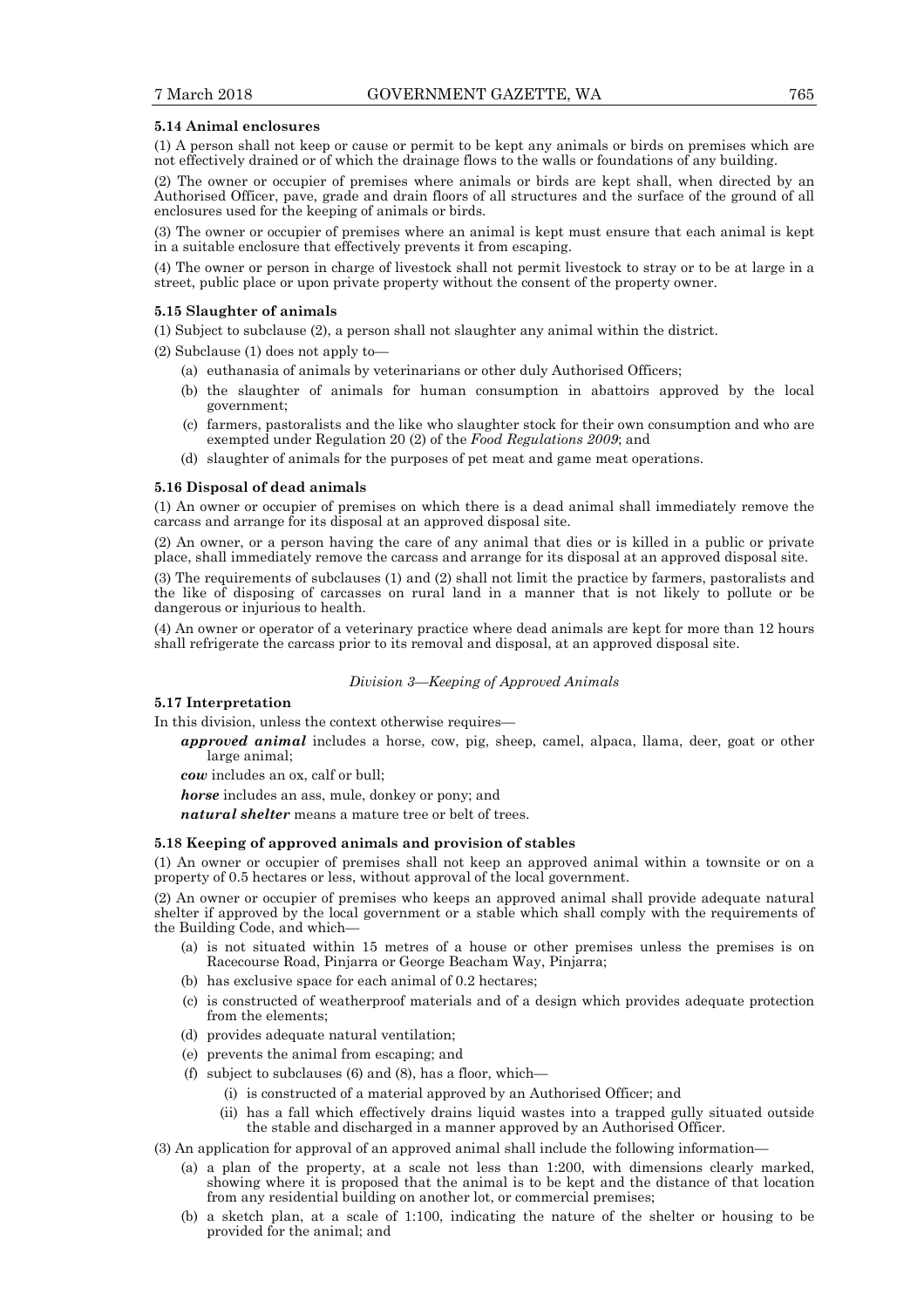**5.14 Animal enclosures**

(1) A person shall not keep or cause or permit to be kept any animals or birds on premises which are not effectively drained or of which the drainage flows to the walls or foundations of any building.

(2) The owner or occupier of premises where animals or birds are kept shall, when directed by an Authorised Officer, pave, grade and drain floors of all structures and the surface of the ground of all enclosures used for the keeping of animals or birds.

(3) The owner or occupier of premises where an animal is kept must ensure that each animal is kept in a suitable enclosure that effectively prevents it from escaping.

(4) The owner or person in charge of livestock shall not permit livestock to stray or to be at large in a street, public place or upon private property without the consent of the property owner.

**5.15 Slaughter of animals**

(1) Subject to subclause (2), a person shall not slaughter any animal within the district.

(2) Subclause (1) does not apply to—

- (a) euthanasia of animals by veterinarians or other duly Authorised Officers;
- (b) the slaughter of animals for human consumption in abattoirs approved by the local government;
- (c) farmers, pastoralists and the like who slaughter stock for their own consumption and who are exempted under Regulation 20 (2) of the *Food Regulations 2009*; and
- (d) slaughter of animals for the purposes of pet meat and game meat operations.

**5.16 Disposal of dead animals**

(1) An owner or occupier of premises on which there is a dead animal shall immediately remove the carcass and arrange for its disposal at an approved disposal site.

(2) An owner, or a person having the care of any animal that dies or is killed in a public or private place, shall immediately remove the carcass and arrange for its disposal at an approved disposal site.

(3) The requirements of subclauses (1) and (2) shall not limit the practice by farmers, pastoralists and the like of disposing of carcasses on rural land in a manner that is not likely to pollute or be dangerous or injurious to health.

(4) An owner or operator of a veterinary practice where dead animals are kept for more than 12 hours shall refrigerate the carcass prior to its removal and disposal, at an approved disposal site.

*Division 3—Keeping of Approved Animals*

**5.17 Interpretation**

In this division, unless the context otherwise requires—

***approved animal*** includes a horse, cow, pig, sheep, camel, alpaca, llama, deer, goat or other large animal;

***cow*** includes an ox, calf or bull;

***horse*** includes an ass, mule, donkey or pony; and

***natural shelter*** means a mature tree or belt of trees.

**5.18 Keeping of approved animals and provision of stables**

(1) An owner or occupier of premises shall not keep an approved animal within a townsite or on a property of 0.5 hectares or less, without approval of the local government.

(2) An owner or occupier of premises who keeps an approved animal shall provide adequate natural shelter if approved by the local government or a stable which shall comply with the requirements of the Building Code, and which—

- (a) is not situated within 15 metres of a house or other premises unless the premises is on Racecourse Road, Pinjarra or George Beacham Way, Pinjarra;
- (b) has exclusive space for each animal of 0.2 hectares;
- (c) is constructed of weatherproof materials and of a design which provides adequate protection from the elements;
- (d) provides adequate natural ventilation;
- (e) prevents the animal from escaping; and
- (f) subject to subclauses (6) and (8), has a floor, which—
  - (i) is constructed of a material approved by an Authorised Officer; and
  - (ii) has a fall which effectively drains liquid wastes into a trapped gully situated outside the stable and discharged in a manner approved by an Authorised Officer.

(3) An application for approval of an approved animal shall include the following information—

- (a) a plan of the property, at a scale not less than 1:200, with dimensions clearly marked, showing where it is proposed that the animal is to be kept and the distance of that location from any residential building on another lot, or commercial premises;
- (b) a sketch plan, at a scale of 1:100, indicating the nature of the shelter or housing to be provided for the animal; and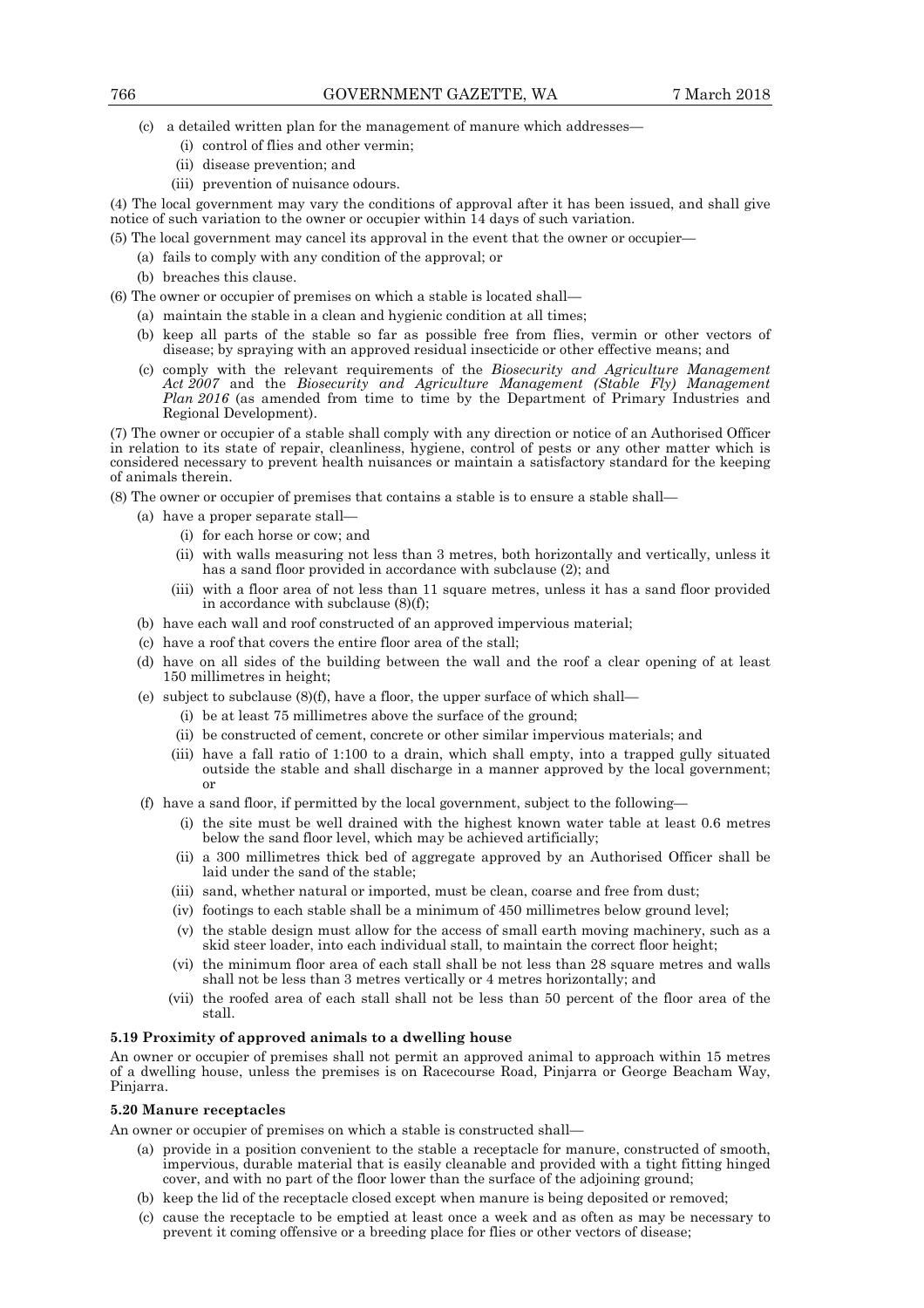(c) a detailed written plan for the management of manure which addresses—

(i) control of flies and other vermin;

(ii) disease prevention; and

(iii) prevention of nuisance odours.

(4) The local government may vary the conditions of approval after it has been issued, and shall give notice of such variation to the owner or occupier within 14 days of such variation.

(5) The local government may cancel its approval in the event that the owner or occupier—

(a) fails to comply with any condition of the approval; or

(b) breaches this clause.

(6) The owner or occupier of premises on which a stable is located shall—

(a) maintain the stable in a clean and hygienic condition at all times;

(b) keep all parts of the stable so far as possible free from flies, vermin or other vectors of disease; by spraying with an approved residual insecticide or other effective means; and

(c) comply with the relevant requirements of the *Biosecurity and Agriculture Management Act 2007* and the *Biosecurity and Agriculture Management (Stable Fly) Management Plan 2016* (as amended from time to time by the Department of Primary Industries and Regional Development).

(7) The owner or occupier of a stable shall comply with any direction or notice of an Authorised Officer in relation to its state of repair, cleanliness, hygiene, control of pests or any other matter which is considered necessary to prevent health nuisances or maintain a satisfactory standard for the keeping of animals therein.

(8) The owner or occupier of premises that contains a stable is to ensure a stable shall—

(a) have a proper separate stall—

(i) for each horse or cow; and

(ii) with walls measuring not less than 3 metres, both horizontally and vertically, unless it has a sand floor provided in accordance with subclause (2); and

(iii) with a floor area of not less than 11 square metres, unless it has a sand floor provided in accordance with subclause (8)(f);

(b) have each wall and roof constructed of an approved impervious material;

(c) have a roof that covers the entire floor area of the stall;

(d) have on all sides of the building between the wall and the roof a clear opening of at least 150 millimetres in height;

(e) subject to subclause (8)(f), have a floor, the upper surface of which shall—

(i) be at least 75 millimetres above the surface of the ground;

(ii) be constructed of cement, concrete or other similar impervious materials; and

(iii) have a fall ratio of 1:100 to a drain, which shall empty, into a trapped gully situated outside the stable and shall discharge in a manner approved by the local government; or

(f) have a sand floor, if permitted by the local government, subject to the following—

(i) the site must be well drained with the highest known water table at least 0.6 metres below the sand floor level, which may be achieved artificially;

(ii) a 300 millimetres thick bed of aggregate approved by an Authorised Officer shall be laid under the sand of the stable;

(iii) sand, whether natural or imported, must be clean, coarse and free from dust;

(iv) footings to each stable shall be a minimum of 450 millimetres below ground level;

(v) the stable design must allow for the access of small earth moving machinery, such as a skid steer loader, into each individual stall, to maintain the correct floor height;

(vi) the minimum floor area of each stall shall be not less than 28 square metres and walls shall not be less than 3 metres vertically or 3 metres horizontally; and

(vii) the roofed area of each stall shall not be less than 50 percent of the floor area of the stall.

**5.19 Proximity of approved animals to a dwelling house**

An owner or occupier of premises shall not permit an approved animal to approach within 15 metres of a dwelling house, unless the premises is on Racecourse Road, Pinjarra or George Beacham Way, Pinjarra.

**5.20 Manure receptacles**

An owner or occupier of premises on which a stable is constructed shall—

(a) provide in a position convenient to the stable a receptacle for manure, constructed of smooth, impervious, durable material that is easily cleanable and provided with a tight fitting hinged cover, and with no part of the floor lower than the surface of the adjoining ground;

(b) keep the lid of the receptacle closed except when manure is being deposited or removed;

(c) cause the receptacle to be emptied at least once a week and as often as may be necessary to prevent it coming offensive or a breeding place for flies or other vectors of disease;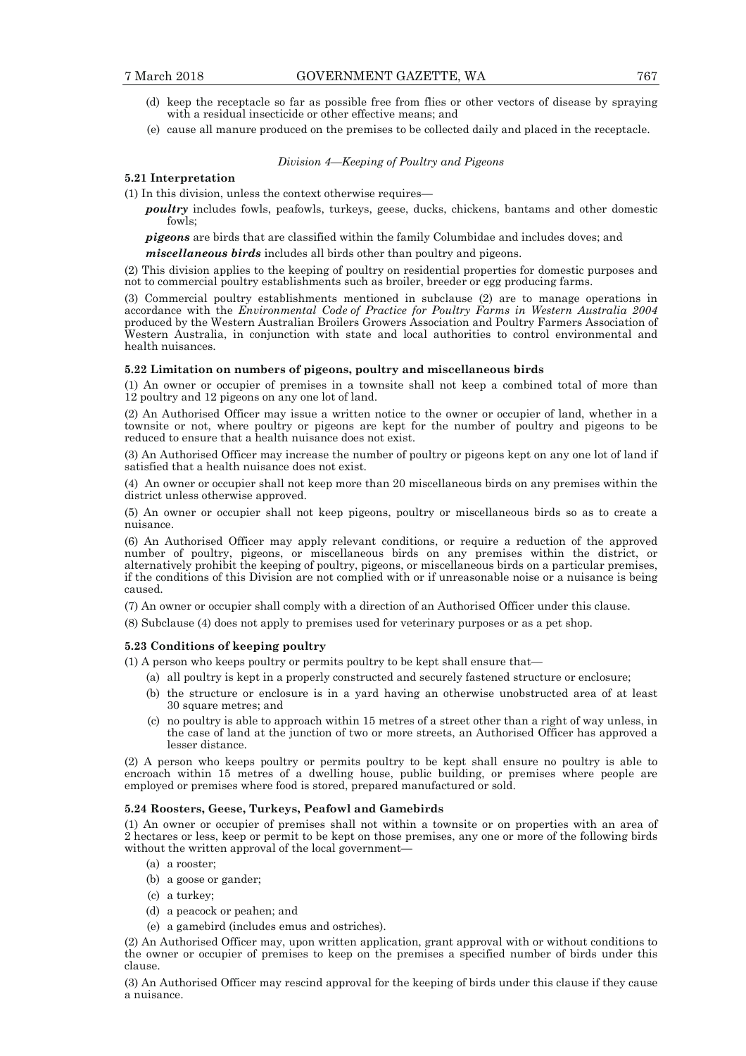(d) keep the receptacle so far as possible free from flies or other vectors of disease by spraying with a residual insecticide or other effective means; and

(e) cause all manure produced on the premises to be collected daily and placed in the receptacle.

*Division 4—Keeping of Poultry and Pigeons*

**5.21 Interpretation**

(1) In this division, unless the context otherwise requires—

***poultry*** includes fowls, peafowls, turkeys, geese, ducks, chickens, bantams and other domestic fowls;

***pigeons*** are birds that are classified within the family Columbidae and includes doves; and

***miscellaneous birds*** includes all birds other than poultry and pigeons.

(2) This division applies to the keeping of poultry on residential properties for domestic purposes and not to commercial poultry establishments such as broiler, breeder or egg producing farms.

(3) Commercial poultry establishments mentioned in subclause (2) are to manage operations in accordance with the *Environmental Code of Practice for Poultry Farms in Western Australia 2004* produced by the Western Australian Broilers Growers Association and Poultry Farmers Association of Western Australia, in conjunction with state and local authorities to control environmental and health nuisances.

**5.22 Limitation on numbers of pigeons, poultry and miscellaneous birds**

(1) An owner or occupier of premises in a townsite shall not keep a combined total of more than 12 poultry and 12 pigeons on any one lot of land.

(2) An Authorised Officer may issue a written notice to the owner or occupier of land, whether in a townsite or not, where poultry or pigeons are kept for the number of poultry and pigeons to be reduced to ensure that a health nuisance does not exist.

(3) An Authorised Officer may increase the number of poultry or pigeons kept on any one lot of land if satisfied that a health nuisance does not exist.

(4) An owner or occupier shall not keep more than 20 miscellaneous birds on any premises within the district unless otherwise approved.

(5) An owner or occupier shall not keep pigeons, poultry or miscellaneous birds so as to create a nuisance.

(6) An Authorised Officer may apply relevant conditions, or require a reduction of the approved number of poultry, pigeons, or miscellaneous birds on any premises within the district, or alternatively prohibit the keeping of poultry, pigeons, or miscellaneous birds on a particular premises, if the conditions of this Division are not complied with or if unreasonable noise or a nuisance is being caused.

(7) An owner or occupier shall comply with a direction of an Authorised Officer under this clause.

(8) Subclause (4) does not apply to premises used for veterinary purposes or as a pet shop.

**5.23 Conditions of keeping poultry**

(1) A person who keeps poultry or permits poultry to be kept shall ensure that—

(a) all poultry is kept in a properly constructed and securely fastened structure or enclosure;

(b) the structure or enclosure is in a yard having an otherwise unobstructed area of at least 30 square metres; and

(c) no poultry is able to approach within 15 metres of a street other than a right of way unless, in the case of land at the junction of two or more streets, an Authorised Officer has approved a lesser distance.

(2) A person who keeps poultry or permits poultry to be kept shall ensure no poultry is able to encroach within 15 metres of a dwelling house, public building, or premises where people are employed or premises where food is stored, prepared manufactured or sold.

**5.24 Roosters, Geese, Turkeys, Peafowl and Gamebirds**

(1) An owner or occupier of premises shall not within a townsite or on properties with an area of 2 hectares or less, keep or permit to be kept on those premises, any one or more of the following birds without the written approval of the local government—

(a) a rooster;

(b) a goose or gander;

(c) a turkey;

(d) a peacock or peahen; and

(e) a gamebird (includes emus and ostriches).

(2) An Authorised Officer may, upon written application, grant approval with or without conditions to the owner or occupier of premises to keep on the premises a specified number of birds under this clause.

(3) An Authorised Officer may rescind approval for the keeping of birds under this clause if they cause a nuisance.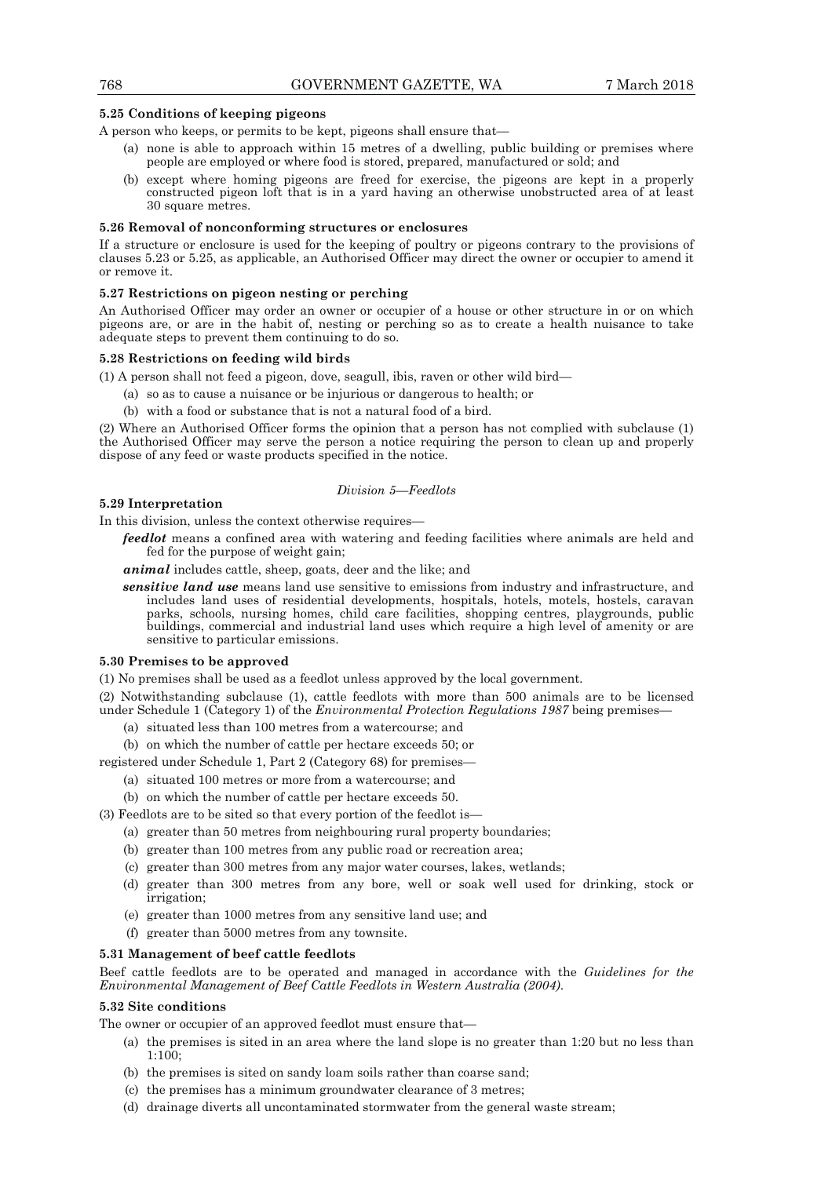**5.25 Conditions of keeping pigeons**

A person who keeps, or permits to be kept, pigeons shall ensure that—

(a) none is able to approach within 15 metres of a dwelling, public building or premises where people are employed or where food is stored, prepared, manufactured or sold; and

(b) except where homing pigeons are freed for exercise, the pigeons are kept in a properly constructed pigeon loft that is in a yard having an otherwise unobstructed area of at least 30 square metres.

**5.26 Removal of nonconforming structures or enclosures**

If a structure or enclosure is used for the keeping of poultry or pigeons contrary to the provisions of clauses 5.23 or 5.25, as applicable, an Authorised Officer may direct the owner or occupier to amend it or remove it.

**5.27 Restrictions on pigeon nesting or perching**

An Authorised Officer may order an owner or occupier of a house or other structure in or on which pigeons are, or are in the habit of, nesting or perching so as to create a health nuisance to take adequate steps to prevent them continuing to do so.

**5.28 Restrictions on feeding wild birds**

(1) A person shall not feed a pigeon, dove, seagull, ibis, raven or other wild bird—

(a) so as to cause a nuisance or be injurious or dangerous to health; or

(b) with a food or substance that is not a natural food of a bird.

(2) Where an Authorised Officer forms the opinion that a person has not complied with subclause (1) the Authorised Officer may serve the person a notice requiring the person to clean up and properly dispose of any feed or waste products specified in the notice.

*Division 5—Feedlots*

**5.29 Interpretation**

In this division, unless the context otherwise requires—

***feedlot*** means a confined area with watering and feeding facilities where animals are held and fed for the purpose of weight gain;

***animal*** includes cattle, sheep, goats, deer and the like; and

***sensitive land use*** means land use sensitive to emissions from industry and infrastructure, and includes land uses of residential developments, hospitals, hotels, motels, hostels, caravan parks, schools, nursing homes, child care facilities, shopping centres, playgrounds, public buildings, commercial and industrial land uses which require a high level of amenity or are sensitive to particular emissions.

**5.30 Premises to be approved**

(1) No premises shall be used as a feedlot unless approved by the local government.

(2) Notwithstanding subclause (1), cattle feedlots with more than 500 animals are to be licensed under Schedule 1 (Category 1) of the *Environmental Protection Regulations 1987* being premises—

(a) situated less than 100 metres from a watercourse; and

(b) on which the number of cattle per hectare exceeds 50; or

registered under Schedule 1, Part 2 (Category 68) for premises—

(a) situated 100 metres or more from a watercourse; and

(b) on which the number of cattle per hectare exceeds 50.

(3) Feedlots are to be sited so that every portion of the feedlot is—

(a) greater than 50 metres from neighbouring rural property boundaries;

(b) greater than 100 metres from any public road or recreation area;

(c) greater than 300 metres from any major water courses, lakes, wetlands;

(d) greater than 300 metres from any bore, well or soak well used for drinking, stock or irrigation;

(e) greater than 1000 metres from any sensitive land use; and

(f) greater than 5000 metres from any townsite.

**5.31 Management of beef cattle feedlots**

Beef cattle feedlots are to be operated and managed in accordance with the *Guidelines for the Environmental Management of Beef Cattle Feedlots in Western Australia (2004).*

**5.32 Site conditions**

The owner or occupier of an approved feedlot must ensure that—

(a) the premises is sited in an area where the land slope is no greater than 1:20 but no less than 1:100;

(b) the premises is sited on sandy loam soils rather than coarse sand;

(c) the premises has a minimum groundwater clearance of 3 metres;

(d) drainage diverts all uncontaminated stormwater from the general waste stream;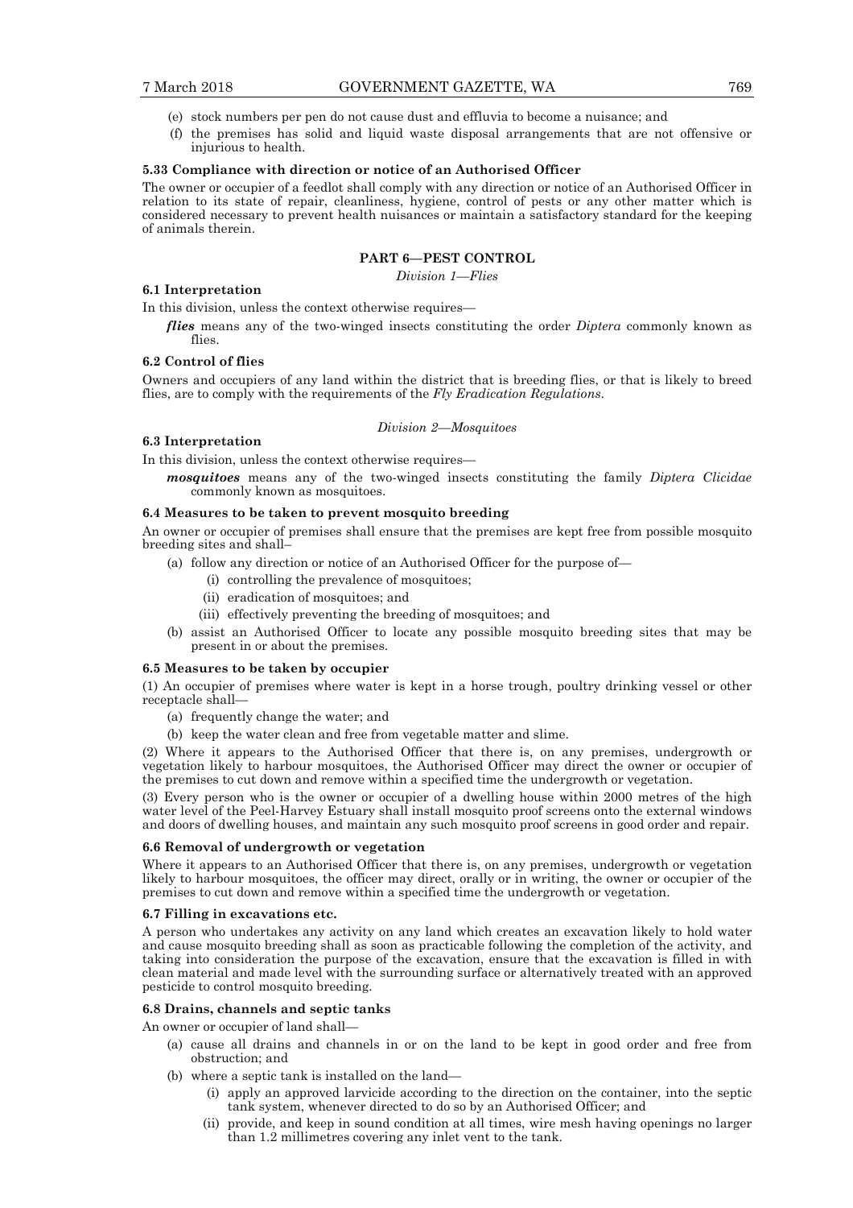(e) stock numbers per pen do not cause dust and effluvia to become a nuisance; and

(f) the premises has solid and liquid waste disposal arrangements that are not offensive or injurious to health.

**5.33 Compliance with direction or notice of an Authorised Officer**

The owner or occupier of a feedlot shall comply with any direction or notice of an Authorised Officer in relation to its state of repair, cleanliness, hygiene, control of pests or any other matter which is considered necessary to prevent health nuisances or maintain a satisfactory standard for the keeping of animals therein.

## PART 6—PEST CONTROL

*Division 1—Flies*

**6.1 Interpretation**

In this division, unless the context otherwise requires—

***flies*** means any of the two-winged insects constituting the order *Diptera* commonly known as flies.

**6.2 Control of flies**

Owners and occupiers of any land within the district that is breeding flies, or that is likely to breed flies, are to comply with the requirements of the *Fly Eradication Regulations*.

*Division 2—Mosquitoes*

**6.3 Interpretation**

In this division, unless the context otherwise requires—

***mosquitoes*** means any of the two-winged insects constituting the family *Diptera Clicidae* commonly known as mosquitoes.

**6.4 Measures to be taken to prevent mosquito breeding**

An owner or occupier of premises shall ensure that the premises are kept free from possible mosquito breeding sites and shall–

(a) follow any direction or notice of an Authorised Officer for the purpose of—

  (i) controlling the prevalence of mosquitoes;

  (ii) eradication of mosquitoes; and

  (iii) effectively preventing the breeding of mosquitoes; and

(b) assist an Authorised Officer to locate any possible mosquito breeding sites that may be present in or about the premises.

**6.5 Measures to be taken by occupier**

(1) An occupier of premises where water is kept in a horse trough, poultry drinking vessel or other receptacle shall—

(a) frequently change the water; and

(b) keep the water clean and free from vegetable matter and slime.

(2) Where it appears to the Authorised Officer that there is, on any premises, undergrowth or vegetation likely to harbour mosquitoes, the Authorised Officer may direct the owner or occupier of the premises to cut down and remove within a specified time the undergrowth or vegetation.

(3) Every person who is the owner or occupier of a dwelling house within 2000 metres of the high water level of the Peel-Harvey Estuary shall install mosquito proof screens onto the external windows and doors of dwelling houses, and maintain any such mosquito proof screens in good order and repair.

**6.6 Removal of undergrowth or vegetation**

Where it appears to an Authorised Officer that there is, on any premises, undergrowth or vegetation likely to harbour mosquitoes, the officer may direct, orally or in writing, the owner or occupier of the premises to cut down and remove within a specified time the undergrowth or vegetation.

**6.7 Filling in excavations etc.**

A person who undertakes any activity on any land which creates an excavation likely to hold water and cause mosquito breeding shall as soon as practicable following the completion of the activity, and taking into consideration the purpose of the excavation, ensure that the excavation is filled in with clean material and made level with the surrounding surface or alternatively treated with an approved pesticide to control mosquito breeding.

**6.8 Drains, channels and septic tanks**

An owner or occupier of land shall—

(a) cause all drains and channels in or on the land to be kept in good order and free from obstruction; and

(b) where a septic tank is installed on the land—

  (i) apply an approved larvicide according to the direction on the container, into the septic tank system, whenever directed to do so by an Authorised Officer; and

  (ii) provide, and keep in sound condition at all times, wire mesh having openings no larger than 1.2 millimetres covering any inlet vent to the tank.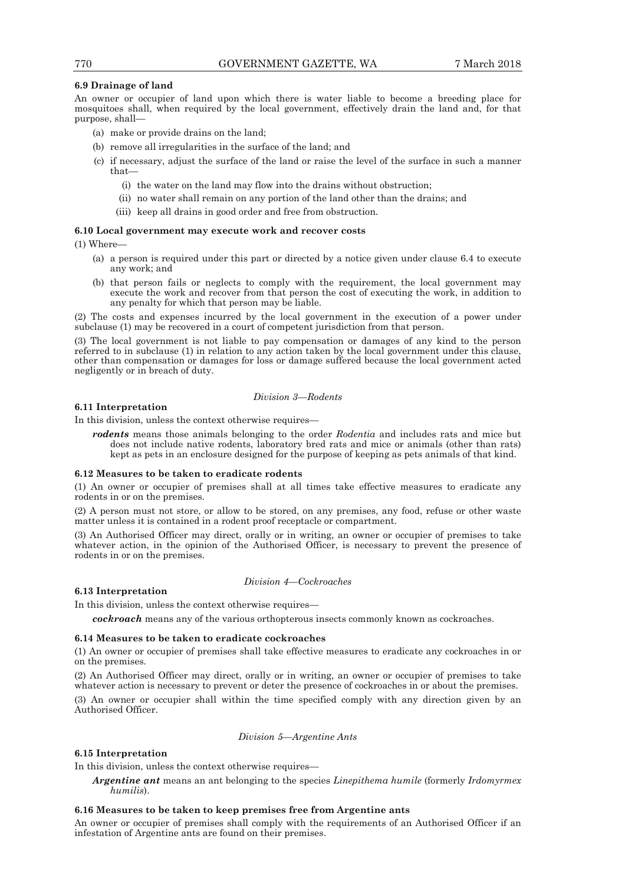**6.9 Drainage of land**

An owner or occupier of land upon which there is water liable to become a breeding place for mosquitoes shall, when required by the local government, effectively drain the land and, for that purpose, shall—

(a) make or provide drains on the land;

(b) remove all irregularities in the surface of the land; and

(c) if necessary, adjust the surface of the land or raise the level of the surface in such a manner that—

(i) the water on the land may flow into the drains without obstruction;

(ii) no water shall remain on any portion of the land other than the drains; and

(iii) keep all drains in good order and free from obstruction.

**6.10 Local government may execute work and recover costs**

(1) Where—

(a) a person is required under this part or directed by a notice given under clause 6.4 to execute any work; and

(b) that person fails or neglects to comply with the requirement, the local government may execute the work and recover from that person the cost of executing the work, in addition to any penalty for which that person may be liable.

(2) The costs and expenses incurred by the local government in the execution of a power under subclause (1) may be recovered in a court of competent jurisdiction from that person.

(3) The local government is not liable to pay compensation or damages of any kind to the person referred to in subclause (1) in relation to any action taken by the local government under this clause, other than compensation or damages for loss or damage suffered because the local government acted negligently or in breach of duty.

*Division 3—Rodents*

**6.11 Interpretation**

In this division, unless the context otherwise requires—

***rodents*** means those animals belonging to the order *Rodentia* and includes rats and mice but does not include native rodents, laboratory bred rats and mice or animals (other than rats) kept as pets in an enclosure designed for the purpose of keeping as pets animals of that kind.

**6.12 Measures to be taken to eradicate rodents**

(1) An owner or occupier of premises shall at all times take effective measures to eradicate any rodents in or on the premises.

(2) A person must not store, or allow to be stored, on any premises, any food, refuse or other waste matter unless it is contained in a rodent proof receptacle or compartment.

(3) An Authorised Officer may direct, orally or in writing, an owner or occupier of premises to take whatever action, in the opinion of the Authorised Officer, is necessary to prevent the presence of rodents in or on the premises.

*Division 4—Cockroaches*

**6.13 Interpretation**

In this division, unless the context otherwise requires—

***cockroach*** means any of the various orthopterous insects commonly known as cockroaches.

**6.14 Measures to be taken to eradicate cockroaches**

(1) An owner or occupier of premises shall take effective measures to eradicate any cockroaches in or on the premises.

(2) An Authorised Officer may direct, orally or in writing, an owner or occupier of premises to take whatever action is necessary to prevent or deter the presence of cockroaches in or about the premises.

(3) An owner or occupier shall within the time specified comply with any direction given by an Authorised Officer.

*Division 5—Argentine Ants*

**6.15 Interpretation**

In this division, unless the context otherwise requires—

***Argentine ant*** means an ant belonging to the species *Linepithema humile* (formerly *Irdomyrmex humilis*).

**6.16 Measures to be taken to keep premises free from Argentine ants**

An owner or occupier of premises shall comply with the requirements of an Authorised Officer if an infestation of Argentine ants are found on their premises.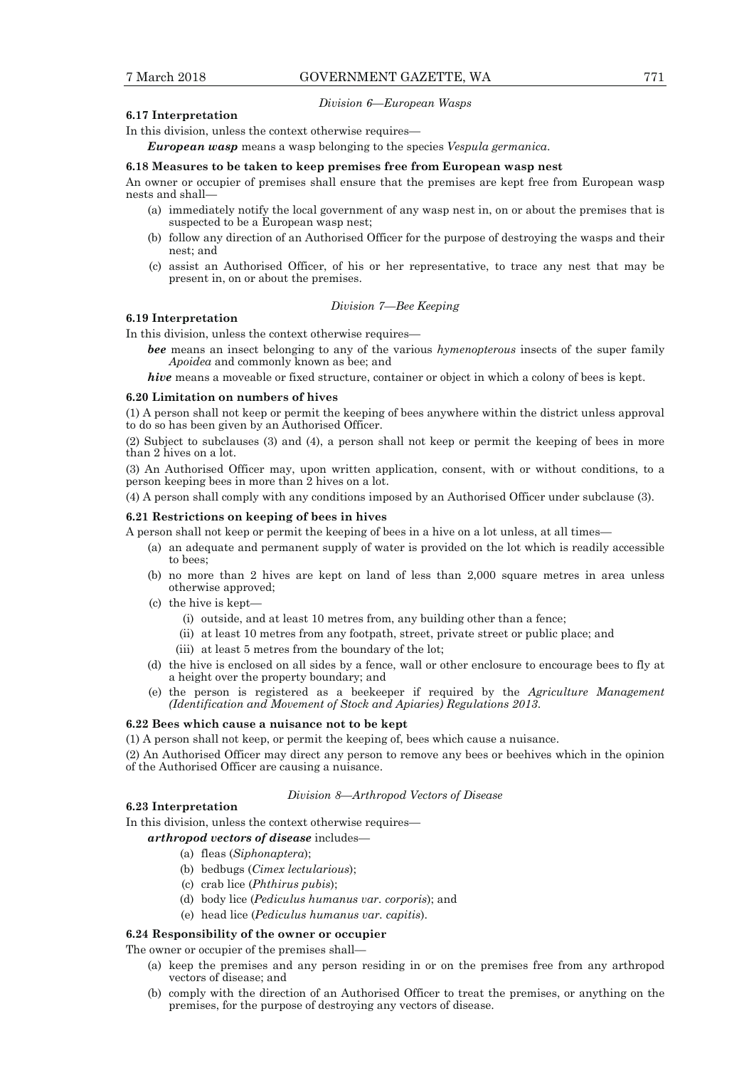*Division 6—European Wasps*

**6.17 Interpretation**

In this division, unless the context otherwise requires—

***European wasp*** means a wasp belonging to the species *Vespula germanica*.

**6.18 Measures to be taken to keep premises free from European wasp nest**

An owner or occupier of premises shall ensure that the premises are kept free from European wasp nests and shall—

- (a) immediately notify the local government of any wasp nest in, on or about the premises that is suspected to be a European wasp nest;
- (b) follow any direction of an Authorised Officer for the purpose of destroying the wasps and their nest; and
- (c) assist an Authorised Officer, of his or her representative, to trace any nest that may be present in, on or about the premises.

*Division 7—Bee Keeping*

**6.19 Interpretation**

In this division, unless the context otherwise requires—

***bee*** means an insect belonging to any of the various *hymenopterous* insects of the super family *Apoidea* and commonly known as bee; and

***hive*** means a moveable or fixed structure, container or object in which a colony of bees is kept.

**6.20 Limitation on numbers of hives**

(1) A person shall not keep or permit the keeping of bees anywhere within the district unless approval to do so has been given by an Authorised Officer.

(2) Subject to subclauses (3) and (4), a person shall not keep or permit the keeping of bees in more than 2 hives on a lot.

(3) An Authorised Officer may, upon written application, consent, with or without conditions, to a person keeping bees in more than 2 hives on a lot.

(4) A person shall comply with any conditions imposed by an Authorised Officer under subclause (3).

**6.21 Restrictions on keeping of bees in hives**

A person shall not keep or permit the keeping of bees in a hive on a lot unless, at all times—

- (a) an adequate and permanent supply of water is provided on the lot which is readily accessible to bees;
- (b) no more than 2 hives are kept on land of less than 2,000 square metres in area unless otherwise approved;
- (c) the hive is kept—
  - (i) outside, and at least 10 metres from, any building other than a fence;
  - (ii) at least 10 metres from any footpath, street, private street or public place; and
  - (iii) at least 5 metres from the boundary of the lot;
- (d) the hive is enclosed on all sides by a fence, wall or other enclosure to encourage bees to fly at a height over the property boundary; and
- (e) the person is registered as a beekeeper if required by the *Agriculture Management (Identification and Movement of Stock and Apiaries) Regulations 2013.*

**6.22 Bees which cause a nuisance not to be kept**

(1) A person shall not keep, or permit the keeping of, bees which cause a nuisance.

(2) An Authorised Officer may direct any person to remove any bees or beehives which in the opinion of the Authorised Officer are causing a nuisance.

*Division 8—Arthropod Vectors of Disease*

**6.23 Interpretation**

In this division, unless the context otherwise requires—

***arthropod vectors of disease*** includes—

- (a) fleas (*Siphonaptera*);
- (b) bedbugs (*Cimex lectularious*);
- (c) crab lice (*Phthirus pubis*);
- (d) body lice (*Pediculus humanus var. corporis*); and
- (e) head lice (*Pediculus humanus var. capitis*).

**6.24 Responsibility of the owner or occupier**

The owner or occupier of the premises shall—

- (a) keep the premises and any person residing in or on the premises free from any arthropod vectors of disease; and
- (b) comply with the direction of an Authorised Officer to treat the premises, or anything on the premises, for the purpose of destroying any vectors of disease.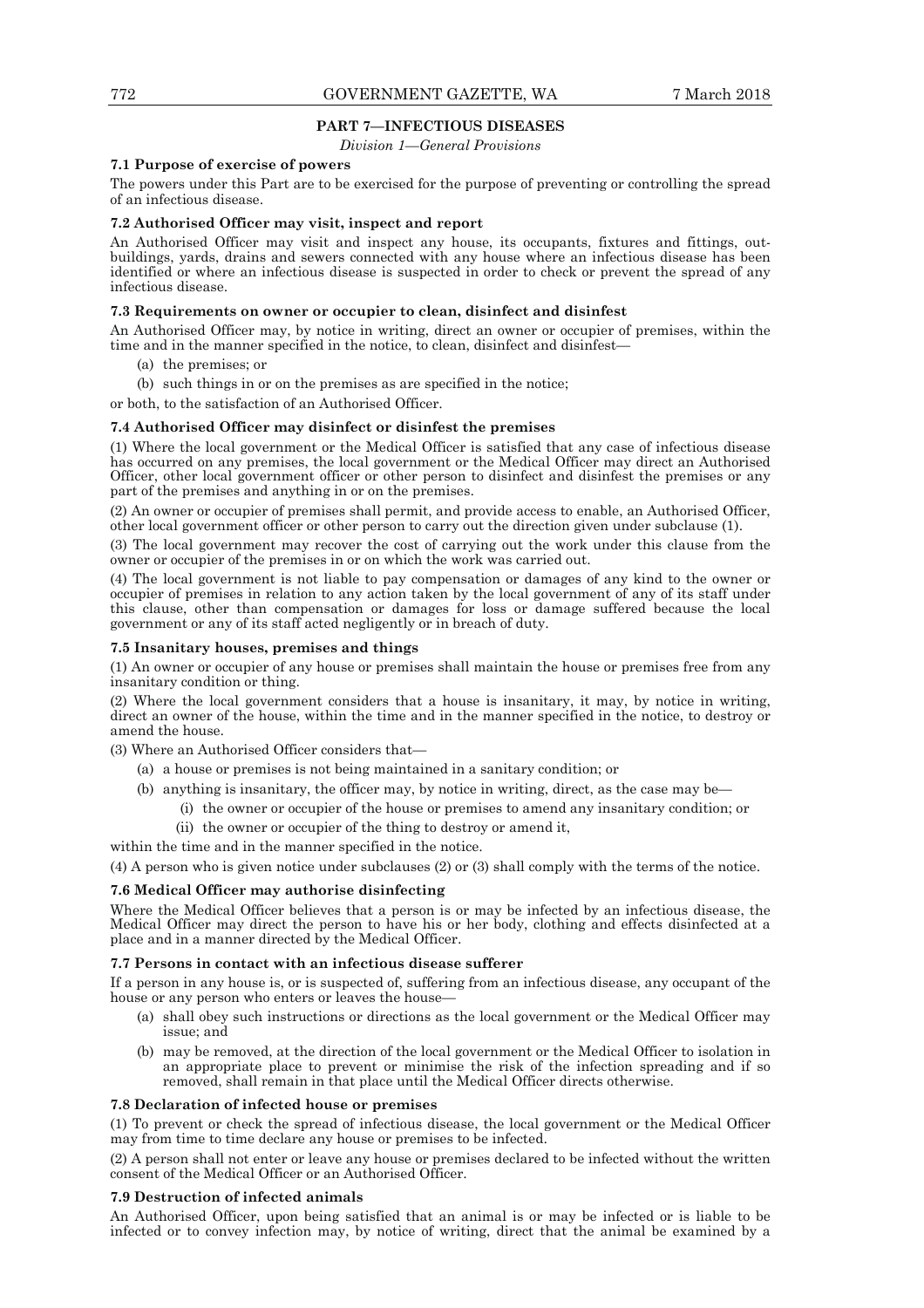## PART 7—INFECTIOUS DISEASES

*Division 1—General Provisions*

**7.1 Purpose of exercise of powers**

The powers under this Part are to be exercised for the purpose of preventing or controlling the spread of an infectious disease.

**7.2 Authorised Officer may visit, inspect and report**

An Authorised Officer may visit and inspect any house, its occupants, fixtures and fittings, outbuildings, yards, drains and sewers connected with any house where an infectious disease has been identified or where an infectious disease is suspected in order to check or prevent the spread of any infectious disease.

**7.3 Requirements on owner or occupier to clean, disinfect and disinfest**

An Authorised Officer may, by notice in writing, direct an owner or occupier of premises, within the time and in the manner specified in the notice, to clean, disinfect and disinfest—

(a) the premises; or

(b) such things in or on the premises as are specified in the notice;

or both, to the satisfaction of an Authorised Officer.

**7.4 Authorised Officer may disinfect or disinfest the premises**

(1) Where the local government or the Medical Officer is satisfied that any case of infectious disease has occurred on any premises, the local government or the Medical Officer may direct an Authorised Officer, other local government officer or other person to disinfect and disinfest the premises or any part of the premises and anything in or on the premises.

(2) An owner or occupier of premises shall permit, and provide access to enable, an Authorised Officer, other local government officer or other person to carry out the direction given under subclause (1).

(3) The local government may recover the cost of carrying out the work under this clause from the owner or occupier of the premises in or on which the work was carried out.

(4) The local government is not liable to pay compensation or damages of any kind to the owner or occupier of premises in relation to any action taken by the local government of any of its staff under this clause, other than compensation or damages for loss or damage suffered because the local government or any of its staff acted negligently or in breach of duty.

**7.5 Insanitary houses, premises and things**

(1) An owner or occupier of any house or premises shall maintain the house or premises free from any insanitary condition or thing.

(2) Where the local government considers that a house is insanitary, it may, by notice in writing, direct an owner of the house, within the time and in the manner specified in the notice, to destroy or amend the house.

(3) Where an Authorised Officer considers that—

(a) a house or premises is not being maintained in a sanitary condition; or

(b) anything is insanitary, the officer may, by notice in writing, direct, as the case may be—

(i) the owner or occupier of the house or premises to amend any insanitary condition; or

(ii) the owner or occupier of the thing to destroy or amend it,

within the time and in the manner specified in the notice.

(4) A person who is given notice under subclauses (2) or (3) shall comply with the terms of the notice.

**7.6 Medical Officer may authorise disinfecting**

Where the Medical Officer believes that a person is or may be infected by an infectious disease, the Medical Officer may direct the person to have his or her body, clothing and effects disinfected at a place and in a manner directed by the Medical Officer.

**7.7 Persons in contact with an infectious disease sufferer**

If a person in any house is, or is suspected of, suffering from an infectious disease, any occupant of the house or any person who enters or leaves the house—

(a) shall obey such instructions or directions as the local government or the Medical Officer may issue; and

(b) may be removed, at the direction of the local government or the Medical Officer to isolation in an appropriate place to prevent or minimise the risk of the infection spreading and if so removed, shall remain in that place until the Medical Officer directs otherwise.

**7.8 Declaration of infected house or premises**

(1) To prevent or check the spread of infectious disease, the local government or the Medical Officer may from time to time declare any house or premises to be infected.

(2) A person shall not enter or leave any house or premises declared to be infected without the written consent of the Medical Officer or an Authorised Officer.

**7.9 Destruction of infected animals**

An Authorised Officer, upon being satisfied that an animal is or may be infected or is liable to be infected or to convey infection may, by notice of writing, direct that the animal be examined by a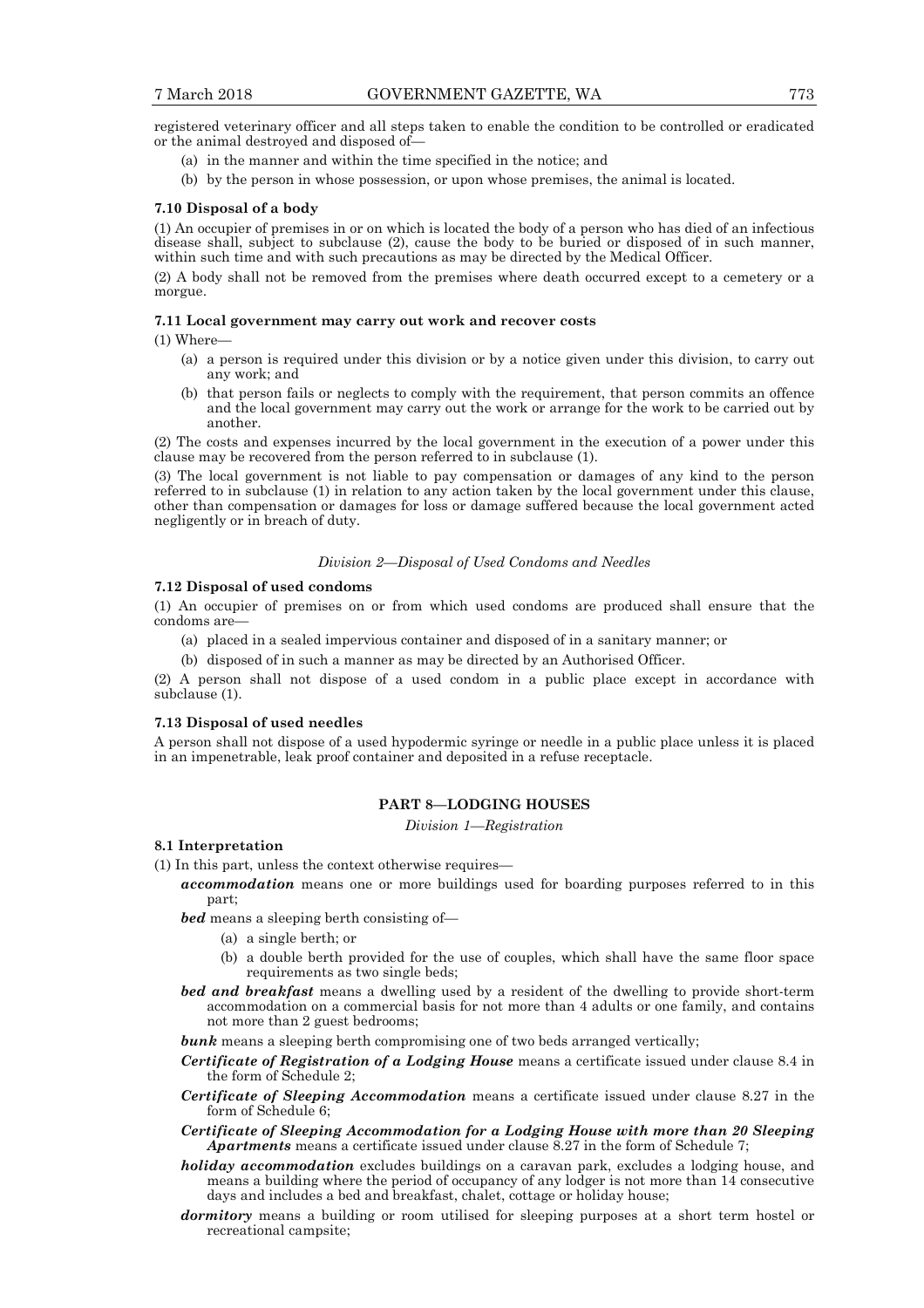registered veterinary officer and all steps taken to enable the condition to be controlled or eradicated or the animal destroyed and disposed of—

(a) in the manner and within the time specified in the notice; and

(b) by the person in whose possession, or upon whose premises, the animal is located.

**7.10 Disposal of a body**

(1) An occupier of premises in or on which is located the body of a person who has died of an infectious disease shall, subject to subclause (2), cause the body to be buried or disposed of in such manner, within such time and with such precautions as may be directed by the Medical Officer.

(2) A body shall not be removed from the premises where death occurred except to a cemetery or a morgue.

**7.11 Local government may carry out work and recover costs**

(1) Where—

(a) a person is required under this division or by a notice given under this division, to carry out any work; and

(b) that person fails or neglects to comply with the requirement, that person commits an offence and the local government may carry out the work or arrange for the work to be carried out by another.

(2) The costs and expenses incurred by the local government in the execution of a power under this clause may be recovered from the person referred to in subclause (1).

(3) The local government is not liable to pay compensation or damages of any kind to the person referred to in subclause (1) in relation to any action taken by the local government under this clause, other than compensation or damages for loss or damage suffered because the local government acted negligently or in breach of duty.

*Division 2—Disposal of Used Condoms and Needles*

**7.12 Disposal of used condoms**

(1) An occupier of premises on or from which used condoms are produced shall ensure that the condoms are—

(a) placed in a sealed impervious container and disposed of in a sanitary manner; or

(b) disposed of in such a manner as may be directed by an Authorised Officer.

(2) A person shall not dispose of a used condom in a public place except in accordance with subclause (1).

**7.13 Disposal of used needles**

A person shall not dispose of a used hypodermic syringe or needle in a public place unless it is placed in an impenetrable, leak proof container and deposited in a refuse receptacle.

## PART 8—LODGING HOUSES

*Division 1—Registration*

**8.1 Interpretation**

(1) In this part, unless the context otherwise requires—

***accommodation*** means one or more buildings used for boarding purposes referred to in this part;

***bed*** means a sleeping berth consisting of—

(a) a single berth; or

(b) a double berth provided for the use of couples, which shall have the same floor space requirements as two single beds;

***bed and breakfast*** means a dwelling used by a resident of the dwelling to provide short-term accommodation on a commercial basis for not more than 4 adults or one family, and contains not more than 2 guest bedrooms;

***bunk*** means a sleeping berth compromising one of two beds arranged vertically;

***Certificate of Registration of a Lodging House*** means a certificate issued under clause 8.4 in the form of Schedule 2;

***Certificate of Sleeping Accommodation*** means a certificate issued under clause 8.27 in the form of Schedule 6;

***Certificate of Sleeping Accommodation for a Lodging House with more than 20 Sleeping Apartments*** means a certificate issued under clause 8.27 in the form of Schedule 7;

***holiday accommodation*** excludes buildings on a caravan park, excludes a lodging house, and means a building where the period of occupancy of any lodger is not more than 14 consecutive days and includes a bed and breakfast, chalet, cottage or holiday house;

***dormitory*** means a building or room utilised for sleeping purposes at a short term hostel or recreational campsite;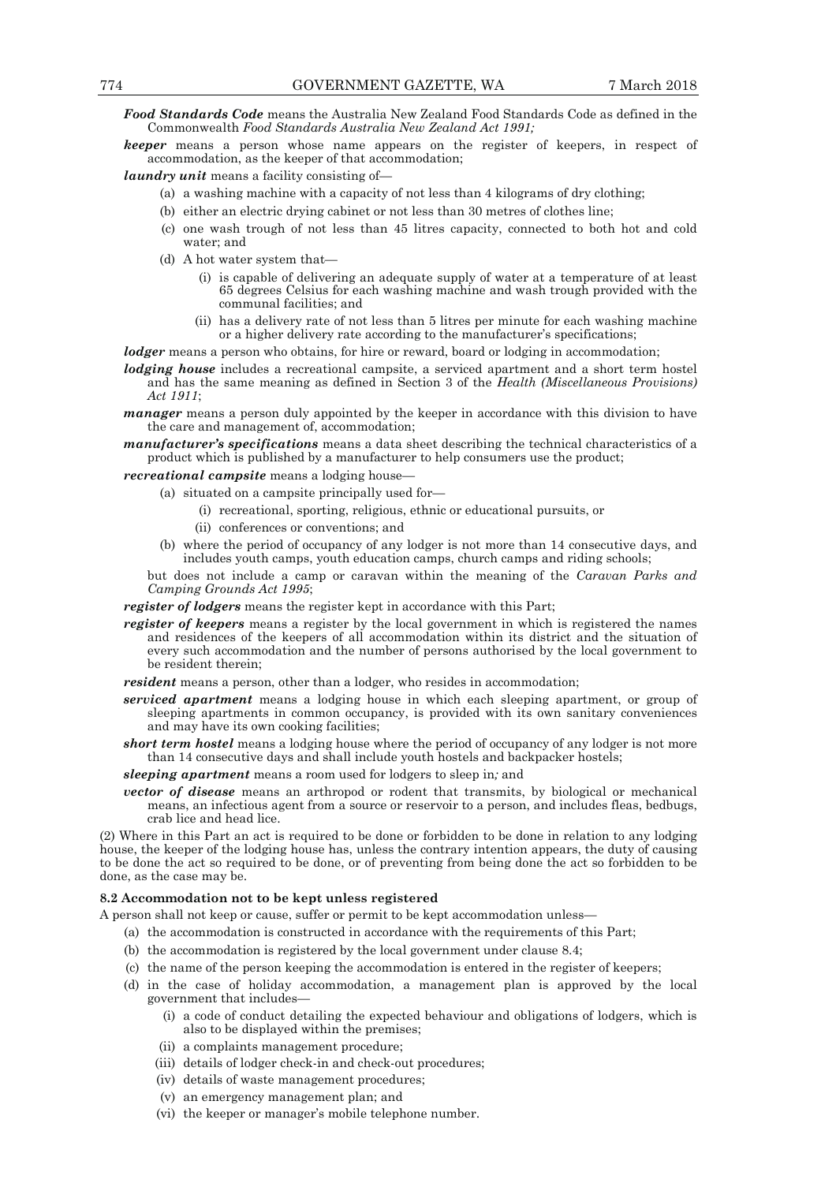***Food Standards Code*** means the Australia New Zealand Food Standards Code as defined in the Commonwealth *Food Standards Australia New Zealand Act 1991;*

***keeper*** means a person whose name appears on the register of keepers, in respect of accommodation, as the keeper of that accommodation;

***laundry unit*** means a facility consisting of—

- (a) a washing machine with a capacity of not less than 4 kilograms of dry clothing;
- (b) either an electric drying cabinet or not less than 30 metres of clothes line;
- (c) one wash trough of not less than 45 litres capacity, connected to both hot and cold water; and
- (d) A hot water system that—
  - (i) is capable of delivering an adequate supply of water at a temperature of at least 65 degrees Celsius for each washing machine and wash trough provided with the communal facilities; and
  - (ii) has a delivery rate of not less than 5 litres per minute for each washing machine or a higher delivery rate according to the manufacturer's specifications;

***lodger*** means a person who obtains, for hire or reward, board or lodging in accommodation;

***lodging house*** includes a recreational campsite, a serviced apartment and a short term hostel and has the same meaning as defined in Section 3 of the *Health (Miscellaneous Provisions) Act 1911*;

***manager*** means a person duly appointed by the keeper in accordance with this division to have the care and management of, accommodation;

***manufacturer's specifications*** means a data sheet describing the technical characteristics of a product which is published by a manufacturer to help consumers use the product;

***recreational campsite*** means a lodging house—

- (a) situated on a campsite principally used for—
  - (i) recreational, sporting, religious, ethnic or educational pursuits, or
  - (ii) conferences or conventions; and
- (b) where the period of occupancy of any lodger is not more than 14 consecutive days, and includes youth camps, youth education camps, church camps and riding schools;

but does not include a camp or caravan within the meaning of the *Caravan Parks and Camping Grounds Act 1995*;

***register of lodgers*** means the register kept in accordance with this Part;

***register of keepers*** means a register by the local government in which is registered the names and residences of the keepers of all accommodation within its district and the situation of every such accommodation and the number of persons authorised by the local government to be resident therein;

***resident*** means a person, other than a lodger, who resides in accommodation;

***serviced apartment*** means a lodging house in which each sleeping apartment, or group of sleeping apartments in common occupancy, is provided with its own sanitary conveniences and may have its own cooking facilities;

***short term hostel*** means a lodging house where the period of occupancy of any lodger is not more than 14 consecutive days and shall include youth hostels and backpacker hostels;

***sleeping apartment*** means a room used for lodgers to sleep in*;* and

***vector of disease*** means an arthropod or rodent that transmits, by biological or mechanical means, an infectious agent from a source or reservoir to a person, and includes fleas, bedbugs, crab lice and head lice.

(2) Where in this Part an act is required to be done or forbidden to be done in relation to any lodging house, the keeper of the lodging house has, unless the contrary intention appears, the duty of causing to be done the act so required to be done, or of preventing from being done the act so forbidden to be done, as the case may be.

**8.2 Accommodation not to be kept unless registered**

A person shall not keep or cause, suffer or permit to be kept accommodation unless—

- (a) the accommodation is constructed in accordance with the requirements of this Part;
- (b) the accommodation is registered by the local government under clause 8.4;
- (c) the name of the person keeping the accommodation is entered in the register of keepers;
- (d) in the case of holiday accommodation, a management plan is approved by the local government that includes—
  - (i) a code of conduct detailing the expected behaviour and obligations of lodgers, which is also to be displayed within the premises;
  - (ii) a complaints management procedure;
  - (iii) details of lodger check-in and check-out procedures;
  - (iv) details of waste management procedures;
  - (v) an emergency management plan; and
  - (vi) the keeper or manager's mobile telephone number.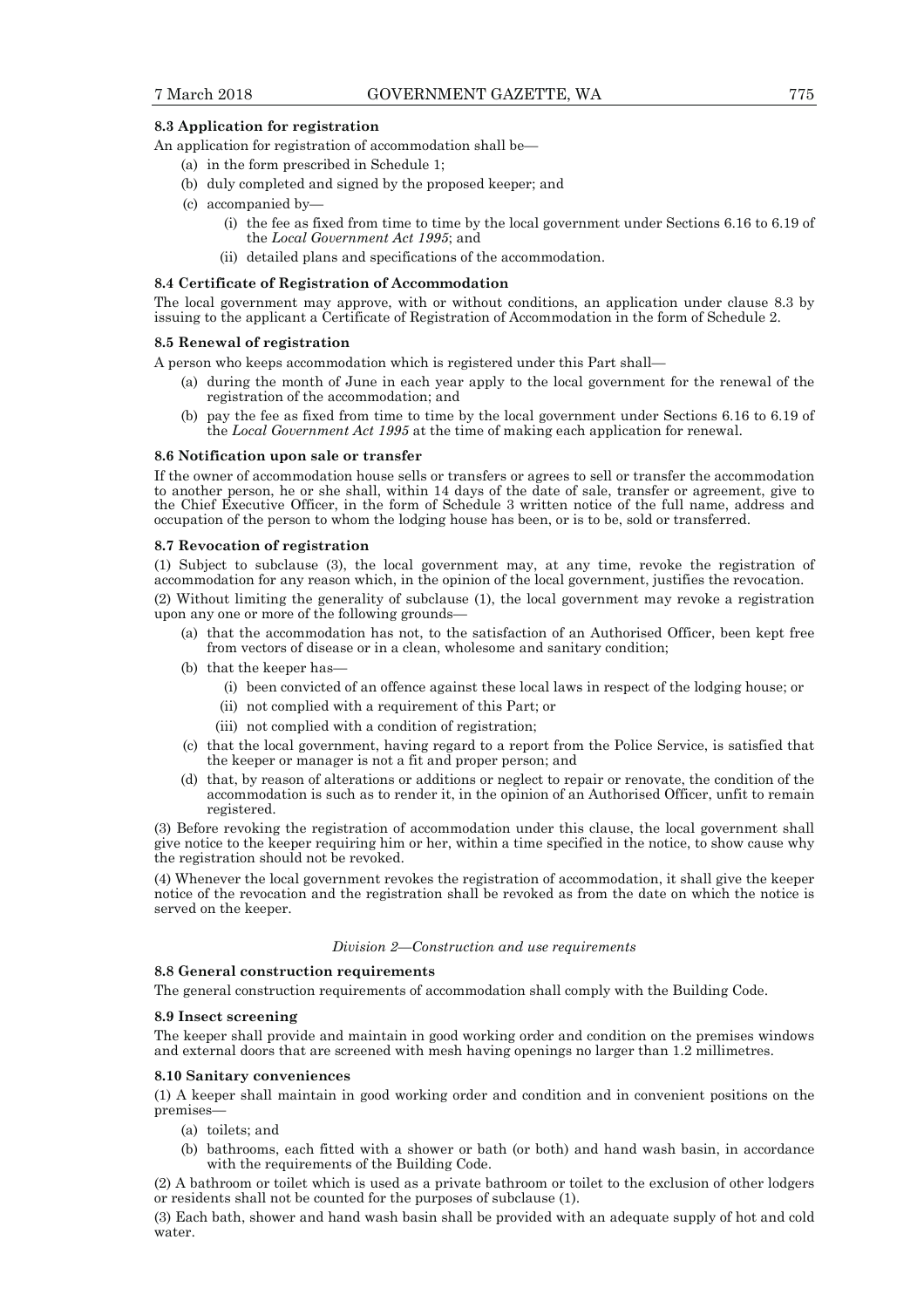**8.3 Application for registration**

An application for registration of accommodation shall be—

- (a) in the form prescribed in Schedule 1;
- (b) duly completed and signed by the proposed keeper; and
- (c) accompanied by—
  - (i) the fee as fixed from time to time by the local government under Sections 6.16 to 6.19 of the *Local Government Act 1995*; and
  - (ii) detailed plans and specifications of the accommodation.

**8.4 Certificate of Registration of Accommodation**

The local government may approve, with or without conditions, an application under clause 8.3 by issuing to the applicant a Certificate of Registration of Accommodation in the form of Schedule 2.

**8.5 Renewal of registration**

A person who keeps accommodation which is registered under this Part shall—

- (a) during the month of June in each year apply to the local government for the renewal of the registration of the accommodation; and
- (b) pay the fee as fixed from time to time by the local government under Sections 6.16 to 6.19 of the *Local Government Act 1995* at the time of making each application for renewal.

**8.6 Notification upon sale or transfer**

If the owner of accommodation house sells or transfers or agrees to sell or transfer the accommodation to another person, he or she shall, within 14 days of the date of sale, transfer or agreement, give to the Chief Executive Officer, in the form of Schedule 3 written notice of the full name, address and occupation of the person to whom the lodging house has been, or is to be, sold or transferred.

**8.7 Revocation of registration**

(1) Subject to subclause (3), the local government may, at any time, revoke the registration of accommodation for any reason which, in the opinion of the local government, justifies the revocation.

(2) Without limiting the generality of subclause (1), the local government may revoke a registration upon any one or more of the following grounds—

- (a) that the accommodation has not, to the satisfaction of an Authorised Officer, been kept free from vectors of disease or in a clean, wholesome and sanitary condition;
- (b) that the keeper has—
  - (i) been convicted of an offence against these local laws in respect of the lodging house; or
  - (ii) not complied with a requirement of this Part; or
  - (iii) not complied with a condition of registration;
- (c) that the local government, having regard to a report from the Police Service, is satisfied that the keeper or manager is not a fit and proper person; and
- (d) that, by reason of alterations or additions or neglect to repair or renovate, the condition of the accommodation is such as to render it, in the opinion of an Authorised Officer, unfit to remain registered.

(3) Before revoking the registration of accommodation under this clause, the local government shall give notice to the keeper requiring him or her, within a time specified in the notice, to show cause why the registration should not be revoked.

(4) Whenever the local government revokes the registration of accommodation, it shall give the keeper notice of the revocation and the registration shall be revoked as from the date on which the notice is served on the keeper.

*Division 2—Construction and use requirements*

**8.8 General construction requirements**

The general construction requirements of accommodation shall comply with the Building Code.

**8.9 Insect screening**

The keeper shall provide and maintain in good working order and condition on the premises windows and external doors that are screened with mesh having openings no larger than 1.2 millimetres.

**8.10 Sanitary conveniences**

(1) A keeper shall maintain in good working order and condition and in convenient positions on the premises—

- (a) toilets; and
- (b) bathrooms, each fitted with a shower or bath (or both) and hand wash basin, in accordance with the requirements of the Building Code.

(2) A bathroom or toilet which is used as a private bathroom or toilet to the exclusion of other lodgers or residents shall not be counted for the purposes of subclause (1).

(3) Each bath, shower and hand wash basin shall be provided with an adequate supply of hot and cold water.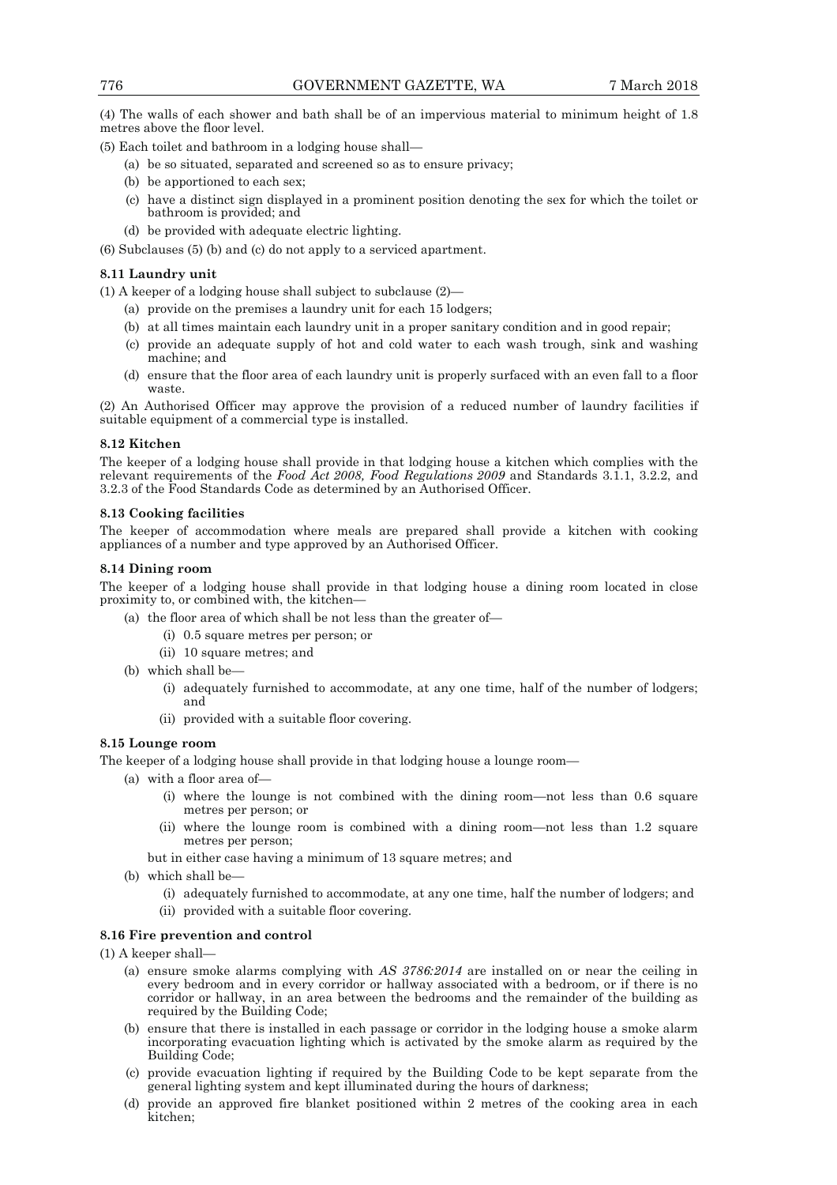(4) The walls of each shower and bath shall be of an impervious material to minimum height of 1.8 metres above the floor level.

(5) Each toilet and bathroom in a lodging house shall—

- (a) be so situated, separated and screened so as to ensure privacy;
- (b) be apportioned to each sex;
- (c) have a distinct sign displayed in a prominent position denoting the sex for which the toilet or bathroom is provided; and
- (d) be provided with adequate electric lighting.

(6) Subclauses (5) (b) and (c) do not apply to a serviced apartment.

**8.11 Laundry unit**

(1) A keeper of a lodging house shall subject to subclause (2)—

- (a) provide on the premises a laundry unit for each 15 lodgers;
- (b) at all times maintain each laundry unit in a proper sanitary condition and in good repair;
- (c) provide an adequate supply of hot and cold water to each wash trough, sink and washing machine; and
- (d) ensure that the floor area of each laundry unit is properly surfaced with an even fall to a floor waste.

(2) An Authorised Officer may approve the provision of a reduced number of laundry facilities if suitable equipment of a commercial type is installed.

**8.12 Kitchen**

The keeper of a lodging house shall provide in that lodging house a kitchen which complies with the relevant requirements of the *Food Act 2008, Food Regulations 2009* and Standards 3.1.1, 3.2.2, and 3.2.3 of the Food Standards Code as determined by an Authorised Officer.

**8.13 Cooking facilities**

The keeper of accommodation where meals are prepared shall provide a kitchen with cooking appliances of a number and type approved by an Authorised Officer.

**8.14 Dining room**

The keeper of a lodging house shall provide in that lodging house a dining room located in close proximity to, or combined with, the kitchen—

- (a) the floor area of which shall be not less than the greater of—
  - (i) 0.5 square metres per person; or
  - (ii) 10 square metres; and
- (b) which shall be—
  - (i) adequately furnished to accommodate, at any one time, half of the number of lodgers; and
  - (ii) provided with a suitable floor covering.

**8.15 Lounge room**

The keeper of a lodging house shall provide in that lodging house a lounge room—

- (a) with a floor area of—
  - (i) where the lounge is not combined with the dining room—not less than 0.6 square metres per person; or
  - (ii) where the lounge room is combined with a dining room—not less than 1.2 square metres per person;

  but in either case having a minimum of 13 square metres; and
- (b) which shall be—
  - (i) adequately furnished to accommodate, at any one time, half the number of lodgers; and
  - (ii) provided with a suitable floor covering.

**8.16 Fire prevention and control**

(1) A keeper shall—

- (a) ensure smoke alarms complying with *AS 3786:2014* are installed on or near the ceiling in every bedroom and in every corridor or hallway associated with a bedroom, or if there is no corridor or hallway, in an area between the bedrooms and the remainder of the building as required by the Building Code;
- (b) ensure that there is installed in each passage or corridor in the lodging house a smoke alarm incorporating evacuation lighting which is activated by the smoke alarm as required by the Building Code;
- (c) provide evacuation lighting if required by the Building Code to be kept separate from the general lighting system and kept illuminated during the hours of darkness;
- (d) provide an approved fire blanket positioned within 2 metres of the cooking area in each kitchen;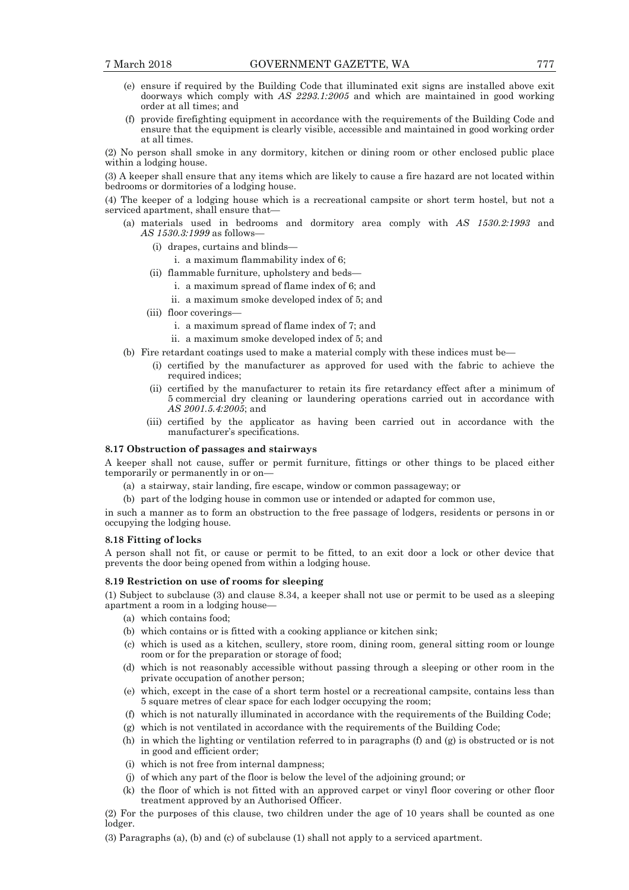(e) ensure if required by the Building Code that illuminated exit signs are installed above exit doorways which comply with *AS 2293.1:2005* and which are maintained in good working order at all times; and

(f) provide firefighting equipment in accordance with the requirements of the Building Code and ensure that the equipment is clearly visible, accessible and maintained in good working order at all times.

(2) No person shall smoke in any dormitory, kitchen or dining room or other enclosed public place within a lodging house.

(3) A keeper shall ensure that any items which are likely to cause a fire hazard are not located within bedrooms or dormitories of a lodging house.

(4) The keeper of a lodging house which is a recreational campsite or short term hostel, but not a serviced apartment, shall ensure that—

- (a) materials used in bedrooms and dormitory area comply with *AS 1530.2:1993* and *AS 1530.3:1999* as follows—
  - (i) drapes, curtains and blinds—
    - i. a maximum flammability index of 6;
  - (ii) flammable furniture, upholstery and beds—
    - i. a maximum spread of flame index of 6; and
    - ii. a maximum smoke developed index of 5; and
  - (iii) floor coverings—
    - i. a maximum spread of flame index of 7; and
    - ii. a maximum smoke developed index of 5; and
- (b) Fire retardant coatings used to make a material comply with these indices must be—
  - (i) certified by the manufacturer as approved for used with the fabric to achieve the required indices;
  - (ii) certified by the manufacturer to retain its fire retardancy effect after a minimum of 5 commercial dry cleaning or laundering operations carried out in accordance with *AS 2001.5.4:2005*; and
  - (iii) certified by the applicator as having been carried out in accordance with the manufacturer's specifications.

**8.17 Obstruction of passages and stairways**

A keeper shall not cause, suffer or permit furniture, fittings or other things to be placed either temporarily or permanently in or on—

- (a) a stairway, stair landing, fire escape, window or common passageway; or
- (b) part of the lodging house in common use or intended or adapted for common use,

in such a manner as to form an obstruction to the free passage of lodgers, residents or persons in or occupying the lodging house.

**8.18 Fitting of locks**

A person shall not fit, or cause or permit to be fitted, to an exit door a lock or other device that prevents the door being opened from within a lodging house.

**8.19 Restriction on use of rooms for sleeping**

(1) Subject to subclause (3) and clause 8.34, a keeper shall not use or permit to be used as a sleeping apartment a room in a lodging house—

- (a) which contains food;
- (b) which contains or is fitted with a cooking appliance or kitchen sink;
- (c) which is used as a kitchen, scullery, store room, dining room, general sitting room or lounge room or for the preparation or storage of food;
- (d) which is not reasonably accessible without passing through a sleeping or other room in the private occupation of another person;
- (e) which, except in the case of a short term hostel or a recreational campsite, contains less than 5 square metres of clear space for each lodger occupying the room;
- (f) which is not naturally illuminated in accordance with the requirements of the Building Code;
- (g) which is not ventilated in accordance with the requirements of the Building Code;
- (h) in which the lighting or ventilation referred to in paragraphs (f) and (g) is obstructed or is not in good and efficient order;
- (i) which is not free from internal dampness;
- (j) of which any part of the floor is below the level of the adjoining ground; or
- (k) the floor of which is not fitted with an approved carpet or vinyl floor covering or other floor treatment approved by an Authorised Officer.

(2) For the purposes of this clause, two children under the age of 10 years shall be counted as one lodger.

(3) Paragraphs (a), (b) and (c) of subclause (1) shall not apply to a serviced apartment.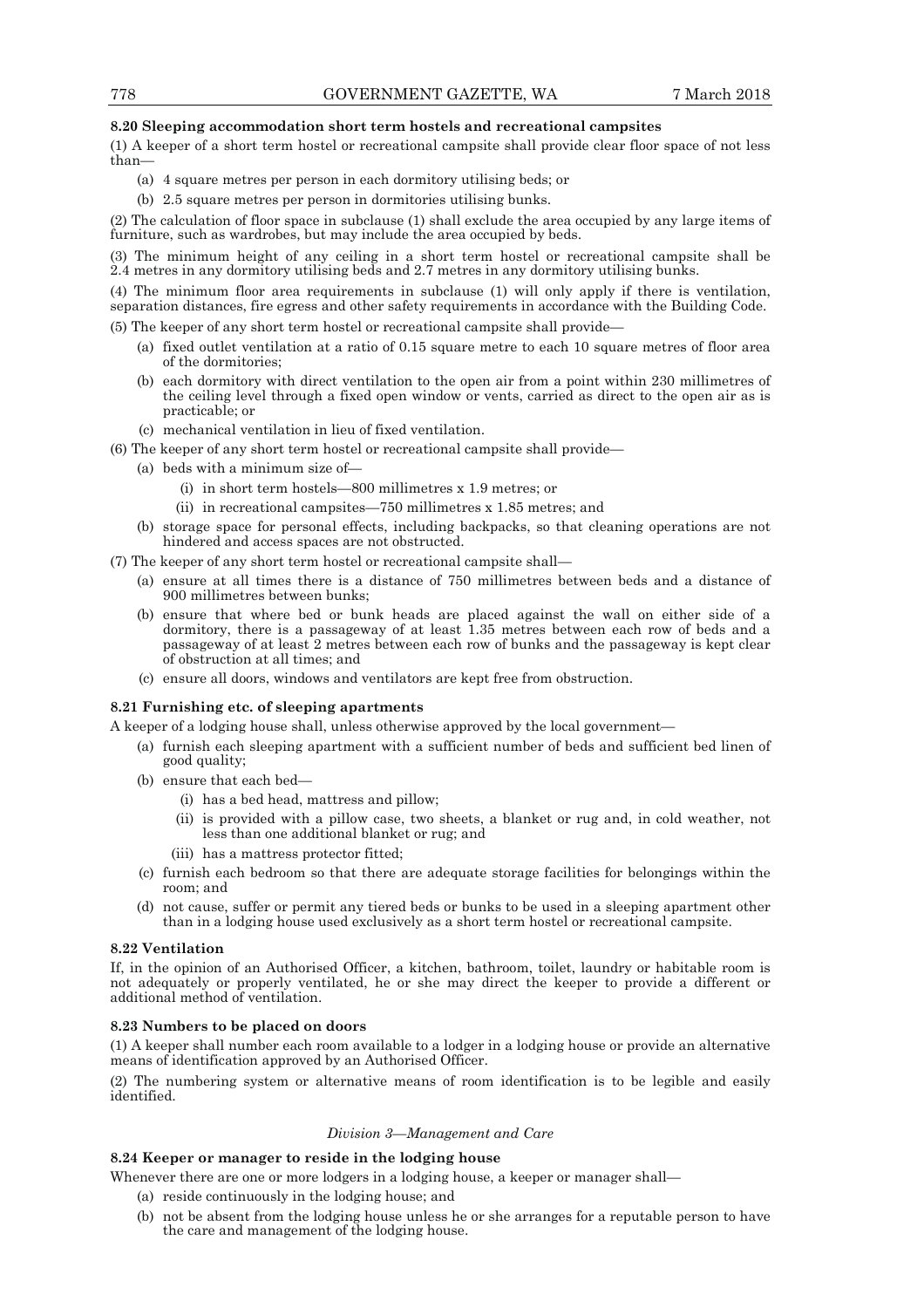**8.20 Sleeping accommodation short term hostels and recreational campsites**

(1) A keeper of a short term hostel or recreational campsite shall provide clear floor space of not less than—

(a) 4 square metres per person in each dormitory utilising beds; or

(b) 2.5 square metres per person in dormitories utilising bunks.

(2) The calculation of floor space in subclause (1) shall exclude the area occupied by any large items of furniture, such as wardrobes, but may include the area occupied by beds.

(3) The minimum height of any ceiling in a short term hostel or recreational campsite shall be 2.4 metres in any dormitory utilising beds and 2.7 metres in any dormitory utilising bunks.

(4) The minimum floor area requirements in subclause (1) will only apply if there is ventilation, separation distances, fire egress and other safety requirements in accordance with the Building Code.

(5) The keeper of any short term hostel or recreational campsite shall provide—

(a) fixed outlet ventilation at a ratio of 0.15 square metre to each 10 square metres of floor area of the dormitories;

(b) each dormitory with direct ventilation to the open air from a point within 230 millimetres of the ceiling level through a fixed open window or vents, carried as direct to the open air as is practicable; or

(c) mechanical ventilation in lieu of fixed ventilation.

(6) The keeper of any short term hostel or recreational campsite shall provide—

(a) beds with a minimum size of—

(i) in short term hostels—800 millimetres x 1.9 metres; or

(ii) in recreational campsites—750 millimetres x 1.85 metres; and

(b) storage space for personal effects, including backpacks, so that cleaning operations are not hindered and access spaces are not obstructed.

(7) The keeper of any short term hostel or recreational campsite shall—

(a) ensure at all times there is a distance of 750 millimetres between beds and a distance of 900 millimetres between bunks;

(b) ensure that where bed or bunk heads are placed against the wall on either side of a dormitory, there is a passageway of at least 1.35 metres between each row of beds and a passageway of at least 2 metres between each row of bunks and the passageway is kept clear of obstruction at all times; and

(c) ensure all doors, windows and ventilators are kept free from obstruction.

**8.21 Furnishing etc. of sleeping apartments**

A keeper of a lodging house shall, unless otherwise approved by the local government—

(a) furnish each sleeping apartment with a sufficient number of beds and sufficient bed linen of good quality;

(b) ensure that each bed—

(i) has a bed head, mattress and pillow;

(ii) is provided with a pillow case, two sheets, a blanket or rug and, in cold weather, not less than one additional blanket or rug; and

(iii) has a mattress protector fitted;

(c) furnish each bedroom so that there are adequate storage facilities for belongings within the room; and

(d) not cause, suffer or permit any tiered beds or bunks to be used in a sleeping apartment other than in a lodging house used exclusively as a short term hostel or recreational campsite.

**8.22 Ventilation**

If, in the opinion of an Authorised Officer, a kitchen, bathroom, toilet, laundry or habitable room is not adequately or properly ventilated, he or she may direct the keeper to provide a different or additional method of ventilation.

**8.23 Numbers to be placed on doors**

(1) A keeper shall number each room available to a lodger in a lodging house or provide an alternative means of identification approved by an Authorised Officer.

(2) The numbering system or alternative means of room identification is to be legible and easily identified.

*Division 3—Management and Care*

**8.24 Keeper or manager to reside in the lodging house**

Whenever there are one or more lodgers in a lodging house, a keeper or manager shall—

(a) reside continuously in the lodging house; and

(b) not be absent from the lodging house unless he or she arranges for a reputable person to have the care and management of the lodging house.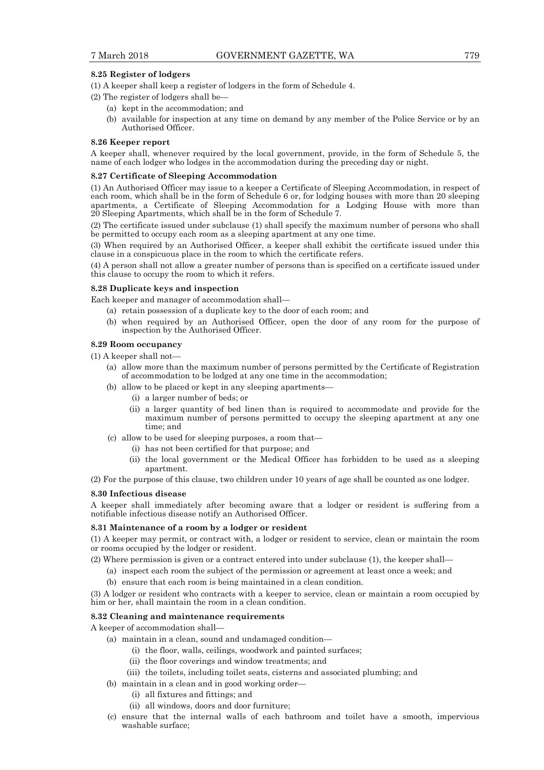**8.25 Register of lodgers**

(1) A keeper shall keep a register of lodgers in the form of Schedule 4.

(2) The register of lodgers shall be—

- (a) kept in the accommodation; and
- (b) available for inspection at any time on demand by any member of the Police Service or by an Authorised Officer.

**8.26 Keeper report**

A keeper shall, whenever required by the local government, provide, in the form of Schedule 5, the name of each lodger who lodges in the accommodation during the preceding day or night.

**8.27 Certificate of Sleeping Accommodation**

(1) An Authorised Officer may issue to a keeper a Certificate of Sleeping Accommodation, in respect of each room, which shall be in the form of Schedule 6 or, for lodging houses with more than 20 sleeping apartments, a Certificate of Sleeping Accommodation for a Lodging House with more than 20 Sleeping Apartments, which shall be in the form of Schedule 7.

(2) The certificate issued under subclause (1) shall specify the maximum number of persons who shall be permitted to occupy each room as a sleeping apartment at any one time.

(3) When required by an Authorised Officer, a keeper shall exhibit the certificate issued under this clause in a conspicuous place in the room to which the certificate refers.

(4) A person shall not allow a greater number of persons than is specified on a certificate issued under this clause to occupy the room to which it refers.

**8.28 Duplicate keys and inspection**

Each keeper and manager of accommodation shall—

- (a) retain possession of a duplicate key to the door of each room; and
- (b) when required by an Authorised Officer, open the door of any room for the purpose of inspection by the Authorised Officer.

**8.29 Room occupancy**

(1) A keeper shall not—

- (a) allow more than the maximum number of persons permitted by the Certificate of Registration of accommodation to be lodged at any one time in the accommodation;
- (b) allow to be placed or kept in any sleeping apartments—
  - (i) a larger number of beds; or
  - (ii) a larger quantity of bed linen than is required to accommodate and provide for the maximum number of persons permitted to occupy the sleeping apartment at any one time; and
- (c) allow to be used for sleeping purposes, a room that—
  - (i) has not been certified for that purpose; and
  - (ii) the local government or the Medical Officer has forbidden to be used as a sleeping apartment.

(2) For the purpose of this clause, two children under 10 years of age shall be counted as one lodger.

**8.30 Infectious disease**

A keeper shall immediately after becoming aware that a lodger or resident is suffering from a notifiable infectious disease notify an Authorised Officer.

**8.31 Maintenance of a room by a lodger or resident**

(1) A keeper may permit, or contract with, a lodger or resident to service, clean or maintain the room or rooms occupied by the lodger or resident.

(2) Where permission is given or a contract entered into under subclause (1), the keeper shall—

- (a) inspect each room the subject of the permission or agreement at least once a week; and
- (b) ensure that each room is being maintained in a clean condition.

(3) A lodger or resident who contracts with a keeper to service, clean or maintain a room occupied by him or her, shall maintain the room in a clean condition.

**8.32 Cleaning and maintenance requirements**

A keeper of accommodation shall—

- (a) maintain in a clean, sound and undamaged condition—
  - (i) the floor, walls, ceilings, woodwork and painted surfaces;
  - (ii) the floor coverings and window treatments; and
  - (iii) the toilets, including toilet seats, cisterns and associated plumbing; and
- (b) maintain in a clean and in good working order—
  - (i) all fixtures and fittings; and
  - (ii) all windows, doors and door furniture;
- (c) ensure that the internal walls of each bathroom and toilet have a smooth, impervious washable surface;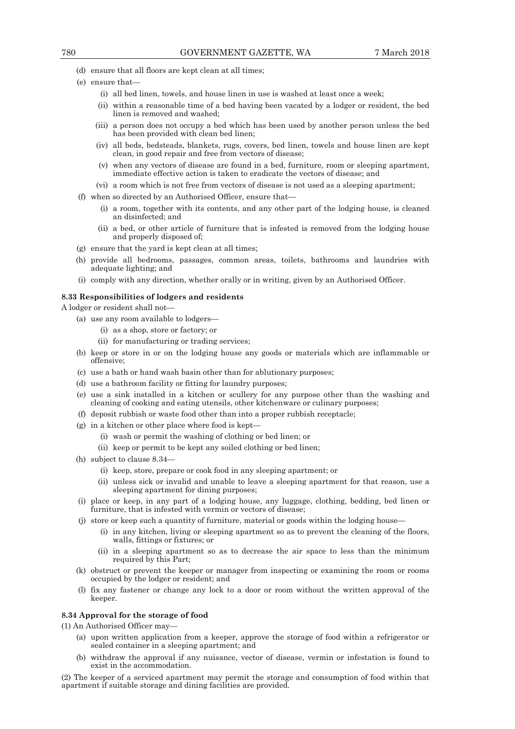(d) ensure that all floors are kept clean at all times;

(e) ensure that—

  (i) all bed linen, towels, and house linen in use is washed at least once a week;

  (ii) within a reasonable time of a bed having been vacated by a lodger or resident, the bed linen is removed and washed;

  (iii) a person does not occupy a bed which has been used by another person unless the bed has been provided with clean bed linen;

  (iv) all beds, bedsteads, blankets, rugs, covers, bed linen, towels and house linen are kept clean, in good repair and free from vectors of disease;

  (v) when any vectors of disease are found in a bed, furniture, room or sleeping apartment, immediate effective action is taken to eradicate the vectors of disease; and

  (vi) a room which is not free from vectors of disease is not used as a sleeping apartment;

(f) when so directed by an Authorised Officer, ensure that—

  (i) a room, together with its contents, and any other part of the lodging house, is cleaned an disinfected; and

  (ii) a bed, or other article of furniture that is infested is removed from the lodging house and properly disposed of;

(g) ensure that the yard is kept clean at all times;

(h) provide all bedrooms, passages, common areas, toilets, bathrooms and laundries with adequate lighting; and

(i) comply with any direction, whether orally or in writing, given by an Authorised Officer.

**8.33 Responsibilities of lodgers and residents**

A lodger or resident shall not—

(a) use any room available to lodgers—

  (i) as a shop, store or factory; or

  (ii) for manufacturing or trading services;

(b) keep or store in or on the lodging house any goods or materials which are inflammable or offensive;

(c) use a bath or hand wash basin other than for ablutionary purposes;

(d) use a bathroom facility or fitting for laundry purposes;

(e) use a sink installed in a kitchen or scullery for any purpose other than the washing and cleaning of cooking and eating utensils, other kitchenware or culinary purposes;

(f) deposit rubbish or waste food other than into a proper rubbish receptacle;

(g) in a kitchen or other place where food is kept—

  (i) wash or permit the washing of clothing or bed linen; or

  (ii) keep or permit to be kept any soiled clothing or bed linen;

(h) subject to clause 8.34—

  (i) keep, store, prepare or cook food in any sleeping apartment; or

  (ii) unless sick or invalid and unable to leave a sleeping apartment for that reason, use a sleeping apartment for dining purposes;

(i) place or keep, in any part of a lodging house, any luggage, clothing, bedding, bed linen or furniture, that is infested with vermin or vectors of disease;

(j) store or keep such a quantity of furniture, material or goods within the lodging house—

  (i) in any kitchen, living or sleeping apartment so as to prevent the cleaning of the floors, walls, fittings or fixtures; or

  (ii) in a sleeping apartment so as to decrease the air space to less than the minimum required by this Part;

(k) obstruct or prevent the keeper or manager from inspecting or examining the room or rooms occupied by the lodger or resident; and

(l) fix any fastener or change any lock to a door or room without the written approval of the keeper.

**8.34 Approval for the storage of food**

(1) An Authorised Officer may—

(a) upon written application from a keeper, approve the storage of food within a refrigerator or sealed container in a sleeping apartment; and

(b) withdraw the approval if any nuisance, vector of disease, vermin or infestation is found to exist in the accommodation.

(2) The keeper of a serviced apartment may permit the storage and consumption of food within that apartment if suitable storage and dining facilities are provided.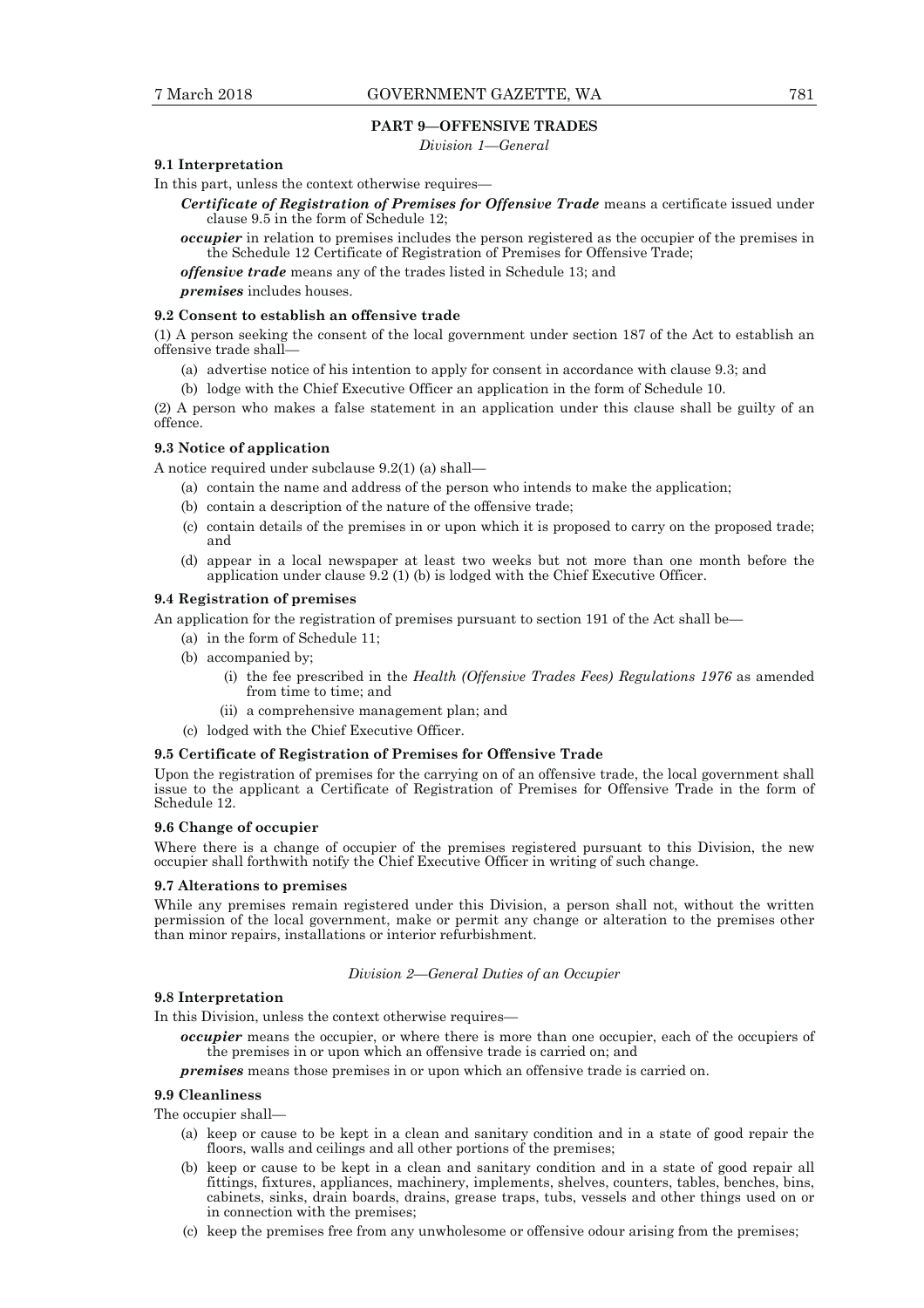## PART 9—OFFENSIVE TRADES

*Division 1—General*

### 9.1 Interpretation

In this part, unless the context otherwise requires—

***Certificate of Registration of Premises for Offensive Trade*** means a certificate issued under clause 9.5 in the form of Schedule 12;

***occupier*** in relation to premises includes the person registered as the occupier of the premises in the Schedule 12 Certificate of Registration of Premises for Offensive Trade;

***offensive trade*** means any of the trades listed in Schedule 13; and

***premises*** includes houses.

### 9.2 Consent to establish an offensive trade

(1) A person seeking the consent of the local government under section 187 of the Act to establish an offensive trade shall—

- (a) advertise notice of his intention to apply for consent in accordance with clause 9.3; and
- (b) lodge with the Chief Executive Officer an application in the form of Schedule 10.

(2) A person who makes a false statement in an application under this clause shall be guilty of an offence.

### 9.3 Notice of application

A notice required under subclause 9.2(1) (a) shall—

- (a) contain the name and address of the person who intends to make the application;
- (b) contain a description of the nature of the offensive trade;
- (c) contain details of the premises in or upon which it is proposed to carry on the proposed trade; and
- (d) appear in a local newspaper at least two weeks but not more than one month before the application under clause 9.2 (1) (b) is lodged with the Chief Executive Officer.

### 9.4 Registration of premises

An application for the registration of premises pursuant to section 191 of the Act shall be—

- (a) in the form of Schedule 11;
- (b) accompanied by;
  - (i) the fee prescribed in the *Health (Offensive Trades Fees) Regulations 1976* as amended from time to time; and
  - (ii) a comprehensive management plan; and
- (c) lodged with the Chief Executive Officer.

### 9.5 Certificate of Registration of Premises for Offensive Trade

Upon the registration of premises for the carrying on of an offensive trade, the local government shall issue to the applicant a Certificate of Registration of Premises for Offensive Trade in the form of Schedule 12.

### 9.6 Change of occupier

Where there is a change of occupier of the premises registered pursuant to this Division, the new occupier shall forthwith notify the Chief Executive Officer in writing of such change.

### 9.7 Alterations to premises

While any premises remain registered under this Division, a person shall not, without the written permission of the local government, make or permit any change or alteration to the premises other than minor repairs, installations or interior refurbishment.

*Division 2—General Duties of an Occupier*

### 9.8 Interpretation

In this Division, unless the context otherwise requires—

***occupier*** means the occupier, or where there is more than one occupier, each of the occupiers of the premises in or upon which an offensive trade is carried on; and

***premises*** means those premises in or upon which an offensive trade is carried on.

### 9.9 Cleanliness

The occupier shall—

- (a) keep or cause to be kept in a clean and sanitary condition and in a state of good repair the floors, walls and ceilings and all other portions of the premises;
- (b) keep or cause to be kept in a clean and sanitary condition and in a state of good repair all fittings, fixtures, appliances, machinery, implements, shelves, counters, tables, benches, bins, cabinets, sinks, drain boards, drains, grease traps, tubs, vessels and other things used on or in connection with the premises;
- (c) keep the premises free from any unwholesome or offensive odour arising from the premises;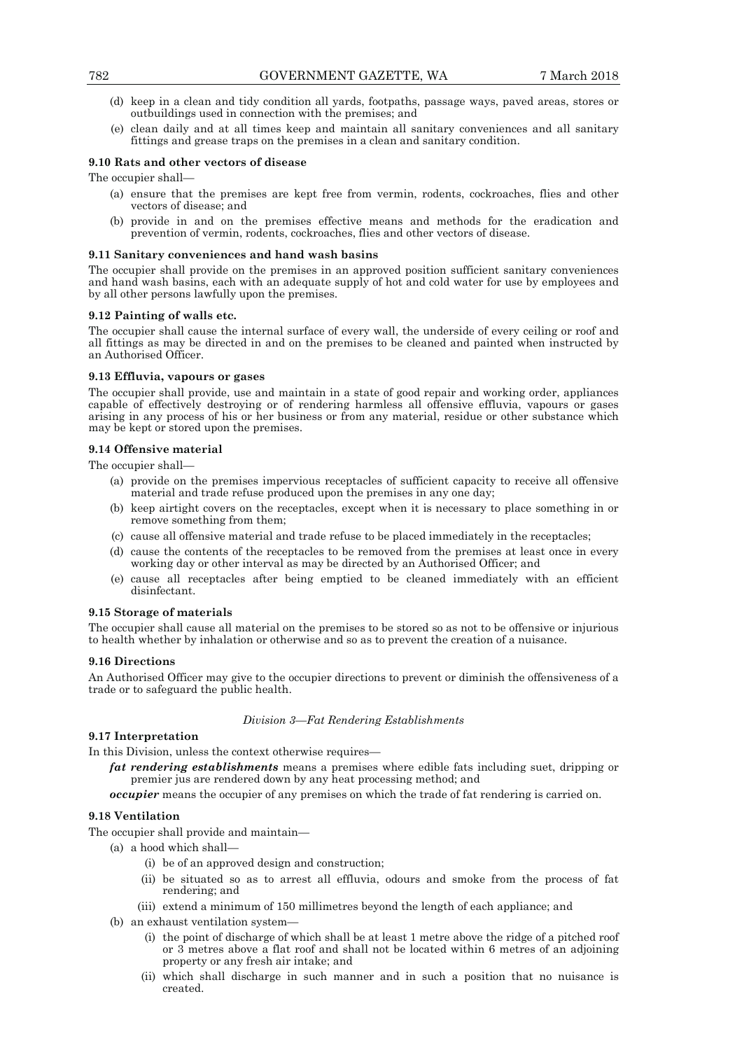(d) keep in a clean and tidy condition all yards, footpaths, passage ways, paved areas, stores or outbuildings used in connection with the premises; and

(e) clean daily and at all times keep and maintain all sanitary conveniences and all sanitary fittings and grease traps on the premises in a clean and sanitary condition.

**9.10 Rats and other vectors of disease**

The occupier shall—

(a) ensure that the premises are kept free from vermin, rodents, cockroaches, flies and other vectors of disease; and

(b) provide in and on the premises effective means and methods for the eradication and prevention of vermin, rodents, cockroaches, flies and other vectors of disease.

**9.11 Sanitary conveniences and hand wash basins**

The occupier shall provide on the premises in an approved position sufficient sanitary conveniences and hand wash basins, each with an adequate supply of hot and cold water for use by employees and by all other persons lawfully upon the premises.

**9.12 Painting of walls etc.**

The occupier shall cause the internal surface of every wall, the underside of every ceiling or roof and all fittings as may be directed in and on the premises to be cleaned and painted when instructed by an Authorised Officer.

**9.13 Effluvia, vapours or gases**

The occupier shall provide, use and maintain in a state of good repair and working order, appliances capable of effectively destroying or of rendering harmless all offensive effluvia, vapours or gases arising in any process of his or her business or from any material, residue or other substance which may be kept or stored upon the premises.

**9.14 Offensive material**

The occupier shall—

(a) provide on the premises impervious receptacles of sufficient capacity to receive all offensive material and trade refuse produced upon the premises in any one day;

(b) keep airtight covers on the receptacles, except when it is necessary to place something in or remove something from them;

(c) cause all offensive material and trade refuse to be placed immediately in the receptacles;

(d) cause the contents of the receptacles to be removed from the premises at least once in every working day or other interval as may be directed by an Authorised Officer; and

(e) cause all receptacles after being emptied to be cleaned immediately with an efficient disinfectant.

**9.15 Storage of materials**

The occupier shall cause all material on the premises to be stored so as not to be offensive or injurious to health whether by inhalation or otherwise and so as to prevent the creation of a nuisance.

**9.16 Directions**

An Authorised Officer may give to the occupier directions to prevent or diminish the offensiveness of a trade or to safeguard the public health.

*Division 3—Fat Rendering Establishments*

**9.17 Interpretation**

In this Division, unless the context otherwise requires—

***fat rendering establishments*** means a premises where edible fats including suet, dripping or premier jus are rendered down by any heat processing method; and

***occupier*** means the occupier of any premises on which the trade of fat rendering is carried on.

**9.18 Ventilation**

The occupier shall provide and maintain—

(a) a hood which shall—

  (i) be of an approved design and construction;

  (ii) be situated so as to arrest all effluvia, odours and smoke from the process of fat rendering; and

  (iii) extend a minimum of 150 millimetres beyond the length of each appliance; and

(b) an exhaust ventilation system—

  (i) the point of discharge of which shall be at least 1 metre above the ridge of a pitched roof or 3 metres above a flat roof and shall not be located within 6 metres of an adjoining property or any fresh air intake; and

  (ii) which shall discharge in such manner and in such a position that no nuisance is created.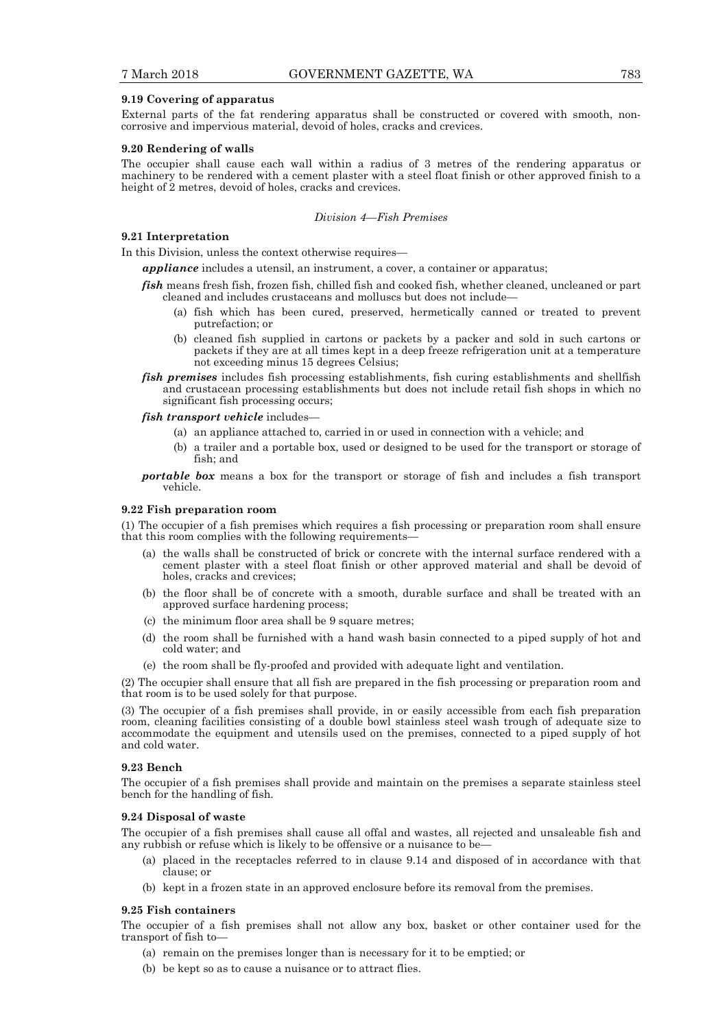**9.19 Covering of apparatus**

External parts of the fat rendering apparatus shall be constructed or covered with smooth, non-corrosive and impervious material, devoid of holes, cracks and crevices.

**9.20 Rendering of walls**

The occupier shall cause each wall within a radius of 3 metres of the rendering apparatus or machinery to be rendered with a cement plaster with a steel float finish or other approved finish to a height of 2 metres, devoid of holes, cracks and crevices.

*Division 4—Fish Premises*

**9.21 Interpretation**

In this Division, unless the context otherwise requires—

***appliance*** includes a utensil, an instrument, a cover, a container or apparatus;

***fish*** means fresh fish, frozen fish, chilled fish and cooked fish, whether cleaned, uncleaned or part cleaned and includes crustaceans and molluscs but does not include—

- (a) fish which has been cured, preserved, hermetically canned or treated to prevent putrefaction; or
- (b) cleaned fish supplied in cartons or packets by a packer and sold in such cartons or packets if they are at all times kept in a deep freeze refrigeration unit at a temperature not exceeding minus 15 degrees Celsius;

***fish premises*** includes fish processing establishments, fish curing establishments and shellfish and crustacean processing establishments but does not include retail fish shops in which no significant fish processing occurs;

***fish transport vehicle*** includes—

- (a) an appliance attached to, carried in or used in connection with a vehicle; and
- (b) a trailer and a portable box, used or designed to be used for the transport or storage of fish; and

***portable box*** means a box for the transport or storage of fish and includes a fish transport vehicle.

**9.22 Fish preparation room**

(1) The occupier of a fish premises which requires a fish processing or preparation room shall ensure that this room complies with the following requirements—

- (a) the walls shall be constructed of brick or concrete with the internal surface rendered with a cement plaster with a steel float finish or other approved material and shall be devoid of holes, cracks and crevices;
- (b) the floor shall be of concrete with a smooth, durable surface and shall be treated with an approved surface hardening process;
- (c) the minimum floor area shall be 9 square metres;
- (d) the room shall be furnished with a hand wash basin connected to a piped supply of hot and cold water; and
- (e) the room shall be fly-proofed and provided with adequate light and ventilation.

(2) The occupier shall ensure that all fish are prepared in the fish processing or preparation room and that room is to be used solely for that purpose.

(3) The occupier of a fish premises shall provide, in or easily accessible from each fish preparation room, cleaning facilities consisting of a double bowl stainless steel wash trough of adequate size to accommodate the equipment and utensils used on the premises, connected to a piped supply of hot and cold water.

**9.23 Bench**

The occupier of a fish premises shall provide and maintain on the premises a separate stainless steel bench for the handling of fish.

**9.24 Disposal of waste**

The occupier of a fish premises shall cause all offal and wastes, all rejected and unsaleable fish and any rubbish or refuse which is likely to be offensive or a nuisance to be—

- (a) placed in the receptacles referred to in clause 9.14 and disposed of in accordance with that clause; or
- (b) kept in a frozen state in an approved enclosure before its removal from the premises.

**9.25 Fish containers**

The occupier of a fish premises shall not allow any box, basket or other container used for the transport of fish to—

- (a) remain on the premises longer than is necessary for it to be emptied; or
- (b) be kept so as to cause a nuisance or to attract flies.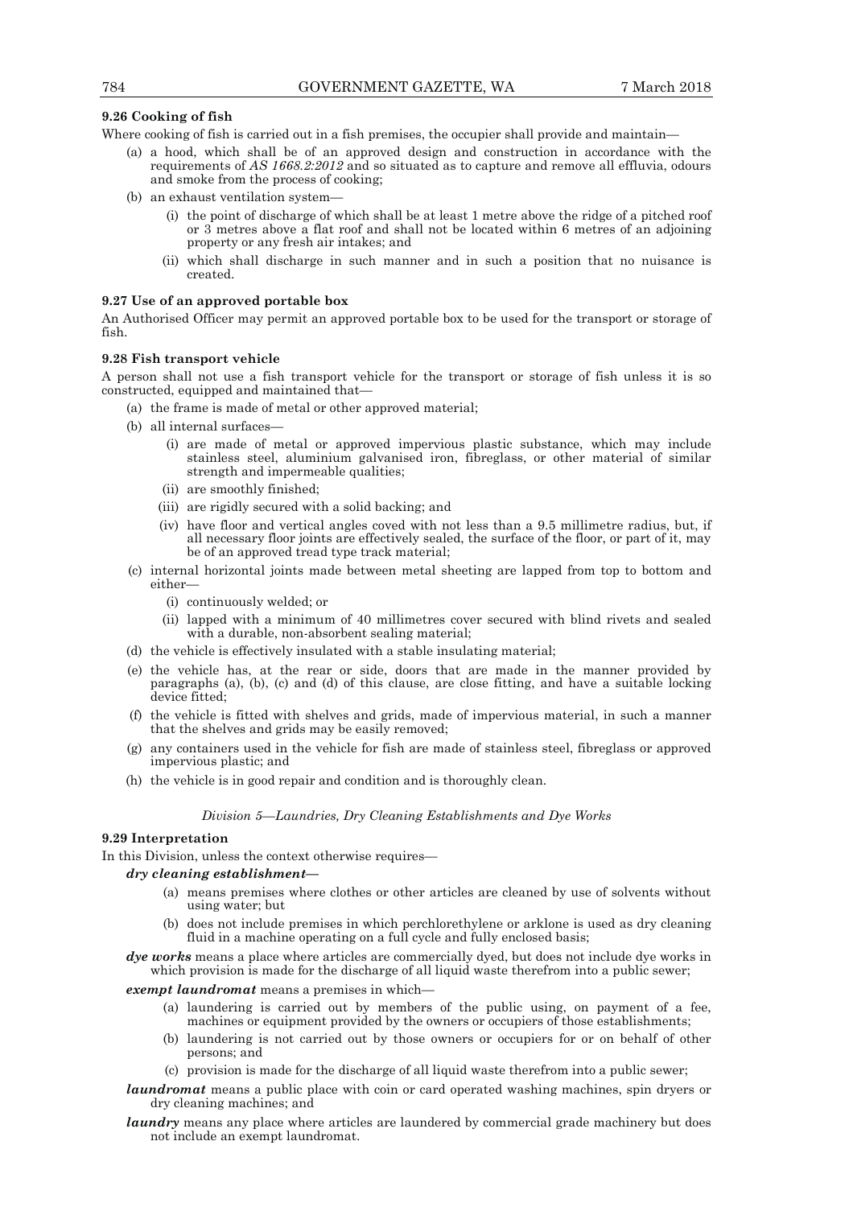### 9.26 Cooking of fish

Where cooking of fish is carried out in a fish premises, the occupier shall provide and maintain—

(a) a hood, which shall be of an approved design and construction in accordance with the requirements of *AS 1668.2:2012* and so situated as to capture and remove all effluvia, odours and smoke from the process of cooking;

(b) an exhaust ventilation system—

  (i) the point of discharge of which shall be at least 1 metre above the ridge of a pitched roof or 3 metres above a flat roof and shall not be located within 6 metres of an adjoining property or any fresh air intakes; and

  (ii) which shall discharge in such manner and in such a position that no nuisance is created.

### 9.27 Use of an approved portable box

An Authorised Officer may permit an approved portable box to be used for the transport or storage of fish.

### 9.28 Fish transport vehicle

A person shall not use a fish transport vehicle for the transport or storage of fish unless it is so constructed, equipped and maintained that—

(a) the frame is made of metal or other approved material;

(b) all internal surfaces—

  (i) are made of metal or approved impervious plastic substance, which may include stainless steel, aluminium galvanised iron, fibreglass, or other material of similar strength and impermeable qualities;

  (ii) are smoothly finished;

  (iii) are rigidly secured with a solid backing; and

  (iv) have floor and vertical angles coved with not less than a 9.5 millimetre radius, but, if all necessary floor joints are effectively sealed, the surface of the floor, or part of it, may be of an approved tread type track material;

(c) internal horizontal joints made between metal sheeting are lapped from top to bottom and either—

  (i) continuously welded; or

  (ii) lapped with a minimum of 40 millimetres cover secured with blind rivets and sealed with a durable, non-absorbent sealing material;

(d) the vehicle is effectively insulated with a stable insulating material;

(e) the vehicle has, at the rear or side, doors that are made in the manner provided by paragraphs (a), (b), (c) and (d) of this clause, are close fitting, and have a suitable locking device fitted;

(f) the vehicle is fitted with shelves and grids, made of impervious material, in such a manner that the shelves and grids may be easily removed;

(g) any containers used in the vehicle for fish are made of stainless steel, fibreglass or approved impervious plastic; and

(h) the vehicle is in good repair and condition and is thoroughly clean.

*Division 5—Laundries, Dry Cleaning Establishments and Dye Works*

### 9.29 Interpretation

In this Division, unless the context otherwise requires—

***dry cleaning establishment***—

  (a) means premises where clothes or other articles are cleaned by use of solvents without using water; but

  (b) does not include premises in which perchlorethylene or arklone is used as dry cleaning fluid in a machine operating on a full cycle and fully enclosed basis;

***dye works*** means a place where articles are commercially dyed, but does not include dye works in which provision is made for the discharge of all liquid waste therefrom into a public sewer;

***exempt laundromat*** means a premises in which—

  (a) laundering is carried out by members of the public using, on payment of a fee, machines or equipment provided by the owners or occupiers of those establishments;

  (b) laundering is not carried out by those owners or occupiers for or on behalf of other persons; and

  (c) provision is made for the discharge of all liquid waste therefrom into a public sewer;

***laundromat*** means a public place with coin or card operated washing machines, spin dryers or dry cleaning machines; and

***laundry*** means any place where articles are laundered by commercial grade machinery but does not include an exempt laundromat.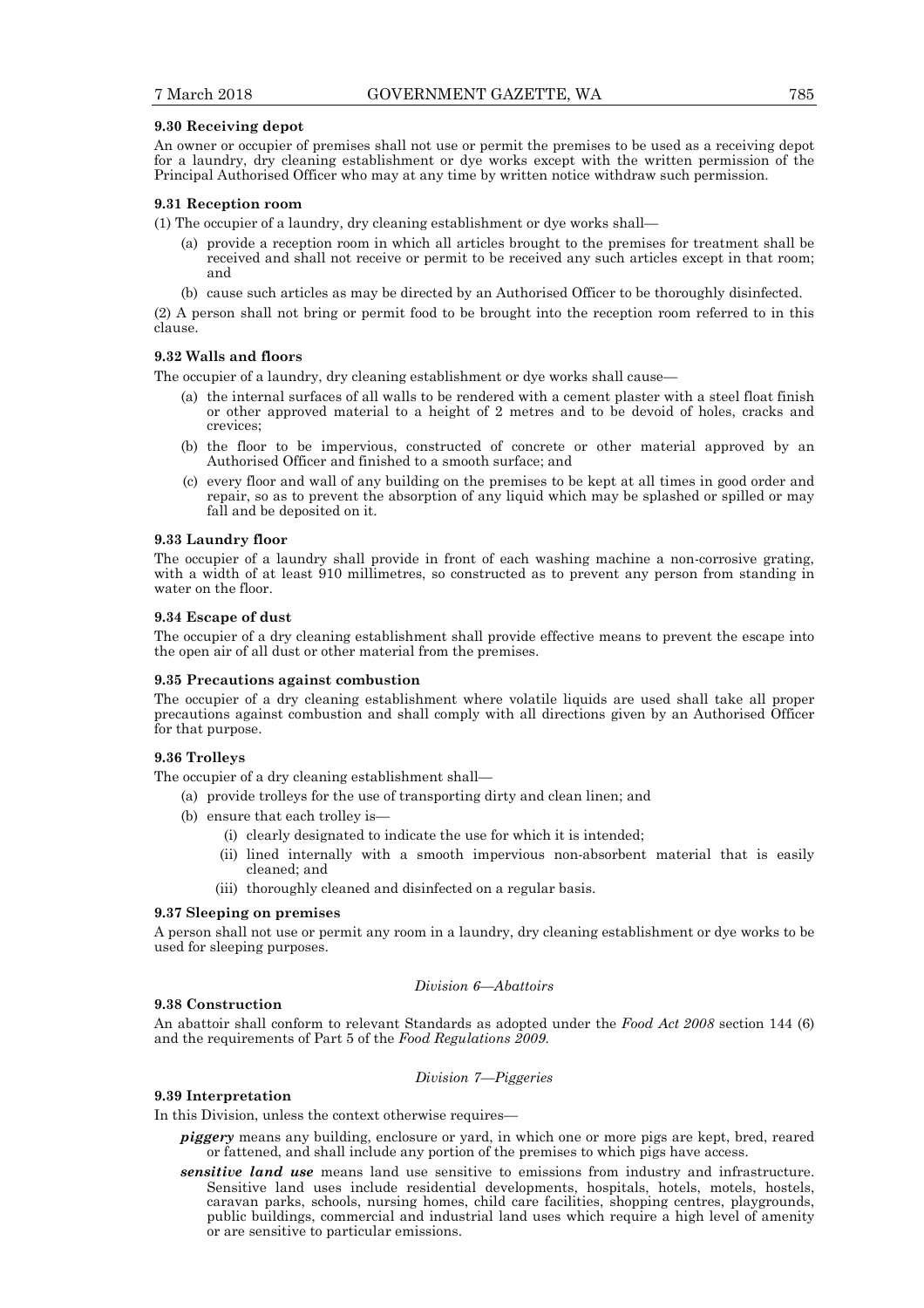**9.30 Receiving depot**

An owner or occupier of premises shall not use or permit the premises to be used as a receiving depot for a laundry, dry cleaning establishment or dye works except with the written permission of the Principal Authorised Officer who may at any time by written notice withdraw such permission.

**9.31 Reception room**

(1) The occupier of a laundry, dry cleaning establishment or dye works shall—

- (a) provide a reception room in which all articles brought to the premises for treatment shall be received and shall not receive or permit to be received any such articles except in that room; and
- (b) cause such articles as may be directed by an Authorised Officer to be thoroughly disinfected.

(2) A person shall not bring or permit food to be brought into the reception room referred to in this clause.

**9.32 Walls and floors**

The occupier of a laundry, dry cleaning establishment or dye works shall cause—

- (a) the internal surfaces of all walls to be rendered with a cement plaster with a steel float finish or other approved material to a height of 2 metres and to be devoid of holes, cracks and crevices;
- (b) the floor to be impervious, constructed of concrete or other material approved by an Authorised Officer and finished to a smooth surface; and
- (c) every floor and wall of any building on the premises to be kept at all times in good order and repair, so as to prevent the absorption of any liquid which may be splashed or spilled or may fall and be deposited on it.

**9.33 Laundry floor**

The occupier of a laundry shall provide in front of each washing machine a non-corrosive grating, with a width of at least 910 millimetres, so constructed as to prevent any person from standing in water on the floor.

**9.34 Escape of dust**

The occupier of a dry cleaning establishment shall provide effective means to prevent the escape into the open air of all dust or other material from the premises.

**9.35 Precautions against combustion**

The occupier of a dry cleaning establishment where volatile liquids are used shall take all proper precautions against combustion and shall comply with all directions given by an Authorised Officer for that purpose.

**9.36 Trolleys**

The occupier of a dry cleaning establishment shall—

- (a) provide trolleys for the use of transporting dirty and clean linen; and
- (b) ensure that each trolley is—
  - (i) clearly designated to indicate the use for which it is intended;
  - (ii) lined internally with a smooth impervious non-absorbent material that is easily cleaned; and
  - (iii) thoroughly cleaned and disinfected on a regular basis.

**9.37 Sleeping on premises**

A person shall not use or permit any room in a laundry, dry cleaning establishment or dye works to be used for sleeping purposes.

*Division 6—Abattoirs*

**9.38 Construction**

An abattoir shall conform to relevant Standards as adopted under the *Food Act 2008* section 144 (6) and the requirements of Part 5 of the *Food Regulations 2009*.

*Division 7—Piggeries*

**9.39 Interpretation**

In this Division, unless the context otherwise requires—

***piggery*** means any building, enclosure or yard, in which one or more pigs are kept, bred, reared or fattened, and shall include any portion of the premises to which pigs have access.

***sensitive land use*** means land use sensitive to emissions from industry and infrastructure. Sensitive land uses include residential developments, hospitals, hotels, motels, hostels, caravan parks, schools, nursing homes, child care facilities, shopping centres, playgrounds, public buildings, commercial and industrial land uses which require a high level of amenity or are sensitive to particular emissions.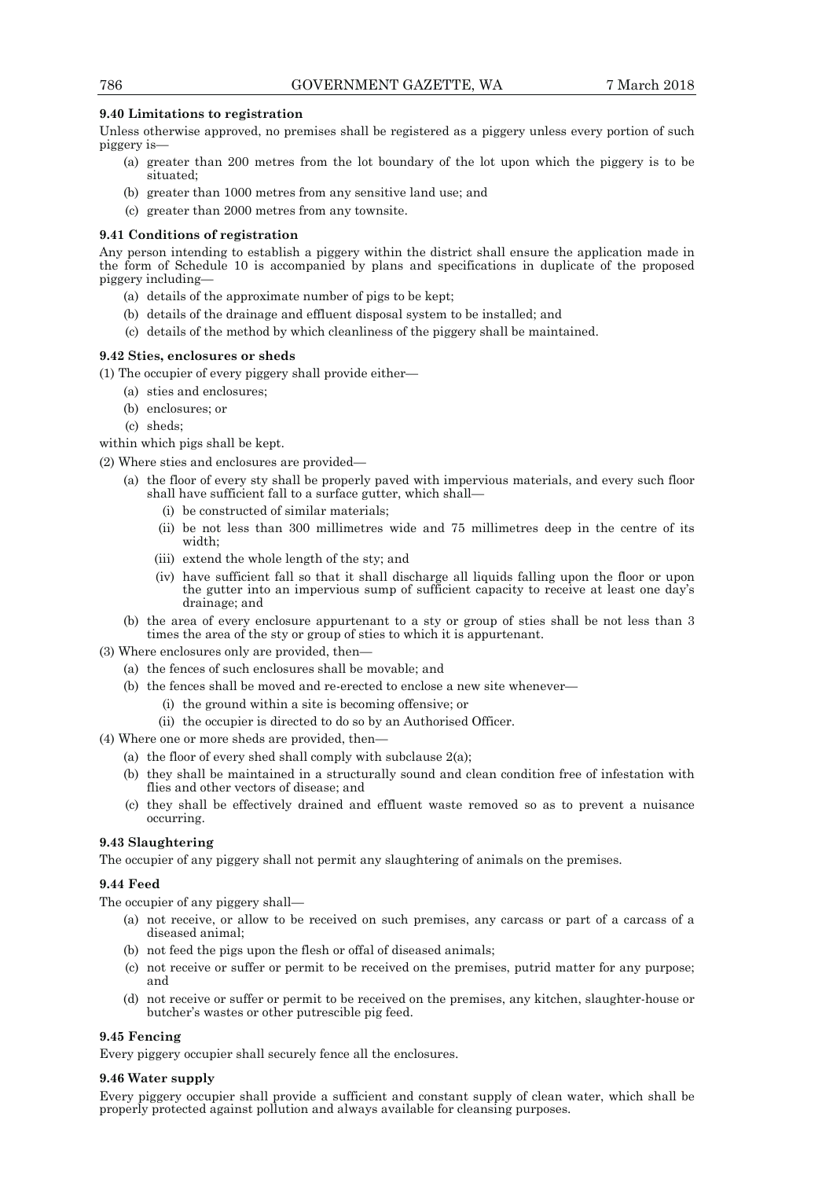**9.40 Limitations to registration**

Unless otherwise approved, no premises shall be registered as a piggery unless every portion of such piggery is—

(a) greater than 200 metres from the lot boundary of the lot upon which the piggery is to be situated;

(b) greater than 1000 metres from any sensitive land use; and

(c) greater than 2000 metres from any townsite.

**9.41 Conditions of registration**

Any person intending to establish a piggery within the district shall ensure the application made in the form of Schedule 10 is accompanied by plans and specifications in duplicate of the proposed piggery including—

(a) details of the approximate number of pigs to be kept;

(b) details of the drainage and effluent disposal system to be installed; and

(c) details of the method by which cleanliness of the piggery shall be maintained.

**9.42 Sties, enclosures or sheds**

(1) The occupier of every piggery shall provide either—

(a) sties and enclosures;

(b) enclosures; or

(c) sheds;

within which pigs shall be kept.

(2) Where sties and enclosures are provided—

(a) the floor of every sty shall be properly paved with impervious materials, and every such floor shall have sufficient fall to a surface gutter, which shall—

(i) be constructed of similar materials;

(ii) be not less than 300 millimetres wide and 75 millimetres deep in the centre of its width;

(iii) extend the whole length of the sty; and

(iv) have sufficient fall so that it shall discharge all liquids falling upon the floor or upon the gutter into an impervious sump of sufficient capacity to receive at least one day's drainage; and

(b) the area of every enclosure appurtenant to a sty or group of sties shall be not less than 3 times the area of the sty or group of sties to which it is appurtenant.

(3) Where enclosures only are provided, then—

(a) the fences of such enclosures shall be movable; and

(b) the fences shall be moved and re-erected to enclose a new site whenever—

(i) the ground within a site is becoming offensive; or

(ii) the occupier is directed to do so by an Authorised Officer.

(4) Where one or more sheds are provided, then—

(a) the floor of every shed shall comply with subclause 2(a);

(b) they shall be maintained in a structurally sound and clean condition free of infestation with flies and other vectors of disease; and

(c) they shall be effectively drained and effluent waste removed so as to prevent a nuisance occurring.

**9.43 Slaughtering**

The occupier of any piggery shall not permit any slaughtering of animals on the premises.

**9.44 Feed**

The occupier of any piggery shall—

(a) not receive, or allow to be received on such premises, any carcass or part of a carcass of a diseased animal;

(b) not feed the pigs upon the flesh or offal of diseased animals;

(c) not receive or suffer or permit to be received on the premises, putrid matter for any purpose; and

(d) not receive or suffer or permit to be received on the premises, any kitchen, slaughter-house or butcher's wastes or other putrescible pig feed.

**9.45 Fencing**

Every piggery occupier shall securely fence all the enclosures.

**9.46 Water supply**

Every piggery occupier shall provide a sufficient and constant supply of clean water, which shall be properly protected against pollution and always available for cleansing purposes.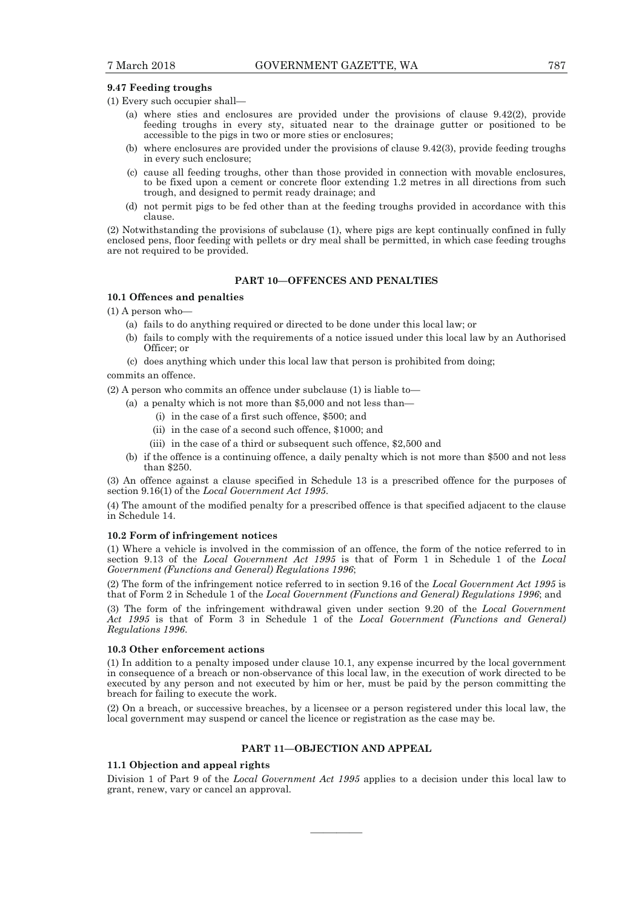**9.47 Feeding troughs**

(1) Every such occupier shall—

- (a) where sties and enclosures are provided under the provisions of clause 9.42(2), provide feeding troughs in every sty, situated near to the drainage gutter or positioned to be accessible to the pigs in two or more sties or enclosures;
- (b) where enclosures are provided under the provisions of clause 9.42(3), provide feeding troughs in every such enclosure;
- (c) cause all feeding troughs, other than those provided in connection with movable enclosures, to be fixed upon a cement or concrete floor extending 1.2 metres in all directions from such trough, and designed to permit ready drainage; and
- (d) not permit pigs to be fed other than at the feeding troughs provided in accordance with this clause.

(2) Notwithstanding the provisions of subclause (1), where pigs are kept continually confined in fully enclosed pens, floor feeding with pellets or dry meal shall be permitted, in which case feeding troughs are not required to be provided.

## PART 10—OFFENCES AND PENALTIES

**10.1 Offences and penalties**

(1) A person who—

- (a) fails to do anything required or directed to be done under this local law; or
- (b) fails to comply with the requirements of a notice issued under this local law by an Authorised Officer; or
- (c) does anything which under this local law that person is prohibited from doing;

commits an offence.

(2) A person who commits an offence under subclause (1) is liable to—

- (a) a penalty which is not more than $5,000 and not less than—
  - (i) in the case of a first such offence, $500; and
  - (ii) in the case of a second such offence, $1000; and
  - (iii) in the case of a third or subsequent such offence, $2,500 and
- (b) if the offence is a continuing offence, a daily penalty which is not more than $500 and not less than $250.

(3) An offence against a clause specified in Schedule 13 is a prescribed offence for the purposes of section 9.16(1) of the *Local Government Act 1995*.

(4) The amount of the modified penalty for a prescribed offence is that specified adjacent to the clause in Schedule 14.

**10.2 Form of infringement notices**

(1) Where a vehicle is involved in the commission of an offence, the form of the notice referred to in section 9.13 of the *Local Government Act 1995* is that of Form 1 in Schedule 1 of the *Local Government (Functions and General) Regulations 1996*;

(2) The form of the infringement notice referred to in section 9.16 of the *Local Government Act 1995* is that of Form 2 in Schedule 1 of the *Local Government (Functions and General) Regulations 1996*; and

(3) The form of the infringement withdrawal given under section 9.20 of the *Local Government Act 1995* is that of Form 3 in Schedule 1 of the *Local Government (Functions and General) Regulations 1996*.

**10.3 Other enforcement actions**

(1) In addition to a penalty imposed under clause 10.1, any expense incurred by the local government in consequence of a breach or non-observance of this local law, in the execution of work directed to be executed by any person and not executed by him or her, must be paid by the person committing the breach for failing to execute the work.

(2) On a breach, or successive breaches, by a licensee or a person registered under this local law, the local government may suspend or cancel the licence or registration as the case may be.

## PART 11—OBJECTION AND APPEAL

**11.1 Objection and appeal rights**

Division 1 of Part 9 of the *Local Government Act 1995* applies to a decision under this local law to grant, renew, vary or cancel an approval.

———————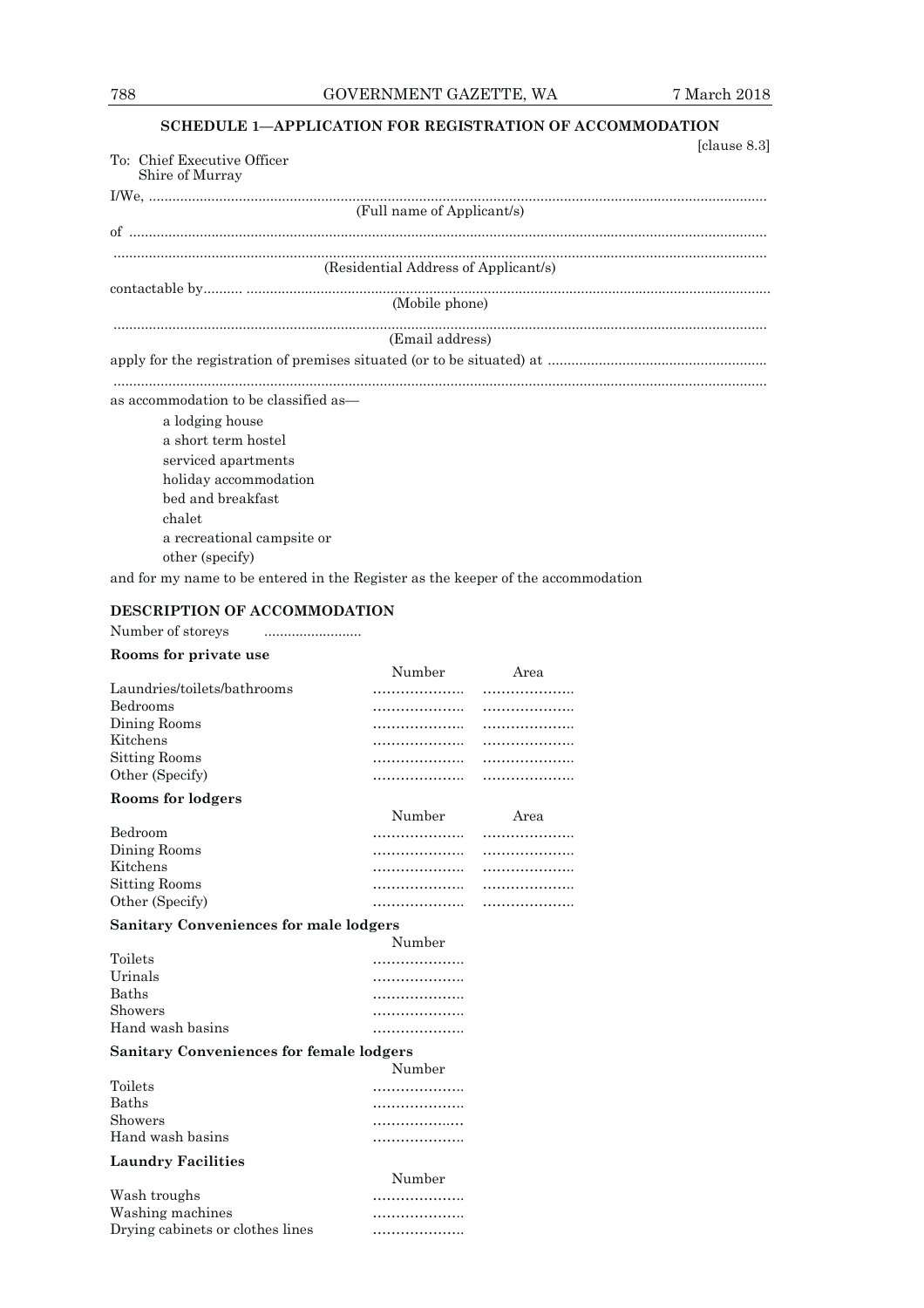## SCHEDULE 1—APPLICATION FOR REGISTRATION OF ACCOMMODATION

[clause 8.3]

To: Chief Executive Officer
Shire of Murray

I/We, ......................................................................................................................................................
(Full name of Applicant/s)

of ..........................................................................................................................................................

..............................................................................................................................................................
(Residential Address of Applicant/s)

contactable by.......... ..........................................................................................................................
(Mobile phone)

..............................................................................................................................................................
(Email address)

apply for the registration of premises situated (or to be situated) at ......................................................

..............................................................................................................................................................

as accommodation to be classified as—

- a lodging house
- a short term hostel
- serviced apartments
- holiday accommodation
- bed and breakfast
- chalet
- a recreational campsite or
- other (specify)

and for my name to be entered in the Register as the keeper of the accommodation

### DESCRIPTION OF ACCOMMODATION

Number of storeys .........................

**Rooms for private use**

| | Number | Area |
|---|---|---|
| Laundries/toilets/bathrooms | .................... | .................... |
| Bedrooms | .................... | .................... |
| Dining Rooms | .................... | .................... |
| Kitchens | .................... | .................... |
| Sitting Rooms | .................... | .................... |
| Other (Specify) | .................... | .................... |

**Rooms for lodgers**

| | Number | Area |
|---|---|---|
| Bedroom | .................... | .................... |
| Dining Rooms | .................... | .................... |
| Kitchens | .................... | .................... |
| Sitting Rooms | .................... | .................... |
| Other (Specify) | .................... | .................... |

**Sanitary Conveniences for male lodgers**

| | Number |
|---|---|
| Toilets | .................... |
| Urinals | .................... |
| Baths | .................... |
| Showers | .................... |
| Hand wash basins | .................... |

**Sanitary Conveniences for female lodgers**

| | Number |
|---|---|
| Toilets | .................... |
| Baths | .................... |
| Showers | .................... |
| Hand wash basins | .................... |

**Laundry Facilities**

| | Number |
|---|---|
| Wash troughs | .................... |
| Washing machines | .................... |
| Drying cabinets or clothes lines | .................... |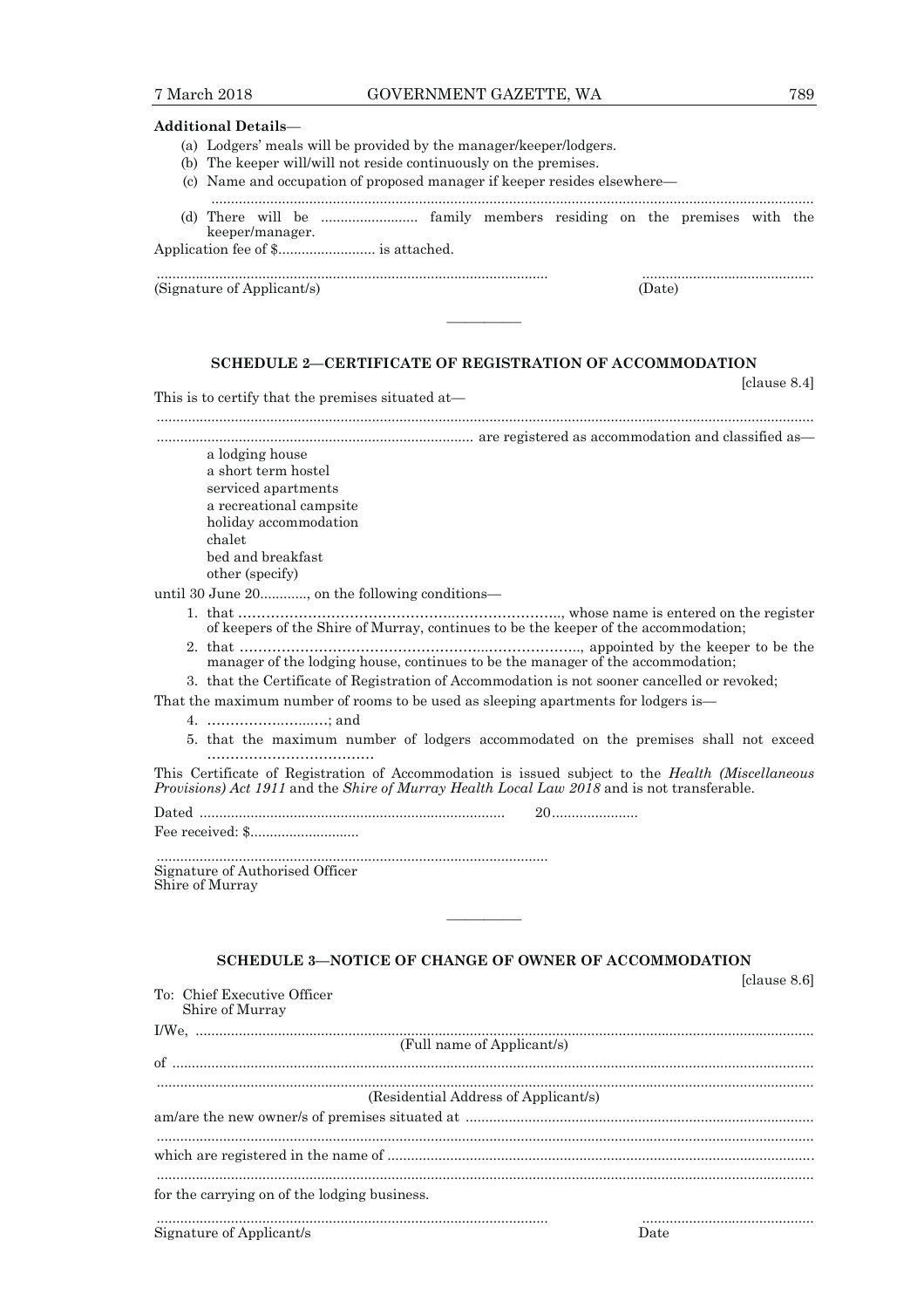**Additional Details**—

(a) Lodgers' meals will be provided by the manager/keeper/lodgers.

(b) The keeper will/will not reside continuously on the premises.

(c) Name and occupation of proposed manager if keeper resides elsewhere—

......................................................................................................................................................

(d) There will be ......................... family members residing on the premises with the keeper/manager.

Application fee of $......................... is attached.

.................................................................................................... ............................................
(Signature of Applicant/s) (Date)

---

## SCHEDULE 2—CERTIFICATE OF REGISTRATION OF ACCOMMODATION

[clause 8.4]

This is to certify that the premises situated at—

......................................................................................................................................................

................................................................................. are registered as accommodation and classified as—

a lodging house
a short term hostel
serviced apartments
a recreational campsite
holiday accommodation
chalet
bed and breakfast
other (specify)

until 30 June 20............, on the following conditions—

1. that ………………………………………………………………., whose name is entered on the register of keepers of the Shire of Murray, continues to be the keeper of the accommodation;
2. that ………………………………………………..………………., appointed by the keeper to be the manager of the lodging house, continues to be the manager of the accommodation;
3. that the Certificate of Registration of Accommodation is not sooner cancelled or revoked;

That the maximum number of rooms to be used as sleeping apartments for lodgers is—

4. ………………..……; and
5. that the maximum number of lodgers accommodated on the premises shall not exceed ………………………………

This Certificate of Registration of Accommodation is issued subject to the *Health (Miscellaneous Provisions) Act 1911* and the *Shire of Murray Health Local Law 2018* and is not transferable.

Dated .............................................................................. 20......................

Fee received: $............................

....................................................................................................
Signature of Authorised Officer
Shire of Murray

---

## SCHEDULE 3—NOTICE OF CHANGE OF OWNER OF ACCOMMODATION

[clause 8.6]

To: Chief Executive Officer
Shire of Murray

I/We, ...........................................................................................................................................
(Full name of Applicant/s)

of ......................................................................................................................................................

......................................................................................................................................................
(Residential Address of Applicant/s)

am/are the new owner/s of premises situated at ........................................................................................

......................................................................................................................................................

which are registered in the name of ...........................................................................................................

......................................................................................................................................................

for the carrying on of the lodging business.

.................................................................................................... ............................................
Signature of Applicant/s Date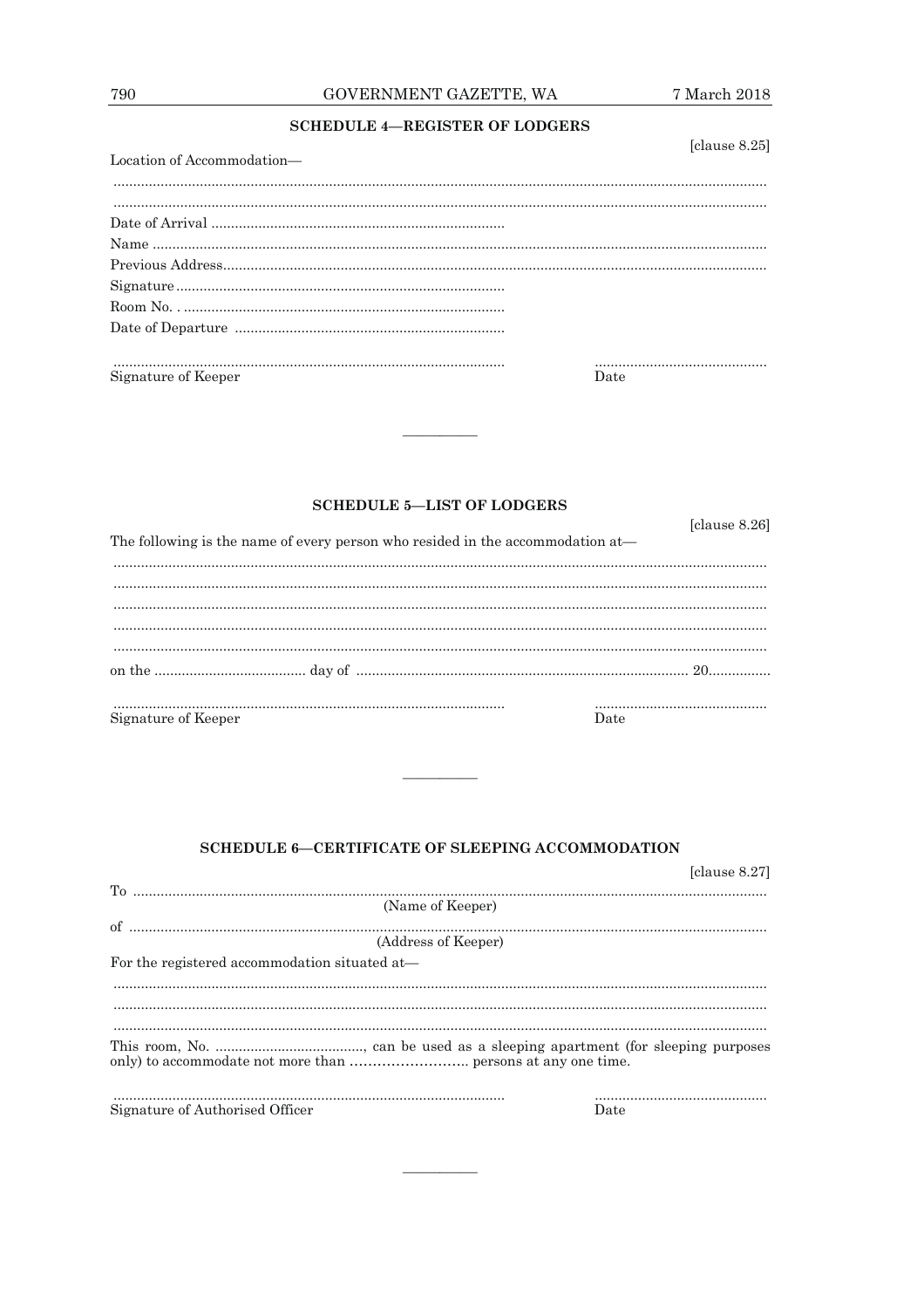## SCHEDULE 4—REGISTER OF LODGERS

[clause 8.25]

Location of Accommodation—

.....................................................................................................................................................

.....................................................................................................................................................

Date of Arrival ...........................................................................

Name .....................................................................................................................................................

Previous Address.........................................................................................................................................

Signature....................................................................................

Room No. . ..................................................................................

Date of Departure .....................................................................

.................................................................................................... ............................................

Signature of Keeper Date

---

## SCHEDULE 5—LIST OF LODGERS

[clause 8.26]

The following is the name of every person who resided in the accommodation at—

.....................................................................................................................................................

.....................................................................................................................................................

.....................................................................................................................................................

.....................................................................................................................................................

.....................................................................................................................................................

on the ....................................... day of ..................................................................................... 20................

.................................................................................................... ............................................

Signature of Keeper Date

---

## SCHEDULE 6—CERTIFICATE OF SLEEPING ACCOMMODATION

[clause 8.27]

To .....................................................................................................................................................

(Name of Keeper)

of .....................................................................................................................................................

(Address of Keeper)

For the registered accommodation situated at—

.....................................................................................................................................................

.....................................................................................................................................................

.....................................................................................................................................................

This room, No. ......................................., can be used as a sleeping apartment (for sleeping purposes only) to accommodate not more than …………………….. persons at any one time.

.................................................................................................... ............................................

Signature of Authorised Officer Date

---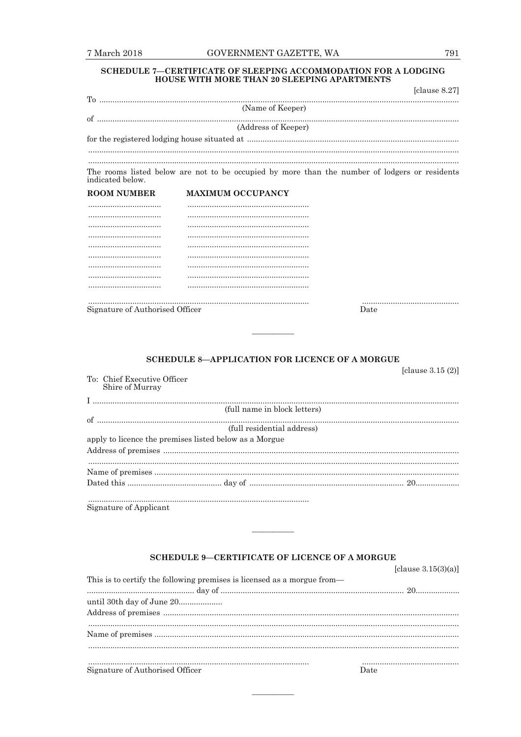## SCHEDULE 7—CERTIFICATE OF SLEEPING ACCOMMODATION FOR A LODGING HOUSE WITH MORE THAN 20 SLEEPING APARTMENTS

[clause 8.27]

To ..................................................................................................................................................
(Name of Keeper)

of ...................................................................................................................................................
(Address of Keeper)

for the registered lodging house situated at .................................................................................
.........................................................................................................................................................
.........................................................................................................................................................

The rooms listed below are not to be occupied by more than the number of lodgers or residents indicated below.

| ROOM NUMBER | MAXIMUM OCCUPANCY |
|---|---|
| ................................. | ....................................................... |
| ................................. | ....................................................... |
| ................................. | ....................................................... |
| ................................. | ....................................................... |
| ................................. | ....................................................... |
| ................................. | ....................................................... |
| ................................. | ....................................................... |
| ................................. | ....................................................... |
| ................................. | ....................................................... |

.................................................................................................... ............................................
Signature of Authorised Officer Date

---

## SCHEDULE 8—APPLICATION FOR LICENCE OF A MORGUE

[clause 3.15 (2)]

To: Chief Executive Officer
Shire of Murray

I ......................................................................................................................................................
(full name in block letters)

of ...................................................................................................................................................
(full residential address)

apply to licence the premises listed below as a Morgue

Address of premises .....................................................................................................................
.........................................................................................................................................................

Name of premises .........................................................................................................................

Dated this ........................................... day of ...................................................................... 20....................

...................................................................................................
Signature of Applicant

---

## SCHEDULE 9—CERTIFICATE OF LICENCE OF A MORGUE

[clause 3.15(3)(a)]

This is to certify the following premises is licensed as a morgue from—

................................................ day of .................................................................................. 20....................

until 30th day of June 20....................

Address of premises .....................................................................................................................
.........................................................................................................................................................

Name of premises .........................................................................................................................
.........................................................................................................................................................

.................................................................................................... ............................................
Signature of Authorised Officer Date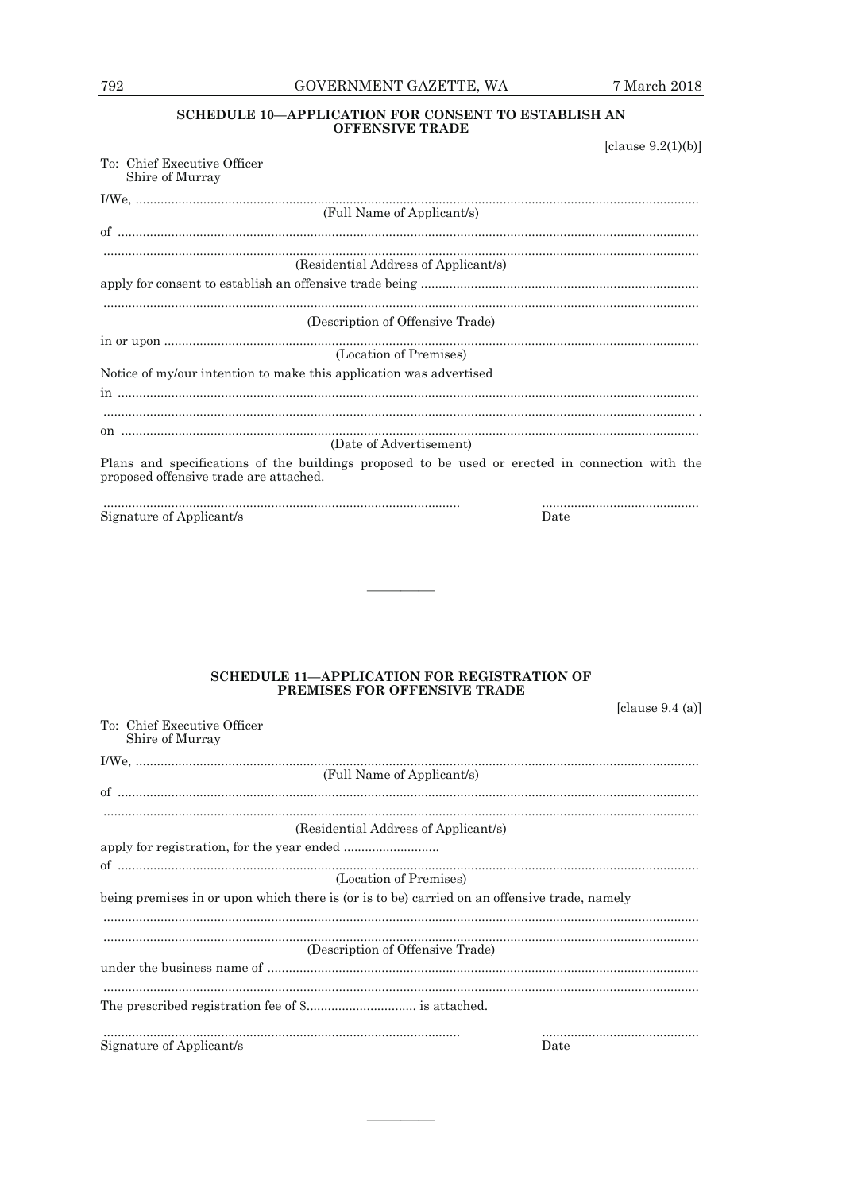## SCHEDULE 10—APPLICATION FOR CONSENT TO ESTABLISH AN OFFENSIVE TRADE

[clause 9.2(1)(b)]

To: Chief Executive Officer
Shire of Murray

I/We, .......................................................................................................................................

(Full Name of Applicant/s)

of .............................................................................................................................................

...................................................................................................................................................

(Residential Address of Applicant/s)

apply for consent to establish an offensive trade being ..........................................................

...................................................................................................................................................

(Description of Offensive Trade)

in or upon ................................................................................................................................

(Location of Premises)

Notice of my/our intention to make this application was advertised

in .............................................................................................................................................

.................................................................................................................................................. .

on ............................................................................................................................................

(Date of Advertisement)

Plans and specifications of the buildings proposed to be used or erected in connection with the proposed offensive trade are attached.

.................................................................................................... ............................................

Signature of Applicant/s Date

---

## SCHEDULE 11—APPLICATION FOR REGISTRATION OF PREMISES FOR OFFENSIVE TRADE

[clause 9.4 (a)]

To: Chief Executive Officer
Shire of Murray

I/We, .......................................................................................................................................

(Full Name of Applicant/s)

of .............................................................................................................................................

...................................................................................................................................................

(Residential Address of Applicant/s)

apply for registration, for the year ended ...........................

of .............................................................................................................................................

(Location of Premises)

being premises in or upon which there is (or is to be) carried on an offensive trade, namely

...................................................................................................................................................

...................................................................................................................................................

(Description of Offensive Trade)

under the business name of .....................................................................................................

...................................................................................................................................................

The prescribed registration fee of $............................... is attached.

.................................................................................................... ............................................

Signature of Applicant/s Date

---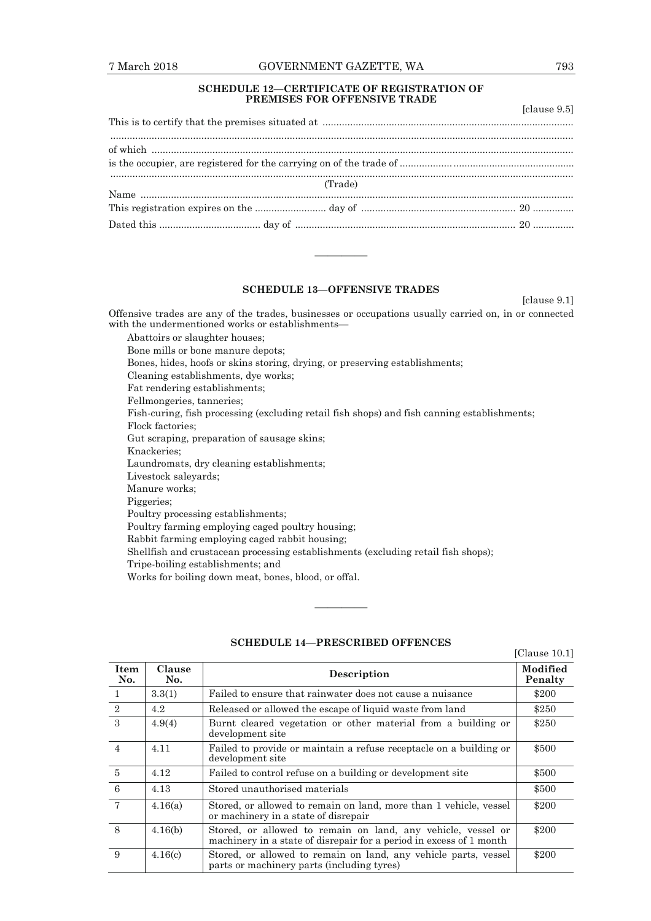## SCHEDULE 12—CERTIFICATE OF REGISTRATION OF PREMISES FOR OFFENSIVE TRADE

[clause 9.5]

This is to certify that the premises situated at ..........................................................................................

.......................................................................................................................................................................

of which .......................................................................................................................................................

is the occupier, are registered for the carrying on of the trade of .................................................................

.......................................................................................................................................................................

(Trade)

Name ............................................................................................................................................................

This registration expires on the .......................... day of ........................................................ 20 ...............

Dated this ..................................... day of ................................................................................ 20 ...............

---

## SCHEDULE 13—OFFENSIVE TRADES

[clause 9.1]

Offensive trades are any of the trades, businesses or occupations usually carried on, in or connected with the undermentioned works or establishments—

Abattoirs or slaughter houses;
Bone mills or bone manure depots;
Bones, hides, hoofs or skins storing, drying, or preserving establishments;
Cleaning establishments, dye works;
Fat rendering establishments;
Fellmongeries, tanneries;
Fish-curing, fish processing (excluding retail fish shops) and fish canning establishments;
Flock factories;
Gut scraping, preparation of sausage skins;
Knackeries;
Laundromats, dry cleaning establishments;
Livestock saleyards;
Manure works;
Piggeries;
Poultry processing establishments;
Poultry farming employing caged poultry housing;
Rabbit farming employing caged rabbit housing;
Shellfish and crustacean processing establishments (excluding retail fish shops);
Tripe-boiling establishments; and
Works for boiling down meat, bones, blood, or offal.

---

## SCHEDULE 14—PRESCRIBED OFFENCES

[Clause 10.1]

| Item No. | Clause No. | Description | Modified Penalty |
|---|---|---|---|
| 1 | 3.3(1) | Failed to ensure that rainwater does not cause a nuisance | $200 |
| 2 | 4.2 | Released or allowed the escape of liquid waste from land | $250 |
| 3 | 4.9(4) | Burnt cleared vegetation or other material from a building or development site | $250 |
| 4 | 4.11 | Failed to provide or maintain a refuse receptacle on a building or development site | $500 |
| 5 | 4.12 | Failed to control refuse on a building or development site | $500 |
| 6 | 4.13 | Stored unauthorised materials | $500 |
| 7 | 4.16(a) | Stored, or allowed to remain on land, more than 1 vehicle, vessel or machinery in a state of disrepair | $200 |
| 8 | 4.16(b) | Stored, or allowed to remain on land, any vehicle, vessel or machinery in a state of disrepair for a period in excess of 1 month | $200 |
| 9 | 4.16(c) | Stored, or allowed to remain on land, any vehicle parts, vessel parts or machinery parts (including tyres) | $200 |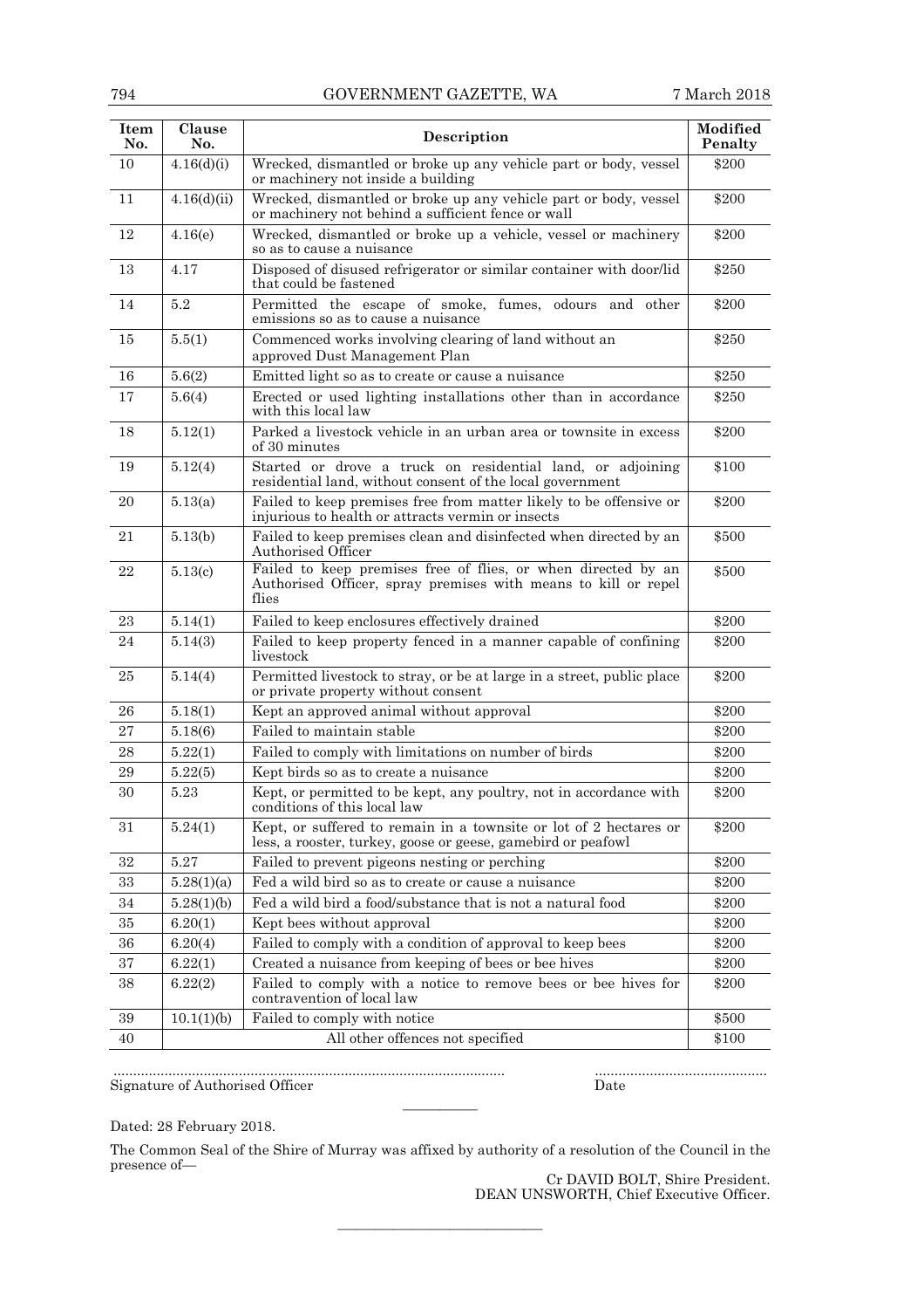| Item No. | Clause No. | Description | Modified Penalty |
|---|---|---|---|
| 10 | 4.16(d)(i) | Wrecked, dismantled or broke up any vehicle part or body, vessel or machinery not inside a building | $200 |
| 11 | 4.16(d)(ii) | Wrecked, dismantled or broke up any vehicle part or body, vessel or machinery not behind a sufficient fence or wall | $200 |
| 12 | 4.16(e) | Wrecked, dismantled or broke up a vehicle, vessel or machinery so as to cause a nuisance | $200 |
| 13 | 4.17 | Disposed of disused refrigerator or similar container with door/lid that could be fastened | $250 |
| 14 | 5.2 | Permitted the escape of smoke, fumes, odours and other emissions so as to cause a nuisance | $200 |
| 15 | 5.5(1) | Commenced works involving clearing of land without an approved Dust Management Plan | $250 |
| 16 | 5.6(2) | Emitted light so as to create or cause a nuisance | $250 |
| 17 | 5.6(4) | Erected or used lighting installations other than in accordance with this local law | $250 |
| 18 | 5.12(1) | Parked a livestock vehicle in an urban area or townsite in excess of 30 minutes | $200 |
| 19 | 5.12(4) | Started or drove a truck on residential land, or adjoining residential land, without consent of the local government | $100 |
| 20 | 5.13(a) | Failed to keep premises free from matter likely to be offensive or injurious to health or attracts vermin or insects | $200 |
| 21 | 5.13(b) | Failed to keep premises clean and disinfected when directed by an Authorised Officer | $500 |
| 22 | 5.13(c) | Failed to keep premises free of flies, or when directed by an Authorised Officer, spray premises with means to kill or repel flies | $500 |
| 23 | 5.14(1) | Failed to keep enclosures effectively drained | $200 |
| 24 | 5.14(3) | Failed to keep property fenced in a manner capable of confining livestock | $200 |
| 25 | 5.14(4) | Permitted livestock to stray, or be at large in a street, public place or private property without consent | $200 |
| 26 | 5.18(1) | Kept an approved animal without approval | $200 |
| 27 | 5.18(6) | Failed to maintain stable | $200 |
| 28 | 5.22(1) | Failed to comply with limitations on number of birds | $200 |
| 29 | 5.22(5) | Kept birds so as to create a nuisance | $200 |
| 30 | 5.23 | Kept, or permitted to be kept, any poultry, not in accordance with conditions of this local law | $200 |
| 31 | 5.24(1) | Kept, or suffered to remain in a townsite or lot of 2 hectares or less, a rooster, turkey, goose or geese, gamebird or peafowl | $200 |
| 32 | 5.27 | Failed to prevent pigeons nesting or perching | $200 |
| 33 | 5.28(1)(a) | Fed a wild bird so as to create or cause a nuisance | $200 |
| 34 | 5.28(1)(b) | Fed a wild bird a food/substance that is not a natural food | $200 |
| 35 | 6.20(1) | Kept bees without approval | $200 |
| 36 | 6.20(4) | Failed to comply with a condition of approval to keep bees | $200 |
| 37 | 6.22(1) | Created a nuisance from keeping of bees or bee hives | $200 |
| 38 | 6.22(2) | Failed to comply with a notice to remove bees or bee hives for contravention of local law | $200 |
| 39 | 10.1(1)(b) | Failed to comply with notice | $500 |
| 40 | | All other offences not specified | $100 |

.................................................................................................... ............................................

Signature of Authorised Officer Date

---

Dated: 28 February 2018.

The Common Seal of the Shire of Murray was affixed by authority of a resolution of the Council in the presence of—

Cr DAVID BOLT, Shire President.
DEAN UNSWORTH, Chief Executive Officer.

---